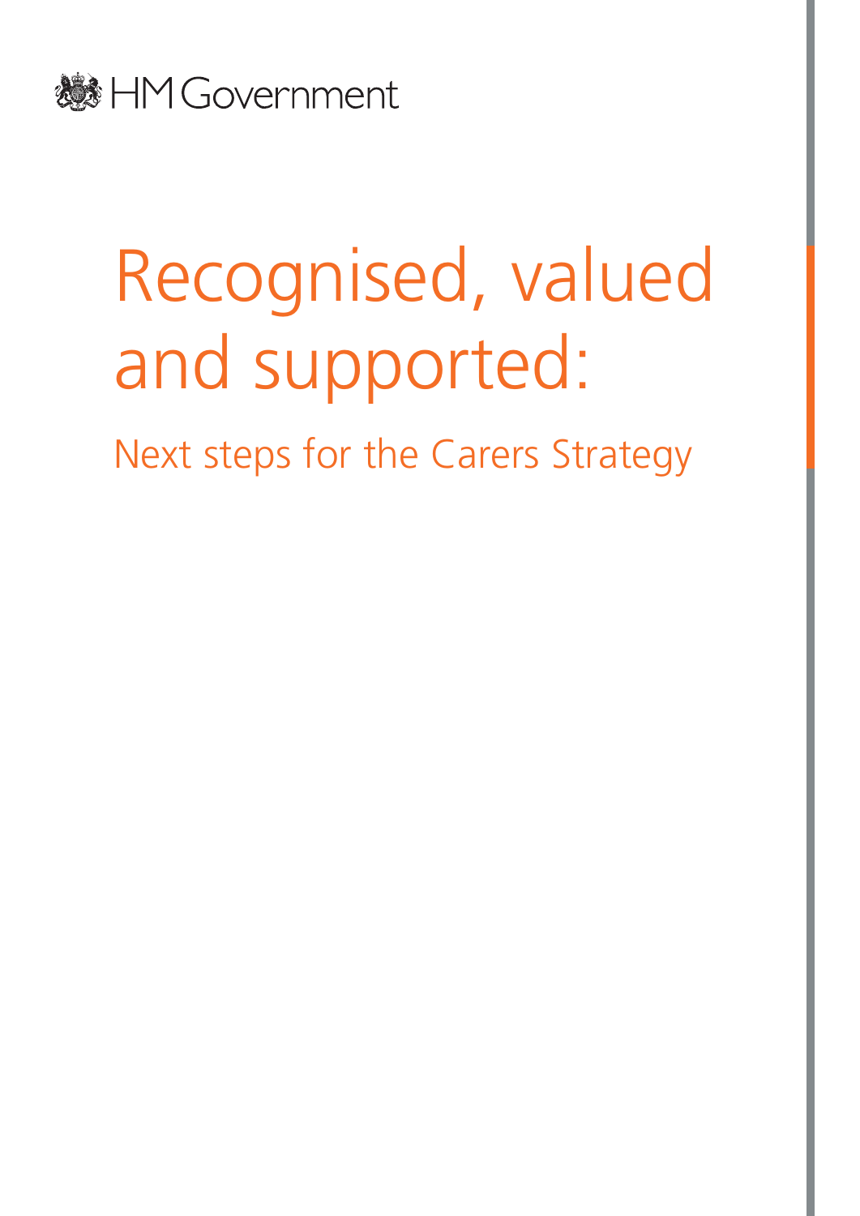HM Government

# Recognised, valued and supported:

## Next steps for the Carers Strategy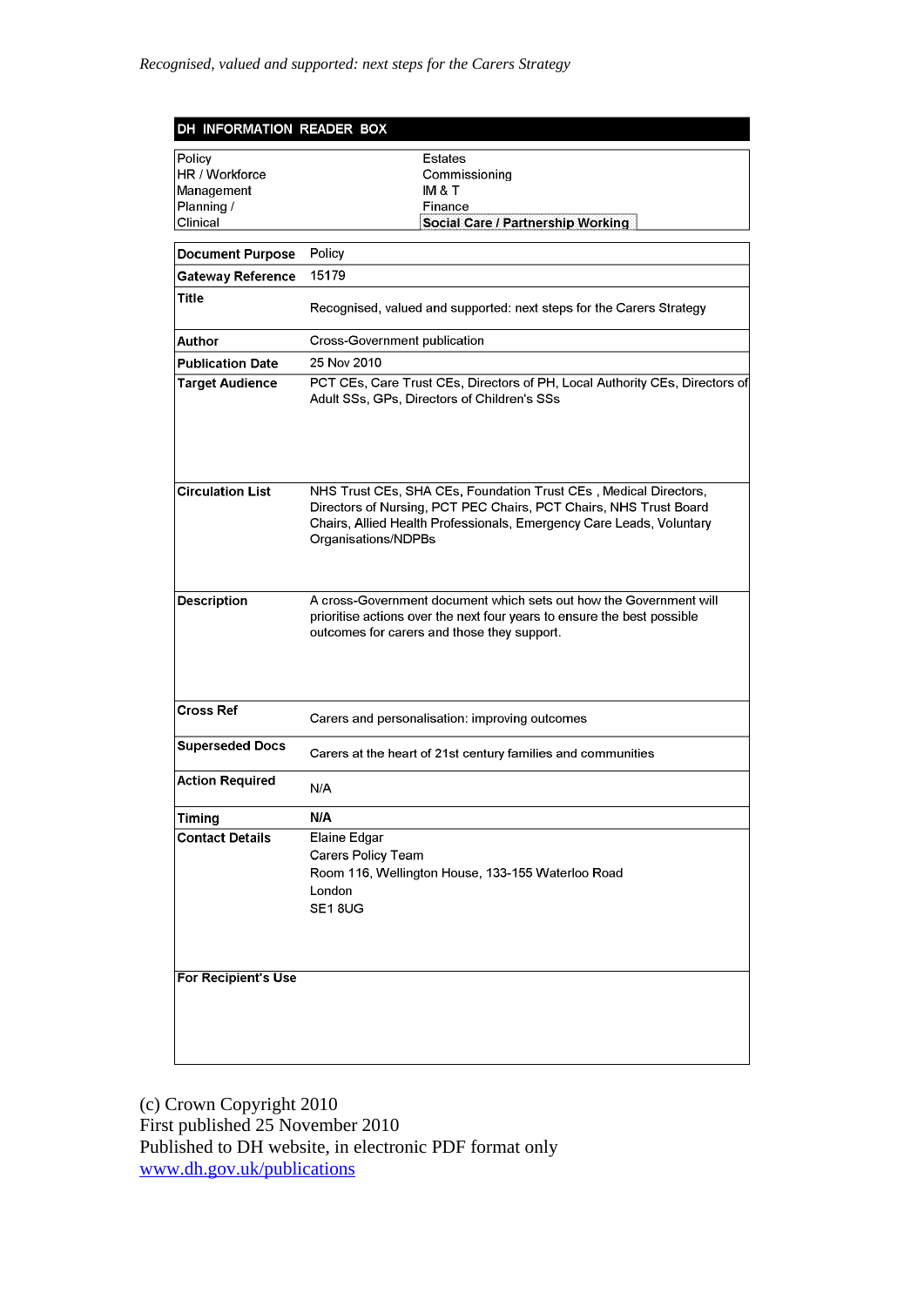**DH INFORMATION READER BOX**

| | |
|---|---|
| Policy | Estates |
| HR / Workforce | Commissioning |
| Management | IM & T |
| Planning / | Finance |
| Clinical | Social Care / Partnership Working |

| | |
|---|---|
| **Document Purpose** | Policy |
| **Gateway Reference** | 15179 |
| **Title** | Recognised, valued and supported: next steps for the Carers Strategy |
| **Author** | Cross-Government publication |
| **Publication Date** | 25 Nov 2010 |
| **Target Audience** | PCT CEs, Care Trust CEs, Directors of PH, Local Authority CEs, Directors of Adult SSs, GPs, Directors of Children's SSs |
| **Circulation List** | NHS Trust CEs, SHA CEs, Foundation Trust CEs , Medical Directors, Directors of Nursing, PCT PEC Chairs, PCT Chairs, NHS Trust Board Chairs, Allied Health Professionals, Emergency Care Leads, Voluntary Organisations/NDPBs |
| **Description** | A cross-Government document which sets out how the Government will prioritise actions over the next four years to ensure the best possible outcomes for carers and those they support. |
| **Cross Ref** | Carers and personalisation: improving outcomes |
| **Superseded Docs** | Carers at the heart of 21st century families and communities |
| **Action Required** | N/A |
| **Timing** | **N/A** |
| **Contact Details** | Elaine Edgar<br>Carers Policy Team<br>Room 116, Wellington House, 133-155 Waterloo Road<br>London<br>SE1 8UG |
| **For Recipient's Use** | |

(c) Crown Copyright 2010
First published 25 November 2010
Published to DH website, in electronic PDF format only
www.dh.gov.uk/publications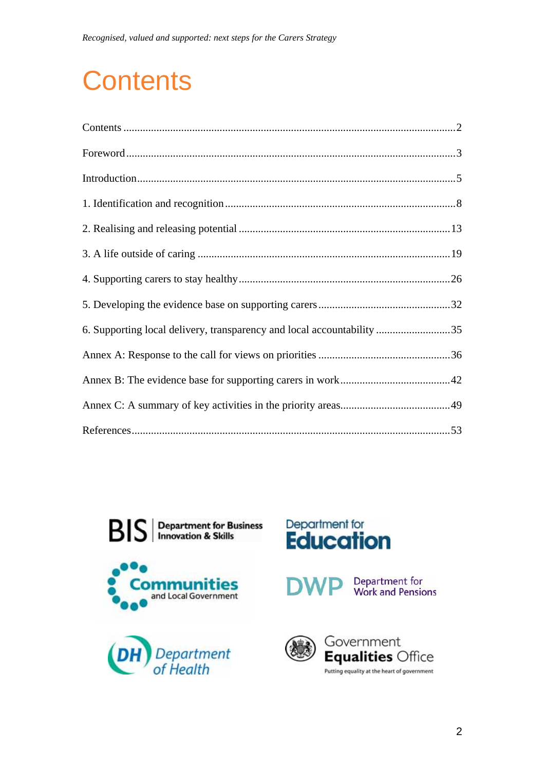# Contents

Contents ........................................................................................................2

Foreword .......................................................................................................3

Introduction...................................................................................................5

1. Identification and recognition ....................................................................8

2. Realising and releasing potential ............................................................13

3. A life outside of caring ...........................................................................19

4. Supporting carers to stay healthy............................................................26

5. Developing the evidence base on supporting carers ................................32

6. Supporting local delivery, transparency and local accountability ............35

Annex A: Response to the call for views on priorities ................................36

Annex B: The evidence base for supporting carers in work........................42

Annex C: A summary of key activities in the priority areas........................49

References...................................................................................................53

BIS Department for Business Innovation & Skills

Department for Education

Communities and Local Government

DWP Department for Work and Pensions

DH Department of Health

Government Equalities Office
Putting equality at the heart of government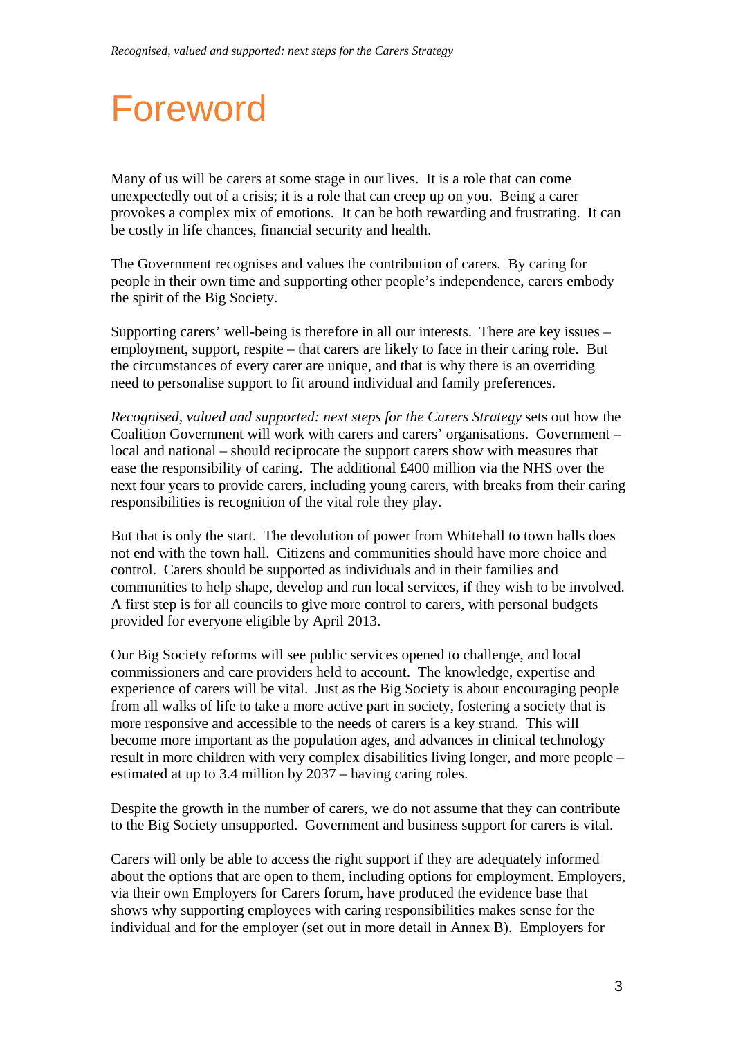# Foreword

Many of us will be carers at some stage in our lives. It is a role that can come unexpectedly out of a crisis; it is a role that can creep up on you. Being a carer provokes a complex mix of emotions. It can be both rewarding and frustrating. It can be costly in life chances, financial security and health.

The Government recognises and values the contribution of carers. By caring for people in their own time and supporting other people's independence, carers embody the spirit of the Big Society.

Supporting carers' well-being is therefore in all our interests. There are key issues – employment, support, respite – that carers are likely to face in their caring role. But the circumstances of every carer are unique, and that is why there is an overriding need to personalise support to fit around individual and family preferences.

*Recognised, valued and supported: next steps for the Carers Strategy* sets out how the Coalition Government will work with carers and carers' organisations. Government – local and national – should reciprocate the support carers show with measures that ease the responsibility of caring. The additional £400 million via the NHS over the next four years to provide carers, including young carers, with breaks from their caring responsibilities is recognition of the vital role they play.

But that is only the start. The devolution of power from Whitehall to town halls does not end with the town hall. Citizens and communities should have more choice and control. Carers should be supported as individuals and in their families and communities to help shape, develop and run local services, if they wish to be involved. A first step is for all councils to give more control to carers, with personal budgets provided for everyone eligible by April 2013.

Our Big Society reforms will see public services opened to challenge, and local commissioners and care providers held to account. The knowledge, expertise and experience of carers will be vital. Just as the Big Society is about encouraging people from all walks of life to take a more active part in society, fostering a society that is more responsive and accessible to the needs of carers is a key strand. This will become more important as the population ages, and advances in clinical technology result in more children with very complex disabilities living longer, and more people – estimated at up to 3.4 million by 2037 – having caring roles.

Despite the growth in the number of carers, we do not assume that they can contribute to the Big Society unsupported. Government and business support for carers is vital.

Carers will only be able to access the right support if they are adequately informed about the options that are open to them, including options for employment. Employers, via their own Employers for Carers forum, have produced the evidence base that shows why supporting employees with caring responsibilities makes sense for the individual and for the employer (set out in more detail in Annex B). Employers for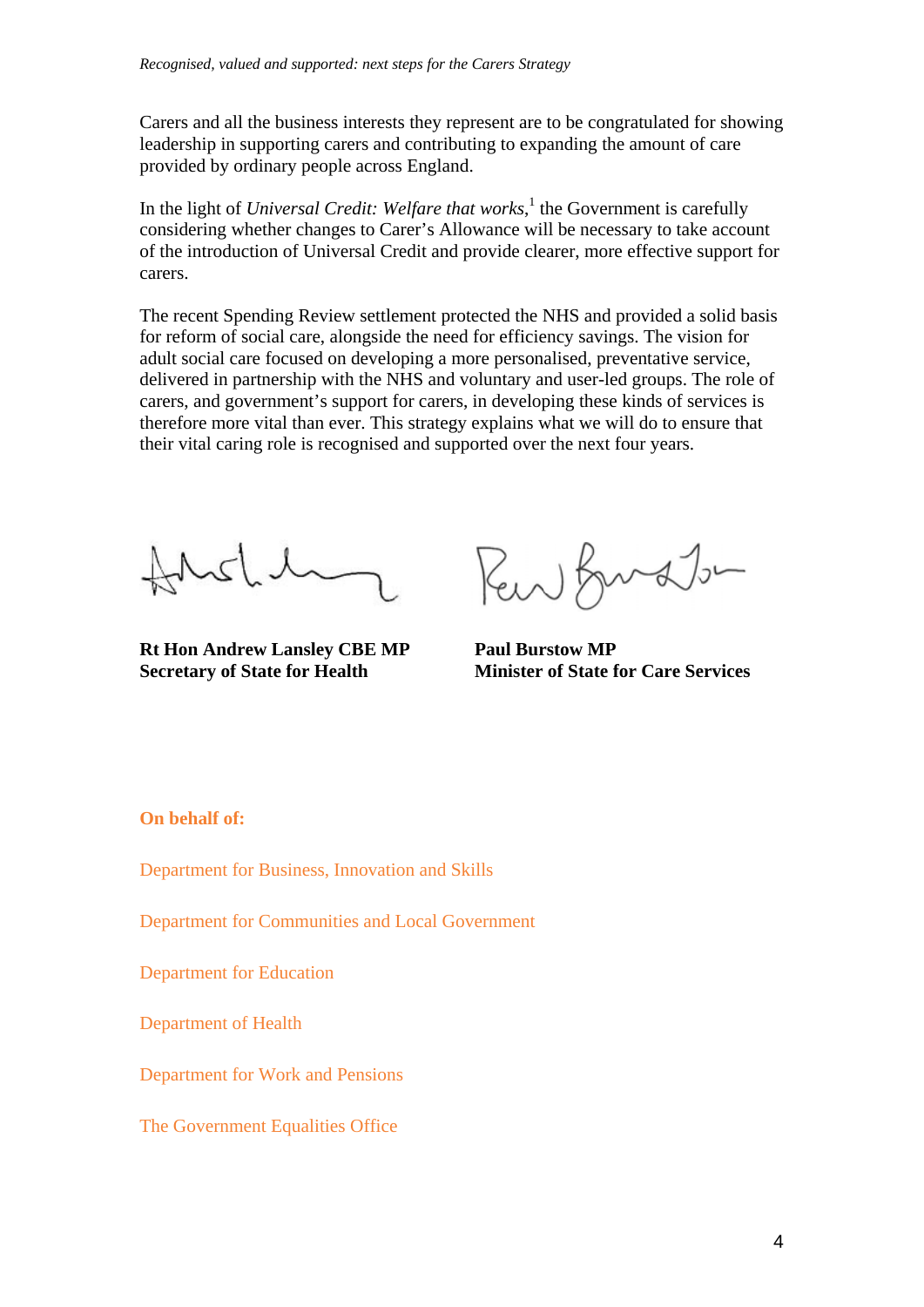Carers and all the business interests they represent are to be congratulated for showing leadership in supporting carers and contributing to expanding the amount of care provided by ordinary people across England.

In the light of *Universal Credit: Welfare that works*,[1] the Government is carefully considering whether changes to Carer's Allowance will be necessary to take account of the introduction of Universal Credit and provide clearer, more effective support for carers.

The recent Spending Review settlement protected the NHS and provided a solid basis for reform of social care, alongside the need for efficiency savings. The vision for adult social care focused on developing a more personalised, preventative service, delivered in partnership with the NHS and voluntary and user-led groups. The role of carers, and government's support for carers, in developing these kinds of services is therefore more vital than ever. This strategy explains what we will do to ensure that their vital caring role is recognised and supported over the next four years.

**Rt Hon Andrew Lansley CBE MP**
**Secretary of State for Health**

**Paul Burstow MP**
**Minister of State for Care Services**

**On behalf of:**

Department for Business, Innovation and Skills

Department for Communities and Local Government

Department for Education

Department of Health

Department for Work and Pensions

The Government Equalities Office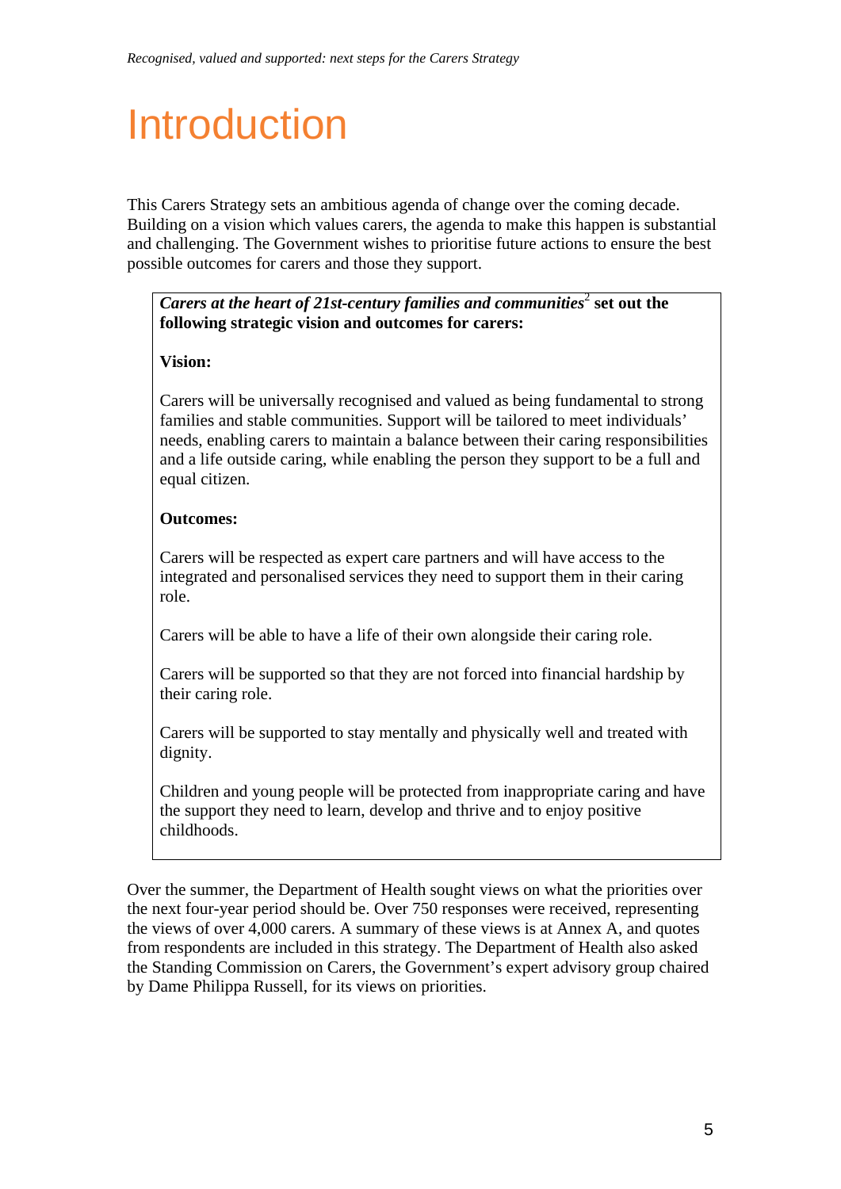# Introduction

This Carers Strategy sets an ambitious agenda of change over the coming decade. Building on a vision which values carers, the agenda to make this happen is substantial and challenging. The Government wishes to prioritise future actions to ensure the best possible outcomes for carers and those they support.

> ***Carers at the heart of 21st-century families and communities*[2] set out the following strategic vision and outcomes for carers:**
>
> **Vision:**
>
> Carers will be universally recognised and valued as being fundamental to strong families and stable communities. Support will be tailored to meet individuals' needs, enabling carers to maintain a balance between their caring responsibilities and a life outside caring, while enabling the person they support to be a full and equal citizen.
>
> **Outcomes:**
>
> Carers will be respected as expert care partners and will have access to the integrated and personalised services they need to support them in their caring role.
>
> Carers will be able to have a life of their own alongside their caring role.
>
> Carers will be supported so that they are not forced into financial hardship by their caring role.
>
> Carers will be supported to stay mentally and physically well and treated with dignity.
>
> Children and young people will be protected from inappropriate caring and have the support they need to learn, develop and thrive and to enjoy positive childhoods.

Over the summer, the Department of Health sought views on what the priorities over the next four-year period should be. Over 750 responses were received, representing the views of over 4,000 carers. A summary of these views is at Annex A, and quotes from respondents are included in this strategy. The Department of Health also asked the Standing Commission on Carers, the Government's expert advisory group chaired by Dame Philippa Russell, for its views on priorities.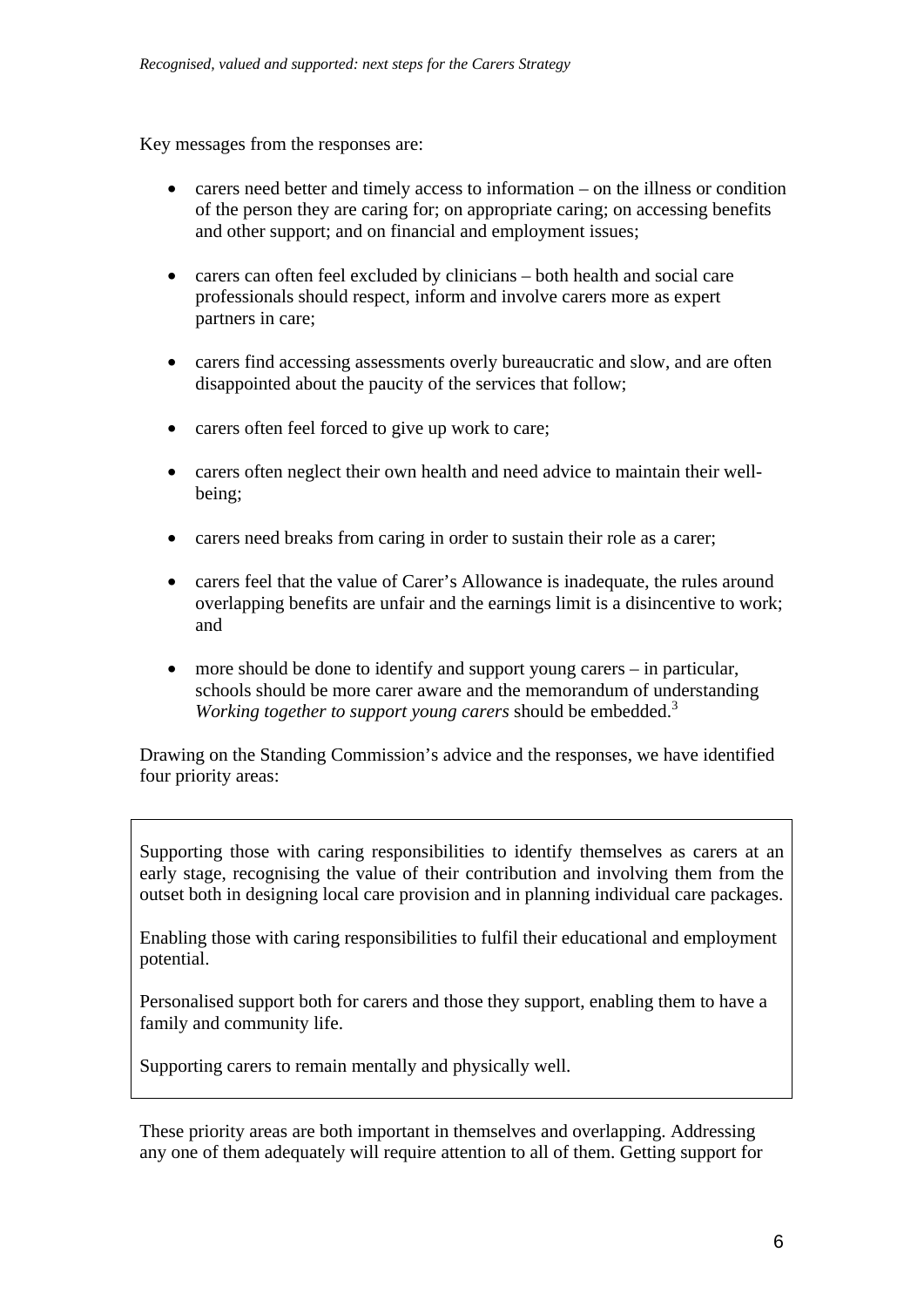Key messages from the responses are:

- carers need better and timely access to information – on the illness or condition of the person they are caring for; on appropriate caring; on accessing benefits and other support; and on financial and employment issues;
- carers can often feel excluded by clinicians – both health and social care professionals should respect, inform and involve carers more as expert partners in care;
- carers find accessing assessments overly bureaucratic and slow, and are often disappointed about the paucity of the services that follow;
- carers often feel forced to give up work to care;
- carers often neglect their own health and need advice to maintain their well-being;
- carers need breaks from caring in order to sustain their role as a carer;
- carers feel that the value of Carer's Allowance is inadequate, the rules around overlapping benefits are unfair and the earnings limit is a disincentive to work; and
- more should be done to identify and support young carers – in particular, schools should be more carer aware and the memorandum of understanding *Working together to support young carers* should be embedded.[3]

Drawing on the Standing Commission's advice and the responses, we have identified four priority areas:

> Supporting those with caring responsibilities to identify themselves as carers at an early stage, recognising the value of their contribution and involving them from the outset both in designing local care provision and in planning individual care packages.
>
> Enabling those with caring responsibilities to fulfil their educational and employment potential.
>
> Personalised support both for carers and those they support, enabling them to have a family and community life.
>
> Supporting carers to remain mentally and physically well.

These priority areas are both important in themselves and overlapping. Addressing any one of them adequately will require attention to all of them. Getting support for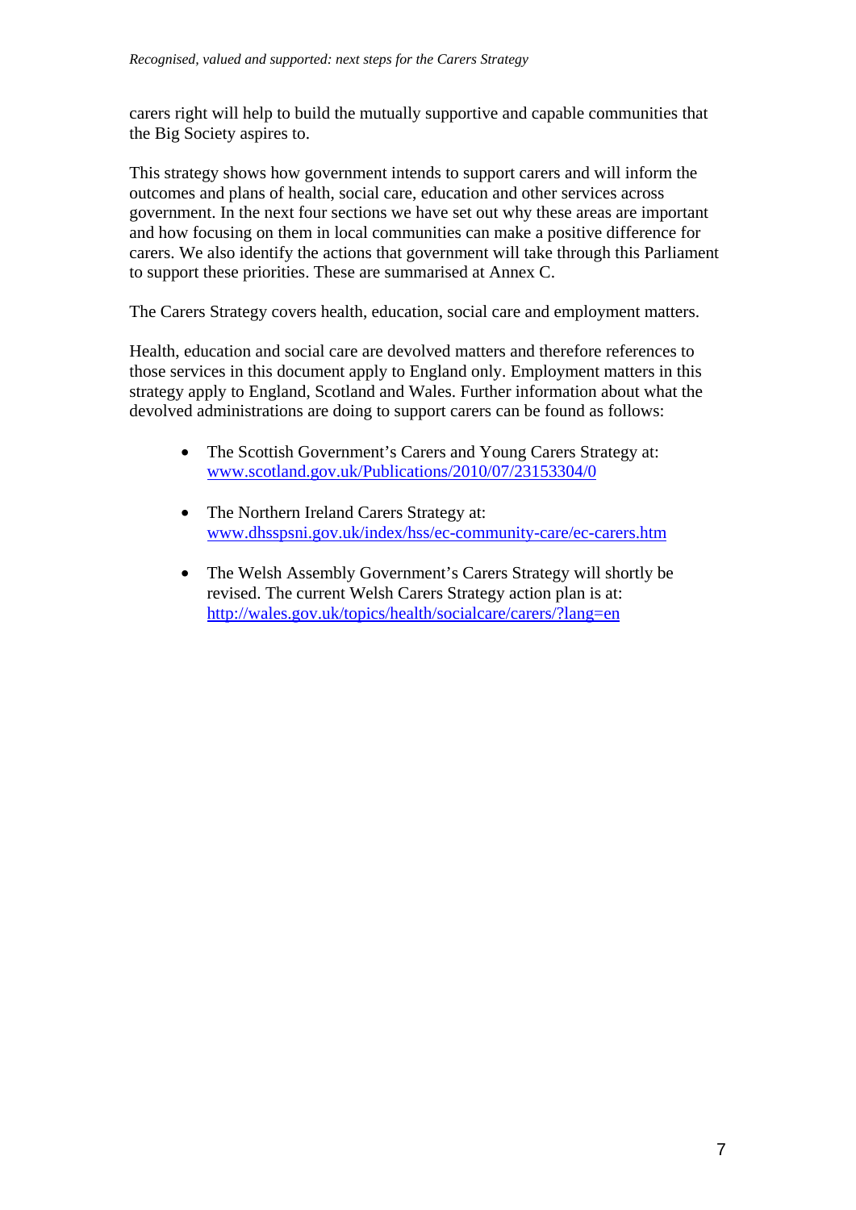carers right will help to build the mutually supportive and capable communities that the Big Society aspires to.

This strategy shows how government intends to support carers and will inform the outcomes and plans of health, social care, education and other services across government. In the next four sections we have set out why these areas are important and how focusing on them in local communities can make a positive difference for carers. We also identify the actions that government will take through this Parliament to support these priorities. These are summarised at Annex C.

The Carers Strategy covers health, education, social care and employment matters.

Health, education and social care are devolved matters and therefore references to those services in this document apply to England only. Employment matters in this strategy apply to England, Scotland and Wales. Further information about what the devolved administrations are doing to support carers can be found as follows:

- The Scottish Government's Carers and Young Carers Strategy at: www.scotland.gov.uk/Publications/2010/07/23153304/0
- The Northern Ireland Carers Strategy at: www.dhsspsni.gov.uk/index/hss/ec-community-care/ec-carers.htm
- The Welsh Assembly Government's Carers Strategy will shortly be revised. The current Welsh Carers Strategy action plan is at: http://wales.gov.uk/topics/health/socialcare/carers/?lang=en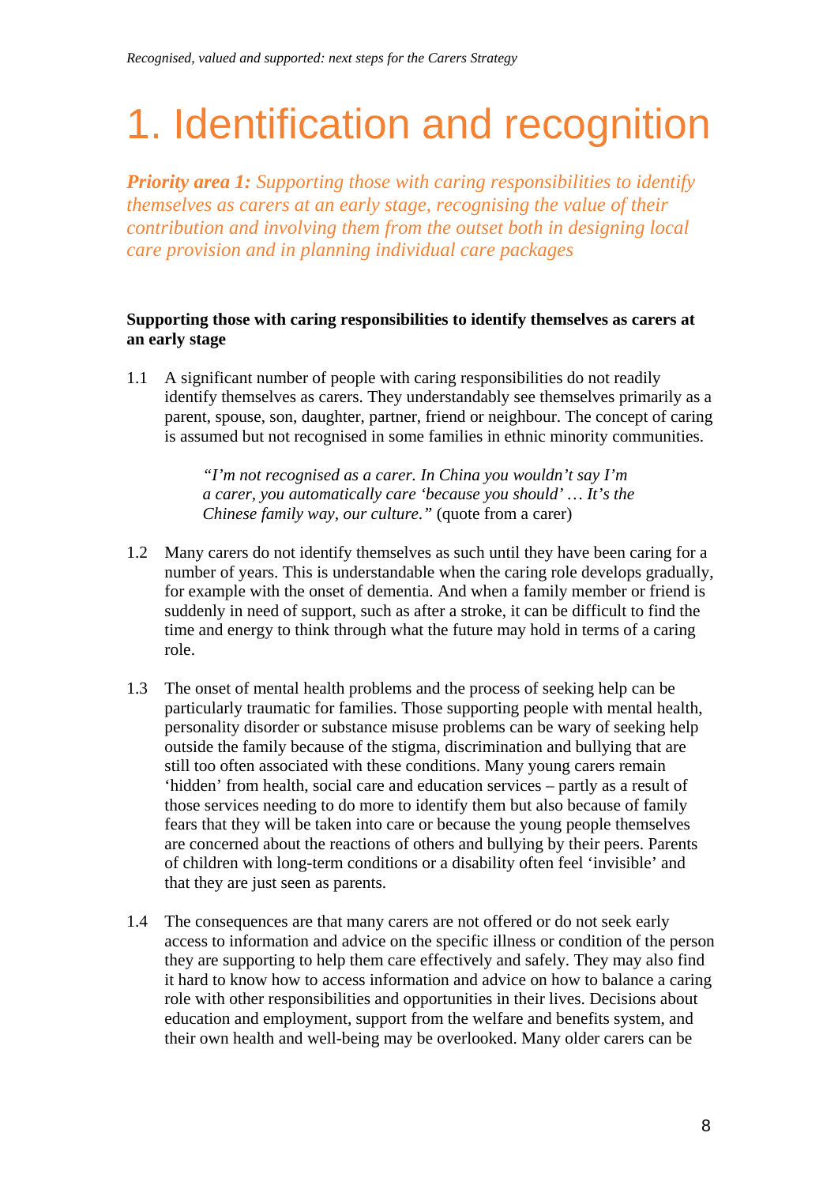# 1. Identification and recognition

***Priority area 1:*** *Supporting those with caring responsibilities to identify themselves as carers at an early stage, recognising the value of their contribution and involving them from the outset both in designing local care provision and in planning individual care packages*

**Supporting those with caring responsibilities to identify themselves as carers at an early stage**

1.1 A significant number of people with caring responsibilities do not readily identify themselves as carers. They understandably see themselves primarily as a parent, spouse, son, daughter, partner, friend or neighbour. The concept of caring is assumed but not recognised in some families in ethnic minority communities.

> *"I'm not recognised as a carer. In China you wouldn't say I'm a carer, you automatically care 'because you should' … It's the Chinese family way, our culture."* (quote from a carer)

1.2 Many carers do not identify themselves as such until they have been caring for a number of years. This is understandable when the caring role develops gradually, for example with the onset of dementia. And when a family member or friend is suddenly in need of support, such as after a stroke, it can be difficult to find the time and energy to think through what the future may hold in terms of a caring role.

1.3 The onset of mental health problems and the process of seeking help can be particularly traumatic for families. Those supporting people with mental health, personality disorder or substance misuse problems can be wary of seeking help outside the family because of the stigma, discrimination and bullying that are still too often associated with these conditions. Many young carers remain 'hidden' from health, social care and education services – partly as a result of those services needing to do more to identify them but also because of family fears that they will be taken into care or because the young people themselves are concerned about the reactions of others and bullying by their peers. Parents of children with long-term conditions or a disability often feel 'invisible' and that they are just seen as parents.

1.4 The consequences are that many carers are not offered or do not seek early access to information and advice on the specific illness or condition of the person they are supporting to help them care effectively and safely. They may also find it hard to know how to access information and advice on how to balance a caring role with other responsibilities and opportunities in their lives. Decisions about education and employment, support from the welfare and benefits system, and their own health and well-being may be overlooked. Many older carers can be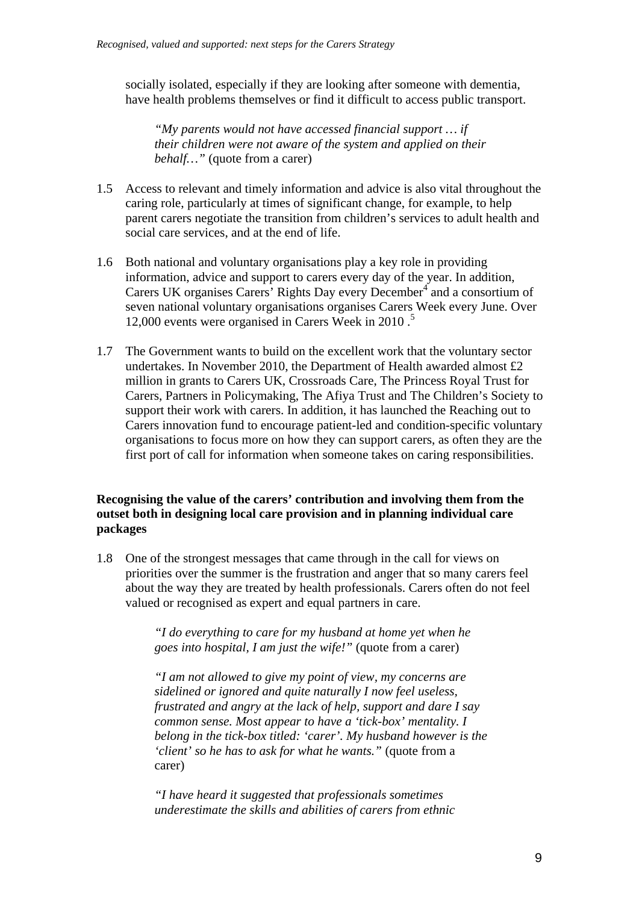socially isolated, especially if they are looking after someone with dementia, have health problems themselves or find it difficult to access public transport.

> *"My parents would not have accessed financial support … if their children were not aware of the system and applied on their behalf…"* (quote from a carer)

1.5 Access to relevant and timely information and advice is also vital throughout the caring role, particularly at times of significant change, for example, to help parent carers negotiate the transition from children's services to adult health and social care services, and at the end of life.

1.6 Both national and voluntary organisations play a key role in providing information, advice and support to carers every day of the year. In addition, Carers UK organises Carers' Rights Day every December[4] and a consortium of seven national voluntary organisations organises Carers Week every June. Over 12,000 events were organised in Carers Week in 2010 .[5]

1.7 The Government wants to build on the excellent work that the voluntary sector undertakes. In November 2010, the Department of Health awarded almost £2 million in grants to Carers UK, Crossroads Care, The Princess Royal Trust for Carers, Partners in Policymaking, The Afiya Trust and The Children's Society to support their work with carers. In addition, it has launched the Reaching out to Carers innovation fund to encourage patient-led and condition-specific voluntary organisations to focus more on how they can support carers, as often they are the first port of call for information when someone takes on caring responsibilities.

**Recognising the value of the carers' contribution and involving them from the outset both in designing local care provision and in planning individual care packages**

1.8 One of the strongest messages that came through in the call for views on priorities over the summer is the frustration and anger that so many carers feel about the way they are treated by health professionals. Carers often do not feel valued or recognised as expert and equal partners in care.

> *"I do everything to care for my husband at home yet when he goes into hospital, I am just the wife!"* (quote from a carer)

> *"I am not allowed to give my point of view, my concerns are sidelined or ignored and quite naturally I now feel useless, frustrated and angry at the lack of help, support and dare I say common sense. Most appear to have a 'tick-box' mentality. I belong in the tick-box titled: 'carer'. My husband however is the 'client' so he has to ask for what he wants."* (quote from a carer)

> *"I have heard it suggested that professionals sometimes underestimate the skills and abilities of carers from ethnic*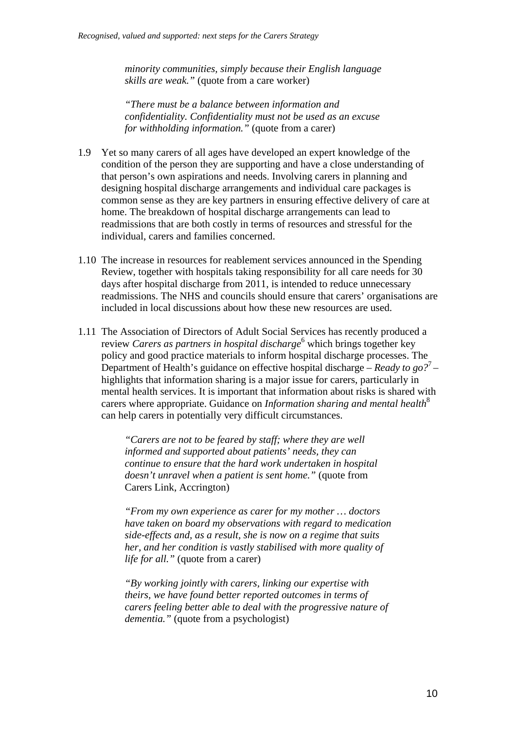*minority communities, simply because their English language skills are weak."* (quote from a care worker)

*"There must be a balance between information and confidentiality. Confidentiality must not be used as an excuse for withholding information."* (quote from a carer)

1.9 Yet so many carers of all ages have developed an expert knowledge of the condition of the person they are supporting and have a close understanding of that person's own aspirations and needs. Involving carers in planning and designing hospital discharge arrangements and individual care packages is common sense as they are key partners in ensuring effective delivery of care at home. The breakdown of hospital discharge arrangements can lead to readmissions that are both costly in terms of resources and stressful for the individual, carers and families concerned.

1.10 The increase in resources for reablement services announced in the Spending Review, together with hospitals taking responsibility for all care needs for 30 days after hospital discharge from 2011, is intended to reduce unnecessary readmissions. The NHS and councils should ensure that carers' organisations are included in local discussions about how these new resources are used.

1.11 The Association of Directors of Adult Social Services has recently produced a review *Carers as partners in hospital discharge*[6] which brings together key policy and good practice materials to inform hospital discharge processes. The Department of Health's guidance on effective hospital discharge – *Ready to go?*[7] – highlights that information sharing is a major issue for carers, particularly in mental health services. It is important that information about risks is shared with carers where appropriate. Guidance on *Information sharing and mental health*[8] can help carers in potentially very difficult circumstances.

*"Carers are not to be feared by staff; where they are well informed and supported about patients' needs, they can continue to ensure that the hard work undertaken in hospital doesn't unravel when a patient is sent home."* (quote from Carers Link, Accrington)

*"From my own experience as carer for my mother … doctors have taken on board my observations with regard to medication side-effects and, as a result, she is now on a regime that suits her, and her condition is vastly stabilised with more quality of life for all."* (quote from a carer)

*"By working jointly with carers, linking our expertise with theirs, we have found better reported outcomes in terms of carers feeling better able to deal with the progressive nature of dementia."* (quote from a psychologist)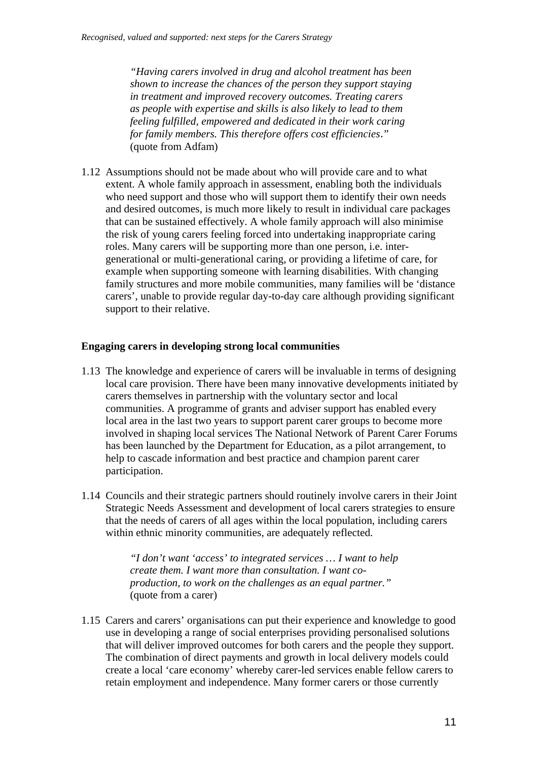*"Having carers involved in drug and alcohol treatment has been shown to increase the chances of the person they support staying in treatment and improved recovery outcomes. Treating carers as people with expertise and skills is also likely to lead to them feeling fulfilled, empowered and dedicated in their work caring for family members. This therefore offers cost efficiencies."*
(quote from Adfam)

1.12 Assumptions should not be made about who will provide care and to what extent. A whole family approach in assessment, enabling both the individuals who need support and those who will support them to identify their own needs and desired outcomes, is much more likely to result in individual care packages that can be sustained effectively. A whole family approach will also minimise the risk of young carers feeling forced into undertaking inappropriate caring roles. Many carers will be supporting more than one person, i.e. inter-generational or multi-generational caring, or providing a lifetime of care, for example when supporting someone with learning disabilities. With changing family structures and more mobile communities, many families will be 'distance carers', unable to provide regular day-to-day care although providing significant support to their relative.

**Engaging carers in developing strong local communities**

1.13 The knowledge and experience of carers will be invaluable in terms of designing local care provision. There have been many innovative developments initiated by carers themselves in partnership with the voluntary sector and local communities. A programme of grants and adviser support has enabled every local area in the last two years to support parent carer groups to become more involved in shaping local services The National Network of Parent Carer Forums has been launched by the Department for Education, as a pilot arrangement, to help to cascade information and best practice and champion parent carer participation.

1.14 Councils and their strategic partners should routinely involve carers in their Joint Strategic Needs Assessment and development of local carers strategies to ensure that the needs of carers of all ages within the local population, including carers within ethnic minority communities, are adequately reflected.

*"I don't want 'access' to integrated services … I want to help create them. I want more than consultation. I want co-production, to work on the challenges as an equal partner."*
(quote from a carer)

1.15 Carers and carers' organisations can put their experience and knowledge to good use in developing a range of social enterprises providing personalised solutions that will deliver improved outcomes for both carers and the people they support. The combination of direct payments and growth in local delivery models could create a local 'care economy' whereby carer-led services enable fellow carers to retain employment and independence. Many former carers or those currently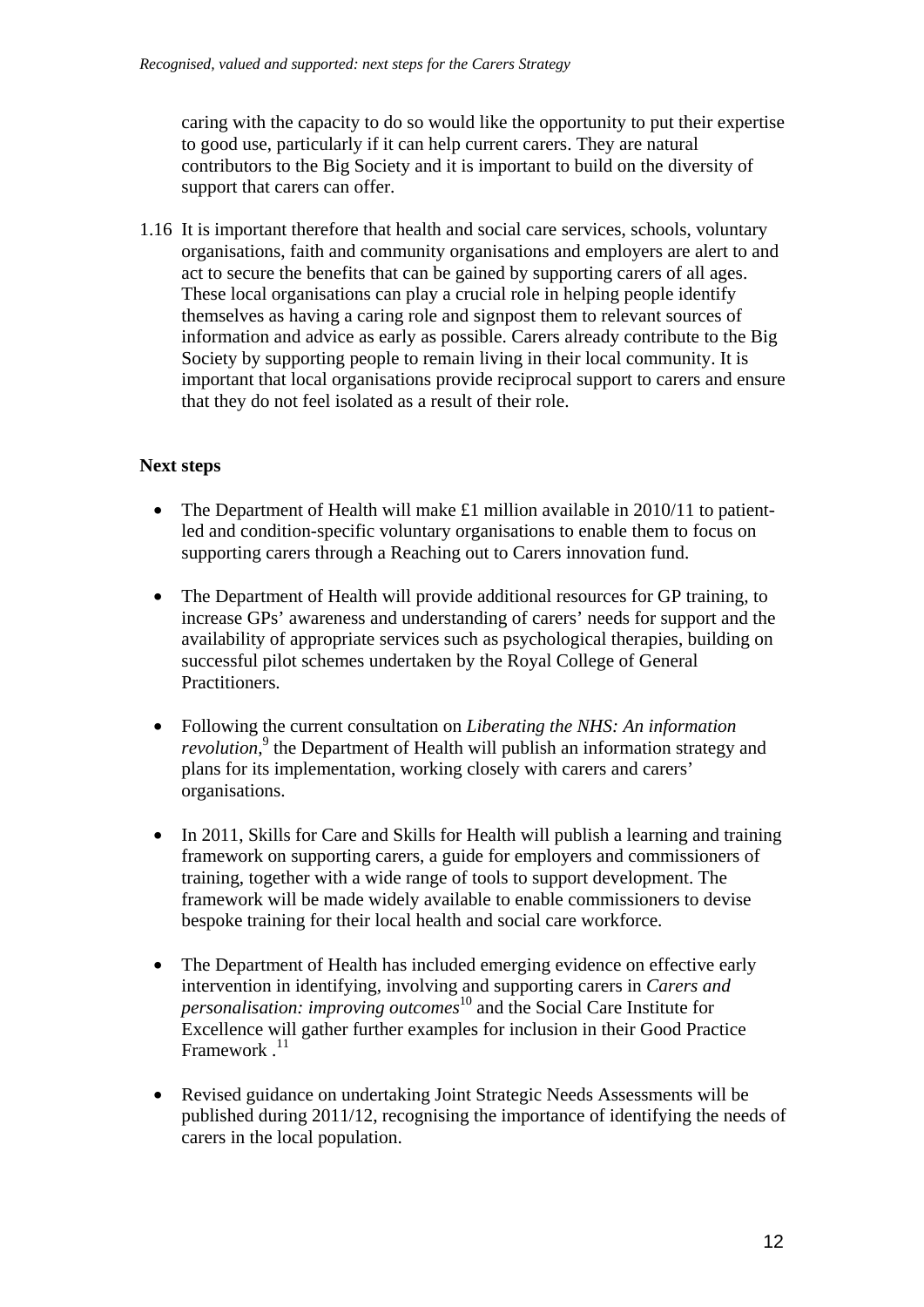caring with the capacity to do so would like the opportunity to put their expertise to good use, particularly if it can help current carers. They are natural contributors to the Big Society and it is important to build on the diversity of support that carers can offer.

1.16 It is important therefore that health and social care services, schools, voluntary organisations, faith and community organisations and employers are alert to and act to secure the benefits that can be gained by supporting carers of all ages. These local organisations can play a crucial role in helping people identify themselves as having a caring role and signpost them to relevant sources of information and advice as early as possible. Carers already contribute to the Big Society by supporting people to remain living in their local community. It is important that local organisations provide reciprocal support to carers and ensure that they do not feel isolated as a result of their role.

**Next steps**

- The Department of Health will make £1 million available in 2010/11 to patient-led and condition-specific voluntary organisations to enable them to focus on supporting carers through a Reaching out to Carers innovation fund.
- The Department of Health will provide additional resources for GP training, to increase GPs' awareness and understanding of carers' needs for support and the availability of appropriate services such as psychological therapies, building on successful pilot schemes undertaken by the Royal College of General Practitioners.
- Following the current consultation on *Liberating the NHS: An information revolution*,[9] the Department of Health will publish an information strategy and plans for its implementation, working closely with carers and carers' organisations.
- In 2011, Skills for Care and Skills for Health will publish a learning and training framework on supporting carers, a guide for employers and commissioners of training, together with a wide range of tools to support development. The framework will be made widely available to enable commissioners to devise bespoke training for their local health and social care workforce.
- The Department of Health has included emerging evidence on effective early intervention in identifying, involving and supporting carers in *Carers and personalisation: improving outcomes*[10] and the Social Care Institute for Excellence will gather further examples for inclusion in their Good Practice Framework .[11]
- Revised guidance on undertaking Joint Strategic Needs Assessments will be published during 2011/12, recognising the importance of identifying the needs of carers in the local population.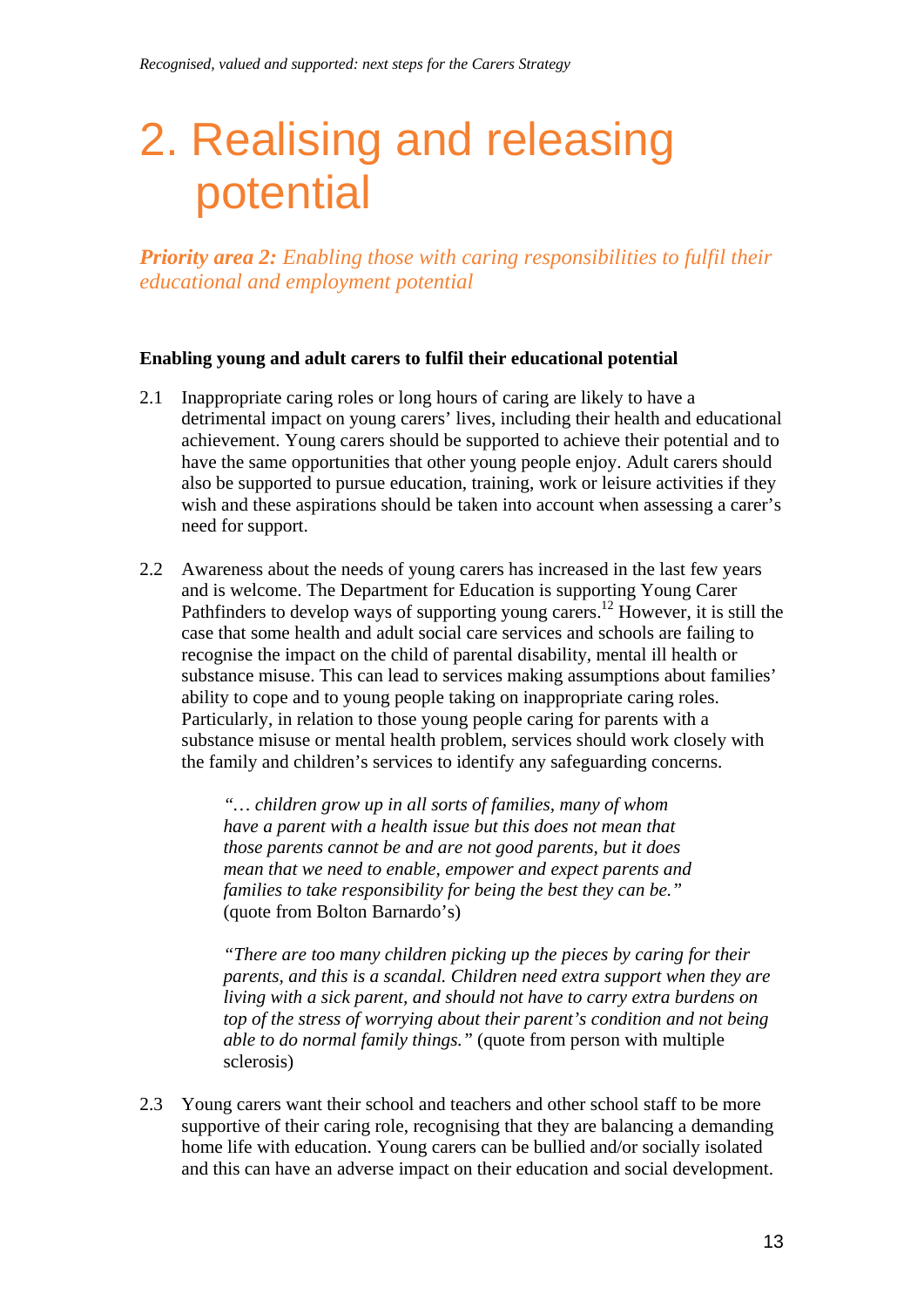# 2. Realising and releasing potential

***Priority area 2:** Enabling those with caring responsibilities to fulfil their educational and employment potential*

**Enabling young and adult carers to fulfil their educational potential**

2.1 Inappropriate caring roles or long hours of caring are likely to have a detrimental impact on young carers' lives, including their health and educational achievement. Young carers should be supported to achieve their potential and to have the same opportunities that other young people enjoy. Adult carers should also be supported to pursue education, training, work or leisure activities if they wish and these aspirations should be taken into account when assessing a carer's need for support.

2.2 Awareness about the needs of young carers has increased in the last few years and is welcome. The Department for Education is supporting Young Carer Pathfinders to develop ways of supporting young carers.[12] However, it is still the case that some health and adult social care services and schools are failing to recognise the impact on the child of parental disability, mental ill health or substance misuse. This can lead to services making assumptions about families' ability to cope and to young people taking on inappropriate caring roles. Particularly, in relation to those young people caring for parents with a substance misuse or mental health problem, services should work closely with the family and children's services to identify any safeguarding concerns.

> *"… children grow up in all sorts of families, many of whom have a parent with a health issue but this does not mean that those parents cannot be and are not good parents, but it does mean that we need to enable, empower and expect parents and families to take responsibility for being the best they can be."* (quote from Bolton Barnardo's)

> *"There are too many children picking up the pieces by caring for their parents, and this is a scandal. Children need extra support when they are living with a sick parent, and should not have to carry extra burdens on top of the stress of worrying about their parent's condition and not being able to do normal family things."* (quote from person with multiple sclerosis)

2.3 Young carers want their school and teachers and other school staff to be more supportive of their caring role, recognising that they are balancing a demanding home life with education. Young carers can be bullied and/or socially isolated and this can have an adverse impact on their education and social development.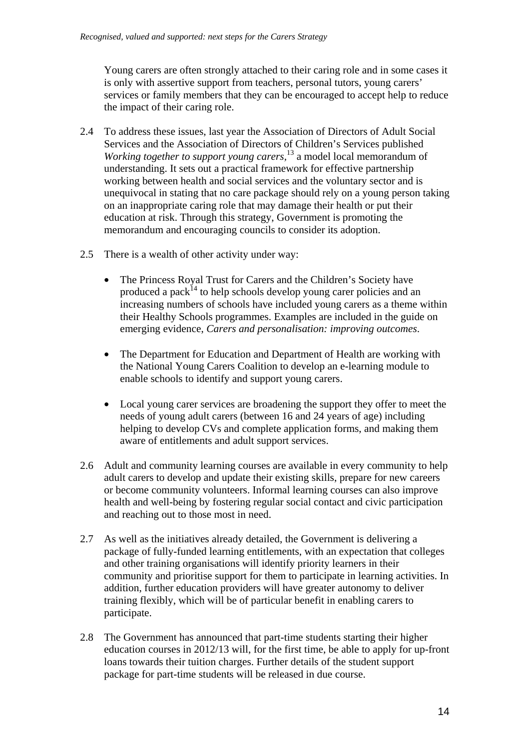Young carers are often strongly attached to their caring role and in some cases it is only with assertive support from teachers, personal tutors, young carers' services or family members that they can be encouraged to accept help to reduce the impact of their caring role.

2.4 To address these issues, last year the Association of Directors of Adult Social Services and the Association of Directors of Children's Services published *Working together to support young carers*,[13] a model local memorandum of understanding. It sets out a practical framework for effective partnership working between health and social services and the voluntary sector and is unequivocal in stating that no care package should rely on a young person taking on an inappropriate caring role that may damage their health or put their education at risk. Through this strategy, Government is promoting the memorandum and encouraging councils to consider its adoption.

2.5 There is a wealth of other activity under way:

- The Princess Royal Trust for Carers and the Children's Society have produced a pack[14] to help schools develop young carer policies and an increasing numbers of schools have included young carers as a theme within their Healthy Schools programmes. Examples are included in the guide on emerging evidence, *Carers and personalisation: improving outcomes*.

- The Department for Education and Department of Health are working with the National Young Carers Coalition to develop an e-learning module to enable schools to identify and support young carers.

- Local young carer services are broadening the support they offer to meet the needs of young adult carers (between 16 and 24 years of age) including helping to develop CVs and complete application forms, and making them aware of entitlements and adult support services.

2.6 Adult and community learning courses are available in every community to help adult carers to develop and update their existing skills, prepare for new careers or become community volunteers. Informal learning courses can also improve health and well-being by fostering regular social contact and civic participation and reaching out to those most in need.

2.7 As well as the initiatives already detailed, the Government is delivering a package of fully-funded learning entitlements, with an expectation that colleges and other training organisations will identify priority learners in their community and prioritise support for them to participate in learning activities. In addition, further education providers will have greater autonomy to deliver training flexibly, which will be of particular benefit in enabling carers to participate.

2.8 The Government has announced that part-time students starting their higher education courses in 2012/13 will, for the first time, be able to apply for up-front loans towards their tuition charges. Further details of the student support package for part-time students will be released in due course.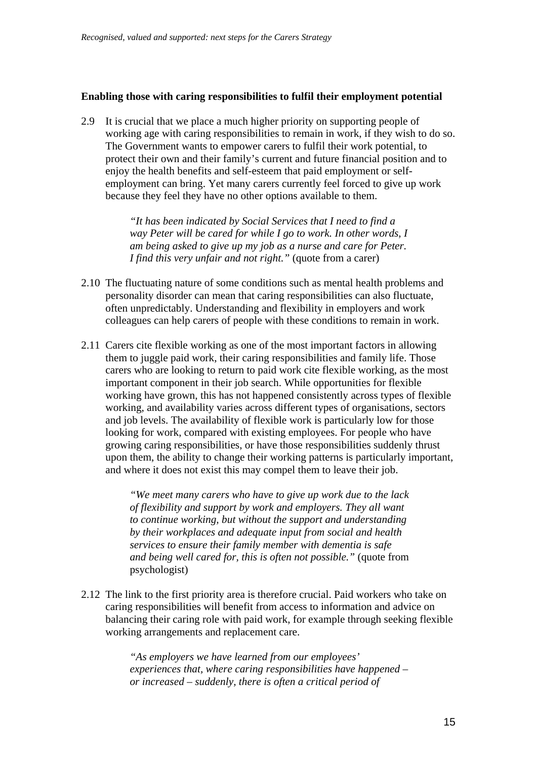**Enabling those with caring responsibilities to fulfil their employment potential**

2.9 It is crucial that we place a much higher priority on supporting people of working age with caring responsibilities to remain in work, if they wish to do so. The Government wants to empower carers to fulfil their work potential, to protect their own and their family's current and future financial position and to enjoy the health benefits and self-esteem that paid employment or self-employment can bring. Yet many carers currently feel forced to give up work because they feel they have no other options available to them.

> *"It has been indicated by Social Services that I need to find a way Peter will be cared for while I go to work. In other words, I am being asked to give up my job as a nurse and care for Peter. I find this very unfair and not right."* (quote from a carer)

2.10 The fluctuating nature of some conditions such as mental health problems and personality disorder can mean that caring responsibilities can also fluctuate, often unpredictably. Understanding and flexibility in employers and work colleagues can help carers of people with these conditions to remain in work.

2.11 Carers cite flexible working as one of the most important factors in allowing them to juggle paid work, their caring responsibilities and family life. Those carers who are looking to return to paid work cite flexible working, as the most important component in their job search. While opportunities for flexible working have grown, this has not happened consistently across types of flexible working, and availability varies across different types of organisations, sectors and job levels. The availability of flexible work is particularly low for those looking for work, compared with existing employees. For people who have growing caring responsibilities, or have those responsibilities suddenly thrust upon them, the ability to change their working patterns is particularly important, and where it does not exist this may compel them to leave their job.

> *"We meet many carers who have to give up work due to the lack of flexibility and support by work and employers. They all want to continue working, but without the support and understanding by their workplaces and adequate input from social and health services to ensure their family member with dementia is safe and being well cared for, this is often not possible."* (quote from psychologist)

2.12 The link to the first priority area is therefore crucial. Paid workers who take on caring responsibilities will benefit from access to information and advice on balancing their caring role with paid work, for example through seeking flexible working arrangements and replacement care.

> *"As employers we have learned from our employees' experiences that, where caring responsibilities have happened – or increased – suddenly, there is often a critical period of*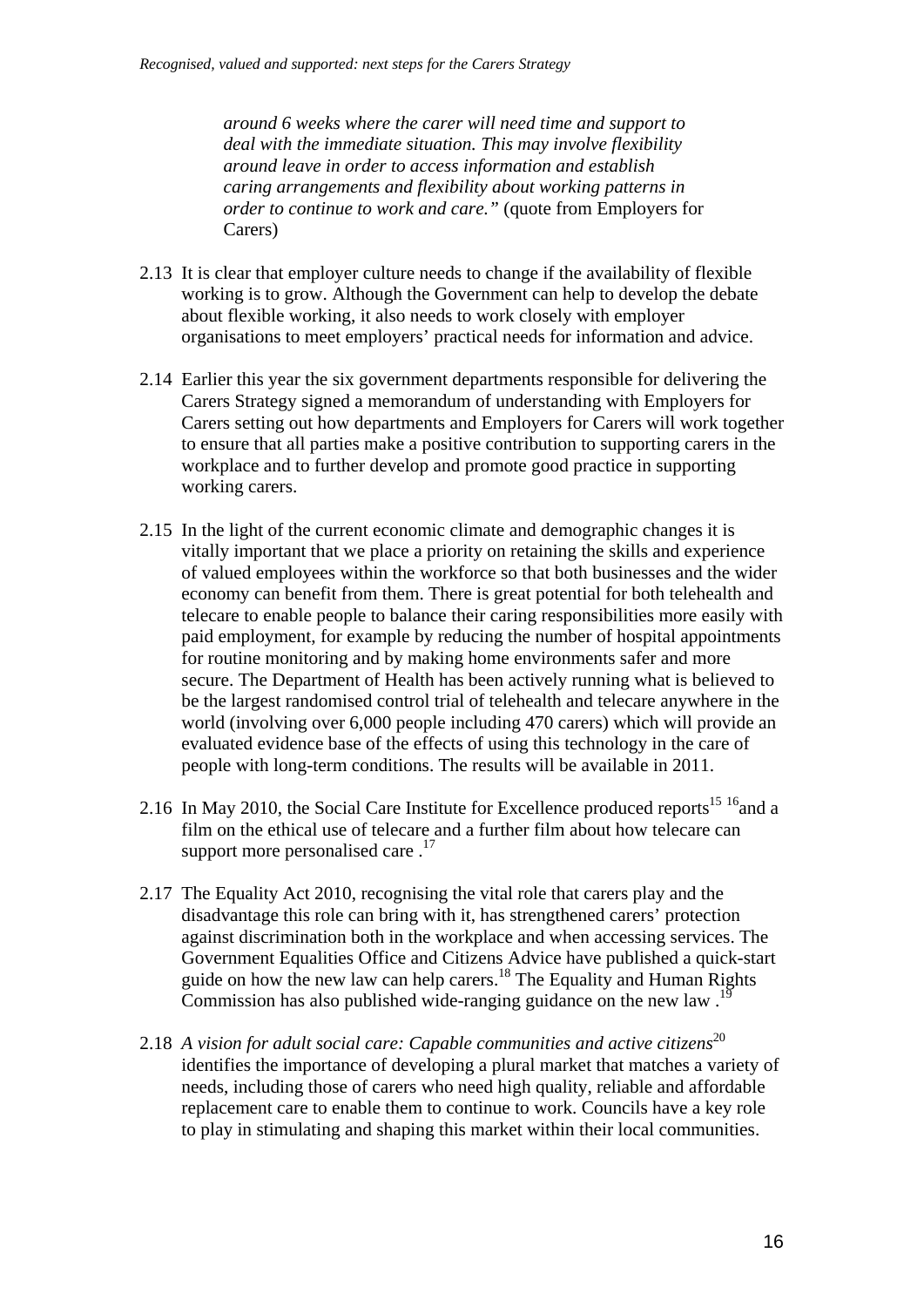*around 6 weeks where the carer will need time and support to deal with the immediate situation. This may involve flexibility around leave in order to access information and establish caring arrangements and flexibility about working patterns in order to continue to work and care."* (quote from Employers for Carers)

2.13 It is clear that employer culture needs to change if the availability of flexible working is to grow. Although the Government can help to develop the debate about flexible working, it also needs to work closely with employer organisations to meet employers' practical needs for information and advice.

2.14 Earlier this year the six government departments responsible for delivering the Carers Strategy signed a memorandum of understanding with Employers for Carers setting out how departments and Employers for Carers will work together to ensure that all parties make a positive contribution to supporting carers in the workplace and to further develop and promote good practice in supporting working carers.

2.15 In the light of the current economic climate and demographic changes it is vitally important that we place a priority on retaining the skills and experience of valued employees within the workforce so that both businesses and the wider economy can benefit from them. There is great potential for both telehealth and telecare to enable people to balance their caring responsibilities more easily with paid employment, for example by reducing the number of hospital appointments for routine monitoring and by making home environments safer and more secure. The Department of Health has been actively running what is believed to be the largest randomised control trial of telehealth and telecare anywhere in the world (involving over 6,000 people including 470 carers) which will provide an evaluated evidence base of the effects of using this technology in the care of people with long-term conditions. The results will be available in 2011.

2.16 In May 2010, the Social Care Institute for Excellence produced reports[15] [16]and a film on the ethical use of telecare and a further film about how telecare can support more personalised care .[17]

2.17 The Equality Act 2010, recognising the vital role that carers play and the disadvantage this role can bring with it, has strengthened carers' protection against discrimination both in the workplace and when accessing services. The Government Equalities Office and Citizens Advice have published a quick-start guide on how the new law can help carers.[18] The Equality and Human Rights Commission has also published wide-ranging guidance on the new law .[19]

2.18 *A vision for adult social care: Capable communities and active citizens*[20] identifies the importance of developing a plural market that matches a variety of needs, including those of carers who need high quality, reliable and affordable replacement care to enable them to continue to work. Councils have a key role to play in stimulating and shaping this market within their local communities.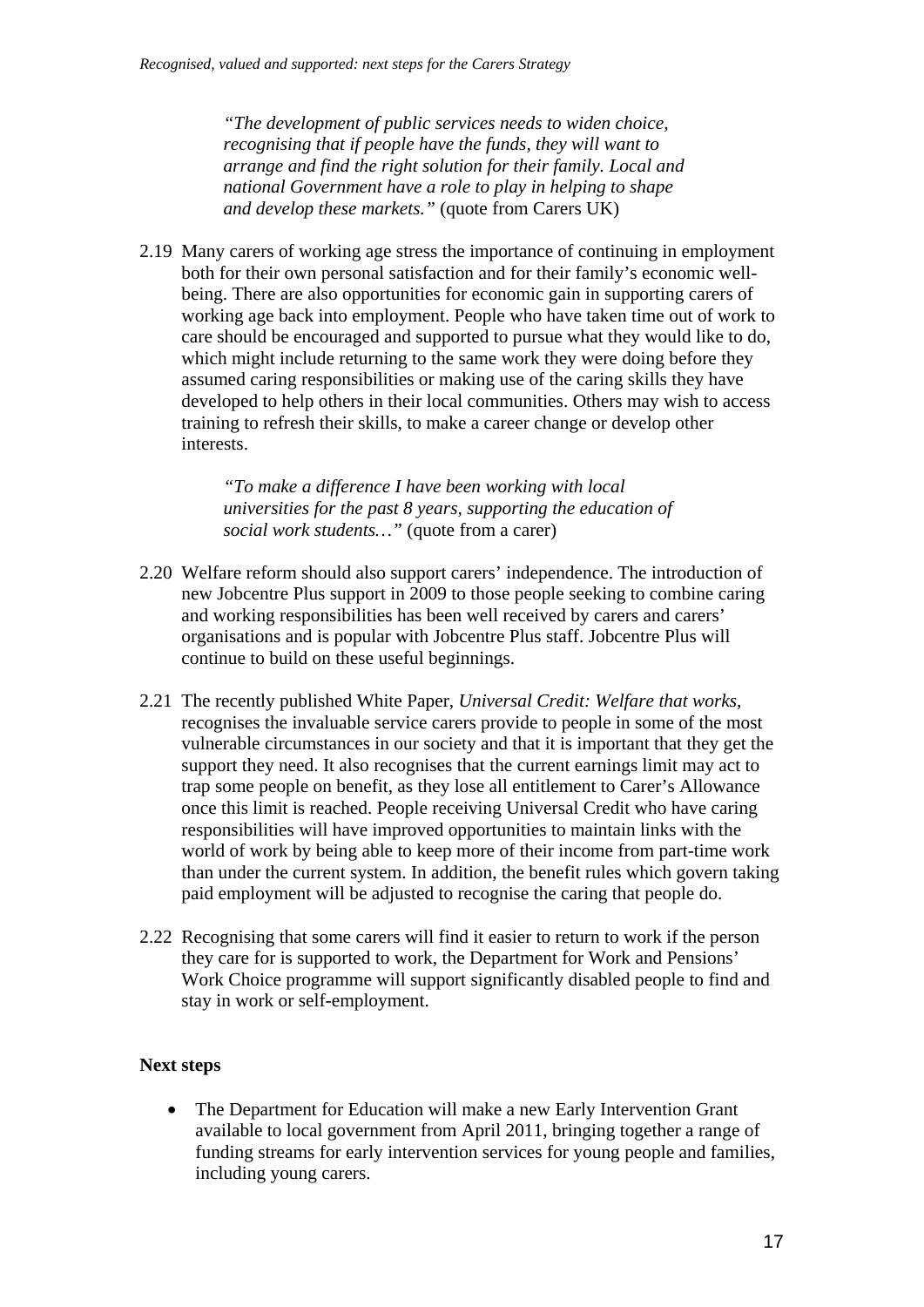> *"The development of public services needs to widen choice, recognising that if people have the funds, they will want to arrange and find the right solution for their family. Local and national Government have a role to play in helping to shape and develop these markets."* (quote from Carers UK)

2.19 Many carers of working age stress the importance of continuing in employment both for their own personal satisfaction and for their family's economic well-being. There are also opportunities for economic gain in supporting carers of working age back into employment. People who have taken time out of work to care should be encouraged and supported to pursue what they would like to do, which might include returning to the same work they were doing before they assumed caring responsibilities or making use of the caring skills they have developed to help others in their local communities. Others may wish to access training to refresh their skills, to make a career change or develop other interests.

> *"To make a difference I have been working with local universities for the past 8 years, supporting the education of social work students…"* (quote from a carer)

2.20 Welfare reform should also support carers' independence. The introduction of new Jobcentre Plus support in 2009 to those people seeking to combine caring and working responsibilities has been well received by carers and carers' organisations and is popular with Jobcentre Plus staff. Jobcentre Plus will continue to build on these useful beginnings.

2.21 The recently published White Paper, *Universal Credit: Welfare that works*, recognises the invaluable service carers provide to people in some of the most vulnerable circumstances in our society and that it is important that they get the support they need. It also recognises that the current earnings limit may act to trap some people on benefit, as they lose all entitlement to Carer's Allowance once this limit is reached. People receiving Universal Credit who have caring responsibilities will have improved opportunities to maintain links with the world of work by being able to keep more of their income from part-time work than under the current system. In addition, the benefit rules which govern taking paid employment will be adjusted to recognise the caring that people do.

2.22 Recognising that some carers will find it easier to return to work if the person they care for is supported to work, the Department for Work and Pensions' Work Choice programme will support significantly disabled people to find and stay in work or self-employment.

**Next steps**

- The Department for Education will make a new Early Intervention Grant available to local government from April 2011, bringing together a range of funding streams for early intervention services for young people and families, including young carers.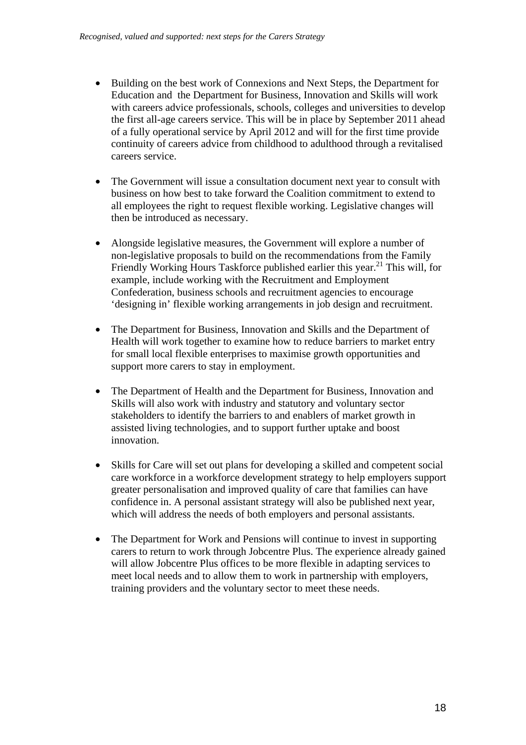- Building on the best work of Connexions and Next Steps, the Department for Education and the Department for Business, Innovation and Skills will work with careers advice professionals, schools, colleges and universities to develop the first all-age careers service. This will be in place by September 2011 ahead of a fully operational service by April 2012 and will for the first time provide continuity of careers advice from childhood to adulthood through a revitalised careers service.

- The Government will issue a consultation document next year to consult with business on how best to take forward the Coalition commitment to extend to all employees the right to request flexible working. Legislative changes will then be introduced as necessary.

- Alongside legislative measures, the Government will explore a number of non-legislative proposals to build on the recommendations from the Family Friendly Working Hours Taskforce published earlier this year.[21] This will, for example, include working with the Recruitment and Employment Confederation, business schools and recruitment agencies to encourage 'designing in' flexible working arrangements in job design and recruitment.

- The Department for Business, Innovation and Skills and the Department of Health will work together to examine how to reduce barriers to market entry for small local flexible enterprises to maximise growth opportunities and support more carers to stay in employment.

- The Department of Health and the Department for Business, Innovation and Skills will also work with industry and statutory and voluntary sector stakeholders to identify the barriers to and enablers of market growth in assisted living technologies, and to support further uptake and boost innovation.

- Skills for Care will set out plans for developing a skilled and competent social care workforce in a workforce development strategy to help employers support greater personalisation and improved quality of care that families can have confidence in. A personal assistant strategy will also be published next year, which will address the needs of both employers and personal assistants.

- The Department for Work and Pensions will continue to invest in supporting carers to return to work through Jobcentre Plus. The experience already gained will allow Jobcentre Plus offices to be more flexible in adapting services to meet local needs and to allow them to work in partnership with employers, training providers and the voluntary sector to meet these needs.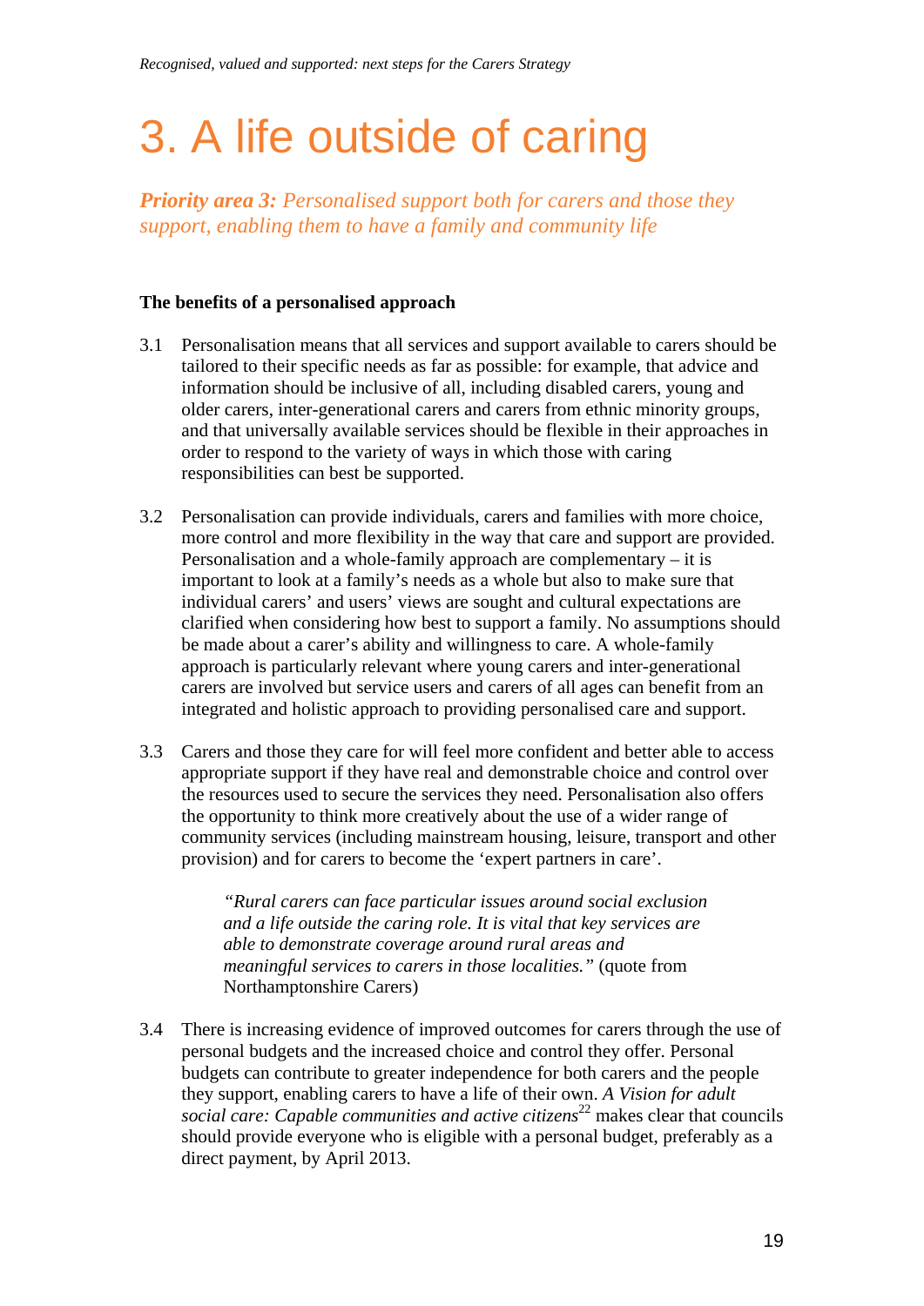# 3. A life outside of caring

***Priority area 3:** Personalised support both for carers and those they support, enabling them to have a family and community life*

**The benefits of a personalised approach**

3.1 Personalisation means that all services and support available to carers should be tailored to their specific needs as far as possible: for example, that advice and information should be inclusive of all, including disabled carers, young and older carers, inter-generational carers and carers from ethnic minority groups, and that universally available services should be flexible in their approaches in order to respond to the variety of ways in which those with caring responsibilities can best be supported.

3.2 Personalisation can provide individuals, carers and families with more choice, more control and more flexibility in the way that care and support are provided. Personalisation and a whole-family approach are complementary – it is important to look at a family's needs as a whole but also to make sure that individual carers' and users' views are sought and cultural expectations are clarified when considering how best to support a family. No assumptions should be made about a carer's ability and willingness to care. A whole-family approach is particularly relevant where young carers and inter-generational carers are involved but service users and carers of all ages can benefit from an integrated and holistic approach to providing personalised care and support.

3.3 Carers and those they care for will feel more confident and better able to access appropriate support if they have real and demonstrable choice and control over the resources used to secure the services they need. Personalisation also offers the opportunity to think more creatively about the use of a wider range of community services (including mainstream housing, leisure, transport and other provision) and for carers to become the 'expert partners in care'.

> *"Rural carers can face particular issues around social exclusion and a life outside the caring role. It is vital that key services are able to demonstrate coverage around rural areas and meaningful services to carers in those localities."* (quote from Northamptonshire Carers)

3.4 There is increasing evidence of improved outcomes for carers through the use of personal budgets and the increased choice and control they offer. Personal budgets can contribute to greater independence for both carers and the people they support, enabling carers to have a life of their own. *A Vision for adult social care: Capable communities and active citizens*[22] makes clear that councils should provide everyone who is eligible with a personal budget, preferably as a direct payment, by April 2013.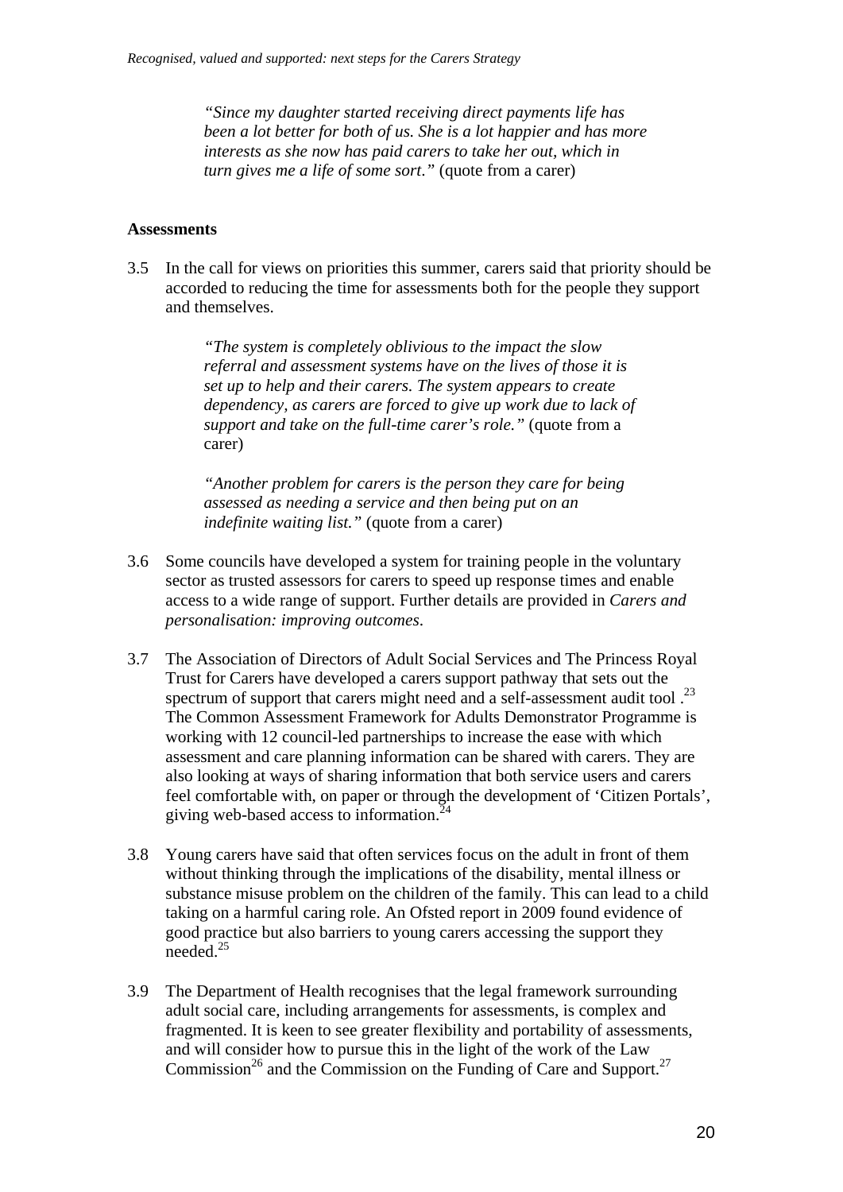*"Since my daughter started receiving direct payments life has been a lot better for both of us. She is a lot happier and has more interests as she now has paid carers to take her out, which in turn gives me a life of some sort."* (quote from a carer)

**Assessments**

3.5 In the call for views on priorities this summer, carers said that priority should be accorded to reducing the time for assessments both for the people they support and themselves.

*"The system is completely oblivious to the impact the slow referral and assessment systems have on the lives of those it is set up to help and their carers. The system appears to create dependency, as carers are forced to give up work due to lack of support and take on the full-time carer's role."* (quote from a carer)

*"Another problem for carers is the person they care for being assessed as needing a service and then being put on an indefinite waiting list."* (quote from a carer)

3.6 Some councils have developed a system for training people in the voluntary sector as trusted assessors for carers to speed up response times and enable access to a wide range of support. Further details are provided in *Carers and personalisation: improving outcomes*.

3.7 The Association of Directors of Adult Social Services and The Princess Royal Trust for Carers have developed a carers support pathway that sets out the spectrum of support that carers might need and a self-assessment audit tool .[23] The Common Assessment Framework for Adults Demonstrator Programme is working with 12 council-led partnerships to increase the ease with which assessment and care planning information can be shared with carers. They are also looking at ways of sharing information that both service users and carers feel comfortable with, on paper or through the development of 'Citizen Portals', giving web-based access to information.[24]

3.8 Young carers have said that often services focus on the adult in front of them without thinking through the implications of the disability, mental illness or substance misuse problem on the children of the family. This can lead to a child taking on a harmful caring role. An Ofsted report in 2009 found evidence of good practice but also barriers to young carers accessing the support they needed.[25]

3.9 The Department of Health recognises that the legal framework surrounding adult social care, including arrangements for assessments, is complex and fragmented. It is keen to see greater flexibility and portability of assessments, and will consider how to pursue this in the light of the work of the Law Commission[26] and the Commission on the Funding of Care and Support.[27]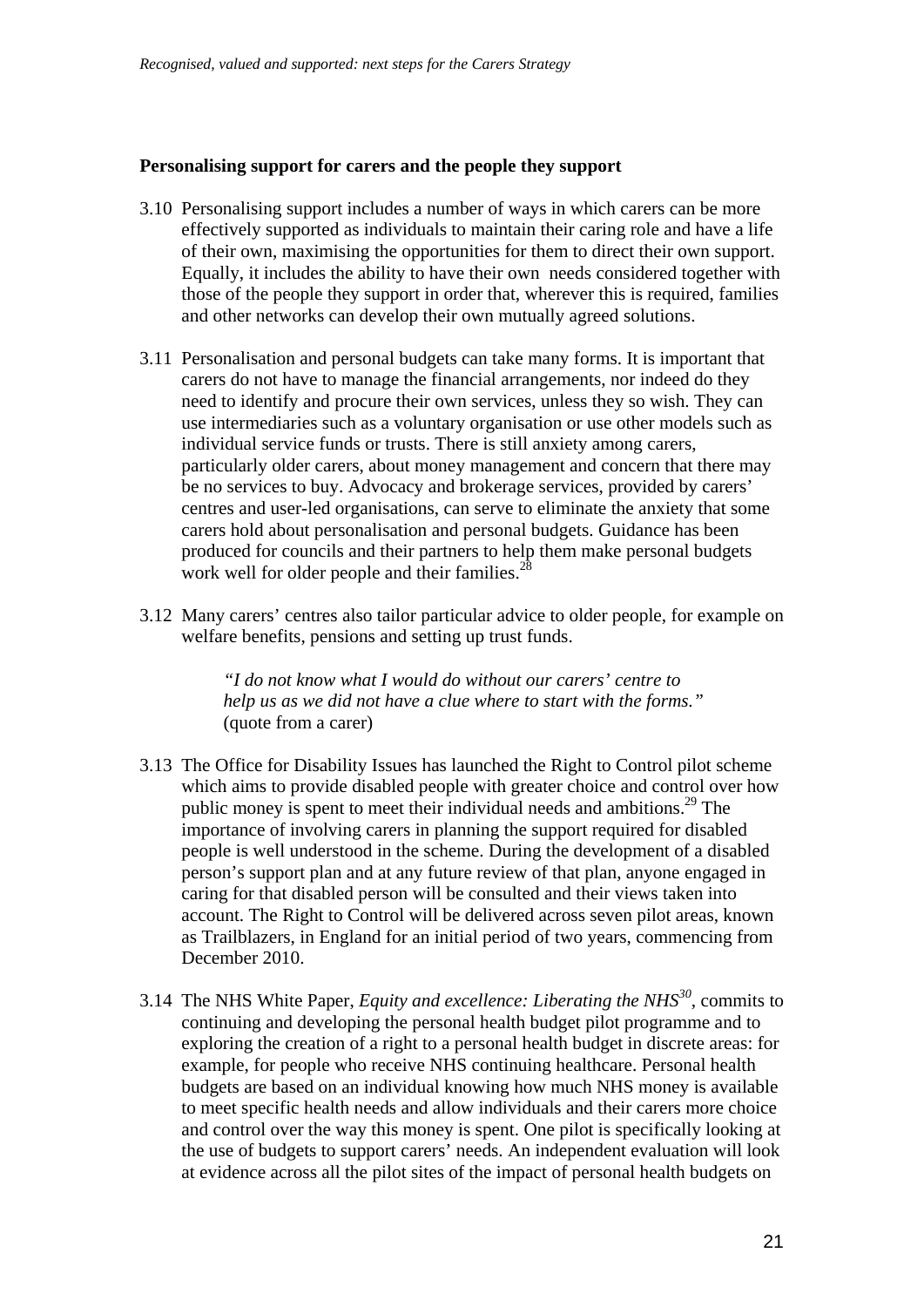**Personalising support for carers and the people they support**

3.10 Personalising support includes a number of ways in which carers can be more effectively supported as individuals to maintain their caring role and have a life of their own, maximising the opportunities for them to direct their own support. Equally, it includes the ability to have their own needs considered together with those of the people they support in order that, wherever this is required, families and other networks can develop their own mutually agreed solutions.

3.11 Personalisation and personal budgets can take many forms. It is important that carers do not have to manage the financial arrangements, nor indeed do they need to identify and procure their own services, unless they so wish. They can use intermediaries such as a voluntary organisation or use other models such as individual service funds or trusts. There is still anxiety among carers, particularly older carers, about money management and concern that there may be no services to buy. Advocacy and brokerage services, provided by carers' centres and user-led organisations, can serve to eliminate the anxiety that some carers hold about personalisation and personal budgets. Guidance has been produced for councils and their partners to help them make personal budgets work well for older people and their families.[28]

3.12 Many carers' centres also tailor particular advice to older people, for example on welfare benefits, pensions and setting up trust funds.

> *"I do not know what I would do without our carers' centre to help us as we did not have a clue where to start with the forms."* (quote from a carer)

3.13 The Office for Disability Issues has launched the Right to Control pilot scheme which aims to provide disabled people with greater choice and control over how public money is spent to meet their individual needs and ambitions.[29] The importance of involving carers in planning the support required for disabled people is well understood in the scheme. During the development of a disabled person's support plan and at any future review of that plan, anyone engaged in caring for that disabled person will be consulted and their views taken into account. The Right to Control will be delivered across seven pilot areas, known as Trailblazers, in England for an initial period of two years, commencing from December 2010.

3.14 The NHS White Paper, *Equity and excellence: Liberating the NHS*[30], commits to continuing and developing the personal health budget pilot programme and to exploring the creation of a right to a personal health budget in discrete areas: for example, for people who receive NHS continuing healthcare. Personal health budgets are based on an individual knowing how much NHS money is available to meet specific health needs and allow individuals and their carers more choice and control over the way this money is spent. One pilot is specifically looking at the use of budgets to support carers' needs. An independent evaluation will look at evidence across all the pilot sites of the impact of personal health budgets on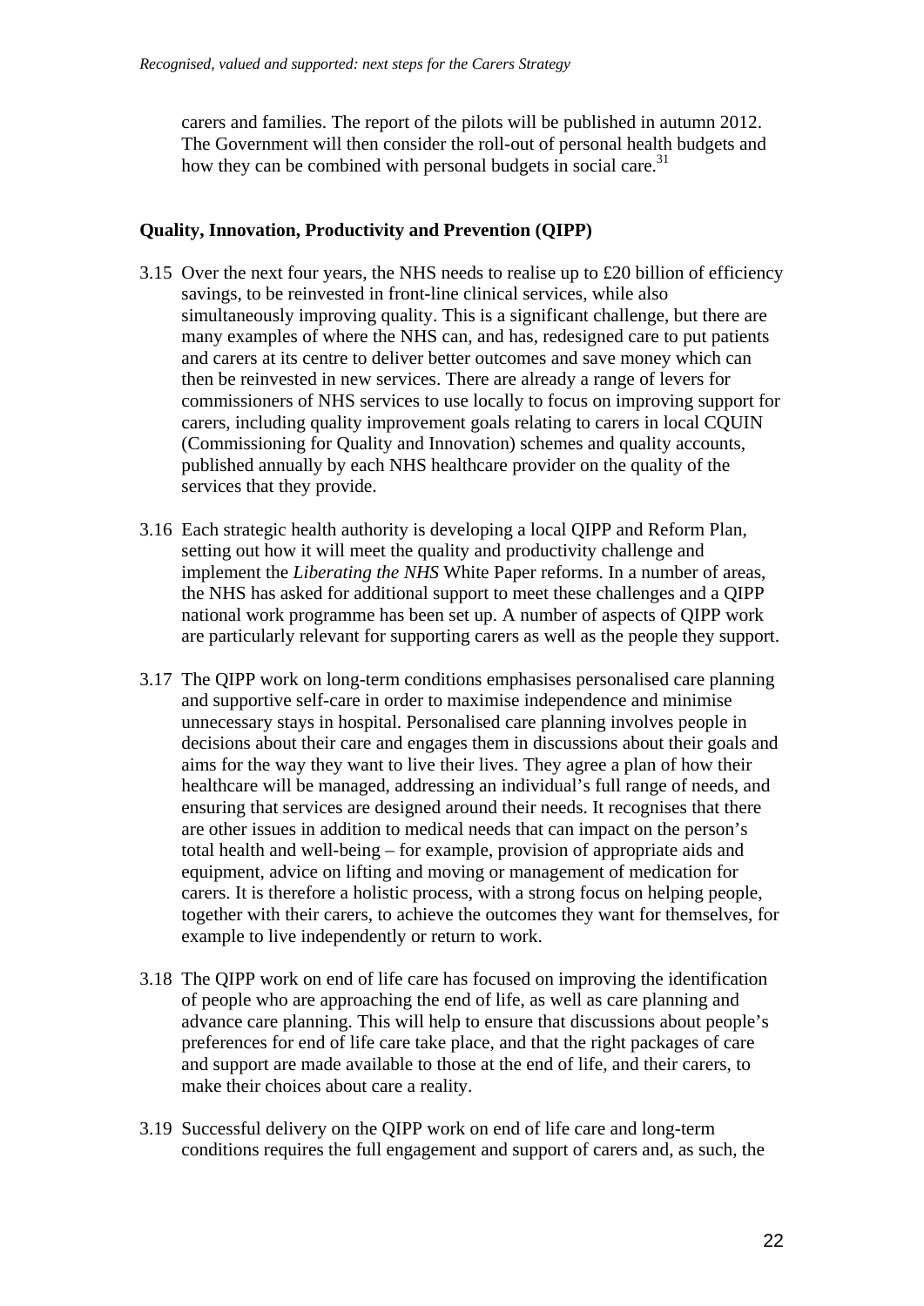carers and families. The report of the pilots will be published in autumn 2012. The Government will then consider the roll-out of personal health budgets and how they can be combined with personal budgets in social care.[31]

### Quality, Innovation, Productivity and Prevention (QIPP)

3.15 Over the next four years, the NHS needs to realise up to £20 billion of efficiency savings, to be reinvested in front-line clinical services, while also simultaneously improving quality. This is a significant challenge, but there are many examples of where the NHS can, and has, redesigned care to put patients and carers at its centre to deliver better outcomes and save money which can then be reinvested in new services. There are already a range of levers for commissioners of NHS services to use locally to focus on improving support for carers, including quality improvement goals relating to carers in local CQUIN (Commissioning for Quality and Innovation) schemes and quality accounts, published annually by each NHS healthcare provider on the quality of the services that they provide.

3.16 Each strategic health authority is developing a local QIPP and Reform Plan, setting out how it will meet the quality and productivity challenge and implement the *Liberating the NHS* White Paper reforms. In a number of areas, the NHS has asked for additional support to meet these challenges and a QIPP national work programme has been set up. A number of aspects of QIPP work are particularly relevant for supporting carers as well as the people they support.

3.17 The QIPP work on long-term conditions emphasises personalised care planning and supportive self-care in order to maximise independence and minimise unnecessary stays in hospital. Personalised care planning involves people in decisions about their care and engages them in discussions about their goals and aims for the way they want to live their lives. They agree a plan of how their healthcare will be managed, addressing an individual's full range of needs, and ensuring that services are designed around their needs. It recognises that there are other issues in addition to medical needs that can impact on the person's total health and well-being – for example, provision of appropriate aids and equipment, advice on lifting and moving or management of medication for carers. It is therefore a holistic process, with a strong focus on helping people, together with their carers, to achieve the outcomes they want for themselves, for example to live independently or return to work.

3.18 The QIPP work on end of life care has focused on improving the identification of people who are approaching the end of life, as well as care planning and advance care planning. This will help to ensure that discussions about people's preferences for end of life care take place, and that the right packages of care and support are made available to those at the end of life, and their carers, to make their choices about care a reality.

3.19 Successful delivery on the QIPP work on end of life care and long-term conditions requires the full engagement and support of carers and, as such, the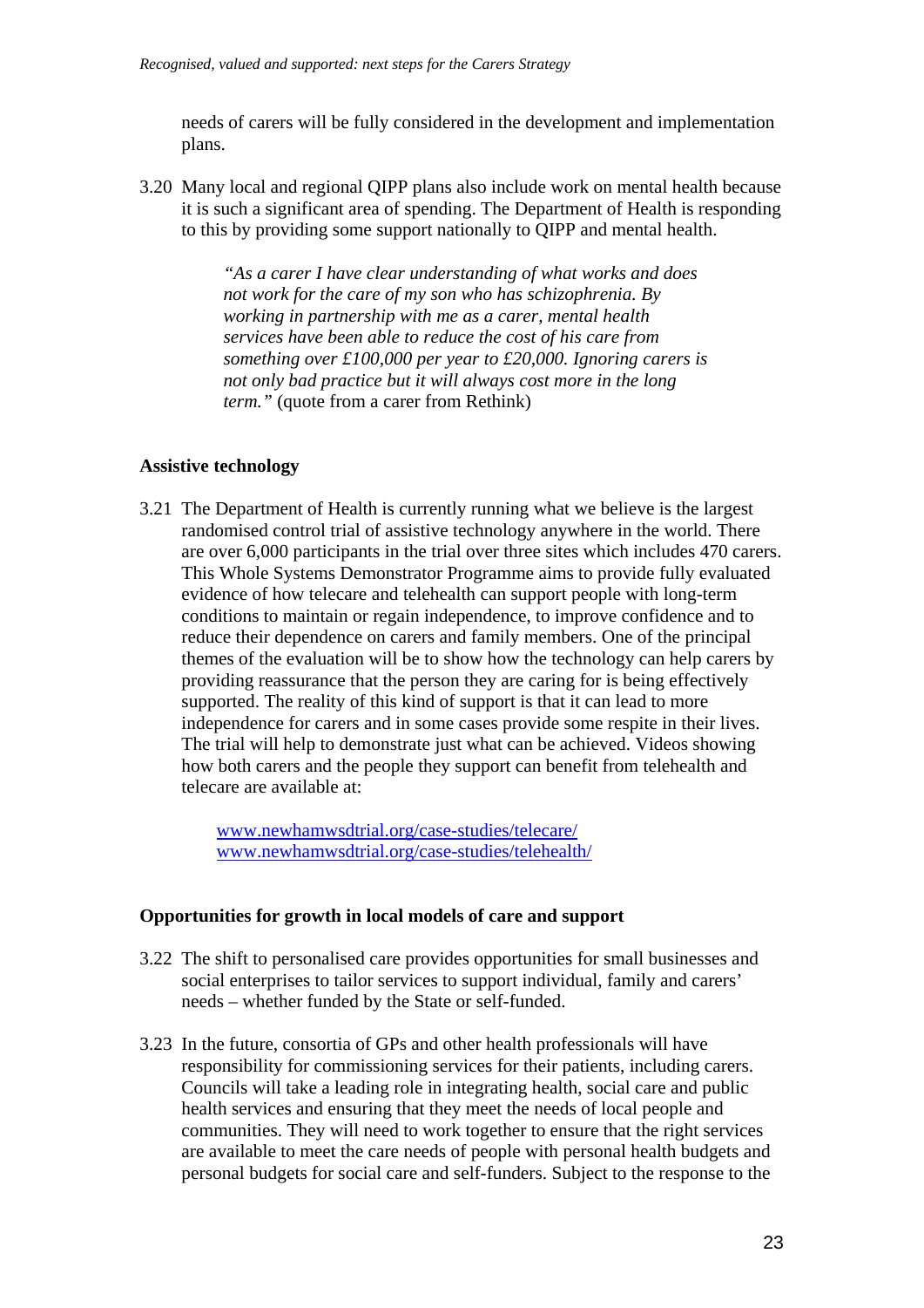needs of carers will be fully considered in the development and implementation plans.

3.20 Many local and regional QIPP plans also include work on mental health because it is such a significant area of spending. The Department of Health is responding to this by providing some support nationally to QIPP and mental health.

> *"As a carer I have clear understanding of what works and does not work for the care of my son who has schizophrenia. By working in partnership with me as a carer, mental health services have been able to reduce the cost of his care from something over £100,000 per year to £20,000. Ignoring carers is not only bad practice but it will always cost more in the long term."* (quote from a carer from Rethink)

**Assistive technology**

3.21 The Department of Health is currently running what we believe is the largest randomised control trial of assistive technology anywhere in the world. There are over 6,000 participants in the trial over three sites which includes 470 carers. This Whole Systems Demonstrator Programme aims to provide fully evaluated evidence of how telecare and telehealth can support people with long-term conditions to maintain or regain independence, to improve confidence and to reduce their dependence on carers and family members. One of the principal themes of the evaluation will be to show how the technology can help carers by providing reassurance that the person they are caring for is being effectively supported. The reality of this kind of support is that it can lead to more independence for carers and in some cases provide some respite in their lives. The trial will help to demonstrate just what can be achieved. Videos showing how both carers and the people they support can benefit from telehealth and telecare are available at:

www.newhamwsdtrial.org/case-studies/telecare/
www.newhamwsdtrial.org/case-studies/telehealth/

**Opportunities for growth in local models of care and support**

3.22 The shift to personalised care provides opportunities for small businesses and social enterprises to tailor services to support individual, family and carers' needs – whether funded by the State or self-funded.

3.23 In the future, consortia of GPs and other health professionals will have responsibility for commissioning services for their patients, including carers. Councils will take a leading role in integrating health, social care and public health services and ensuring that they meet the needs of local people and communities. They will need to work together to ensure that the right services are available to meet the care needs of people with personal health budgets and personal budgets for social care and self-funders. Subject to the response to the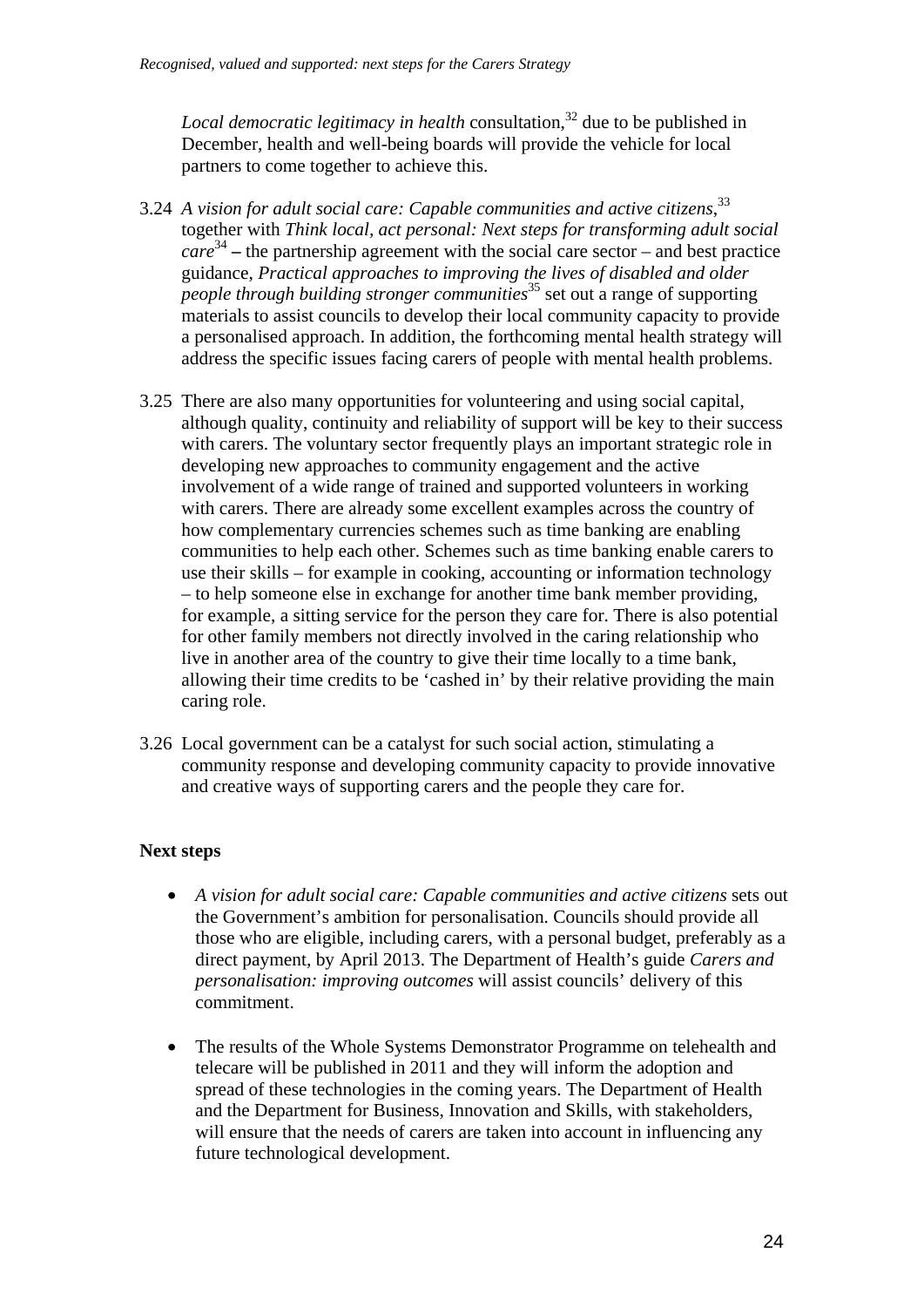*Local democratic legitimacy in health* consultation,[32] due to be published in December, health and well-being boards will provide the vehicle for local partners to come together to achieve this.

3.24 *A vision for adult social care: Capable communities and active citizens*,[33] together with *Think local, act personal: Next steps for transforming adult social care*[34] **–** the partnership agreement with the social care sector – and best practice guidance, *Practical approaches to improving the lives of disabled and older people through building stronger communities*[35] set out a range of supporting materials to assist councils to develop their local community capacity to provide a personalised approach. In addition, the forthcoming mental health strategy will address the specific issues facing carers of people with mental health problems.

3.25 There are also many opportunities for volunteering and using social capital, although quality, continuity and reliability of support will be key to their success with carers. The voluntary sector frequently plays an important strategic role in developing new approaches to community engagement and the active involvement of a wide range of trained and supported volunteers in working with carers. There are already some excellent examples across the country of how complementary currencies schemes such as time banking are enabling communities to help each other. Schemes such as time banking enable carers to use their skills – for example in cooking, accounting or information technology – to help someone else in exchange for another time bank member providing, for example, a sitting service for the person they care for. There is also potential for other family members not directly involved in the caring relationship who live in another area of the country to give their time locally to a time bank, allowing their time credits to be 'cashed in' by their relative providing the main caring role.

3.26 Local government can be a catalyst for such social action, stimulating a community response and developing community capacity to provide innovative and creative ways of supporting carers and the people they care for.

**Next steps**

- *A vision for adult social care: Capable communities and active citizens* sets out the Government's ambition for personalisation. Councils should provide all those who are eligible, including carers, with a personal budget, preferably as a direct payment, by April 2013. The Department of Health's guide *Carers and personalisation: improving outcomes* will assist councils' delivery of this commitment.

- The results of the Whole Systems Demonstrator Programme on telehealth and telecare will be published in 2011 and they will inform the adoption and spread of these technologies in the coming years. The Department of Health and the Department for Business, Innovation and Skills, with stakeholders, will ensure that the needs of carers are taken into account in influencing any future technological development.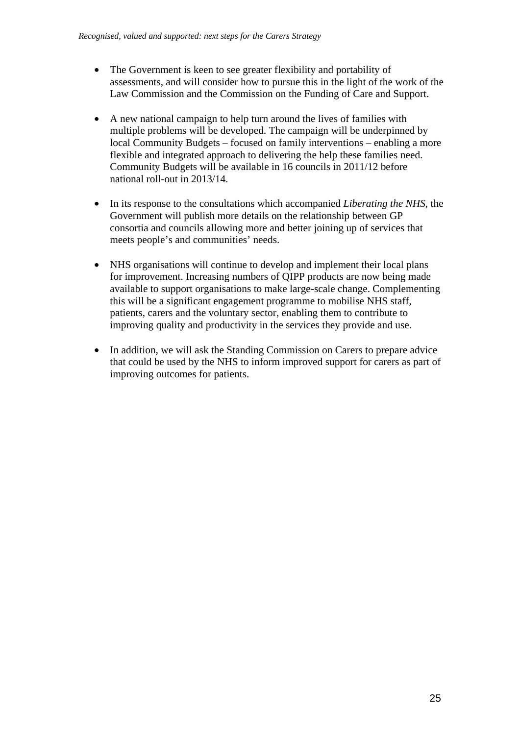- The Government is keen to see greater flexibility and portability of assessments, and will consider how to pursue this in the light of the work of the Law Commission and the Commission on the Funding of Care and Support.

- A new national campaign to help turn around the lives of families with multiple problems will be developed. The campaign will be underpinned by local Community Budgets – focused on family interventions – enabling a more flexible and integrated approach to delivering the help these families need. Community Budgets will be available in 16 councils in 2011/12 before national roll-out in 2013/14.

- In its response to the consultations which accompanied *Liberating the NHS*, the Government will publish more details on the relationship between GP consortia and councils allowing more and better joining up of services that meets people's and communities' needs.

- NHS organisations will continue to develop and implement their local plans for improvement. Increasing numbers of QIPP products are now being made available to support organisations to make large-scale change. Complementing this will be a significant engagement programme to mobilise NHS staff, patients, carers and the voluntary sector, enabling them to contribute to improving quality and productivity in the services they provide and use.

- In addition, we will ask the Standing Commission on Carers to prepare advice that could be used by the NHS to inform improved support for carers as part of improving outcomes for patients.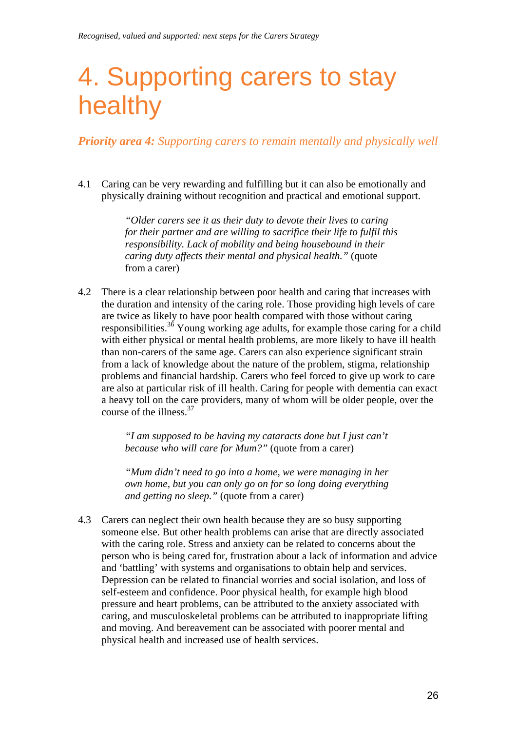# 4. Supporting carers to stay healthy

***Priority area 4:** Supporting carers to remain mentally and physically well*

4.1 Caring can be very rewarding and fulfilling but it can also be emotionally and physically draining without recognition and practical and emotional support.

> *"Older carers see it as their duty to devote their lives to caring for their partner and are willing to sacrifice their life to fulfil this responsibility. Lack of mobility and being housebound in their caring duty affects their mental and physical health."* (quote from a carer)

4.2 There is a clear relationship between poor health and caring that increases with the duration and intensity of the caring role. Those providing high levels of care are twice as likely to have poor health compared with those without caring responsibilities.[36] Young working age adults, for example those caring for a child with either physical or mental health problems, are more likely to have ill health than non-carers of the same age. Carers can also experience significant strain from a lack of knowledge about the nature of the problem, stigma, relationship problems and financial hardship. Carers who feel forced to give up work to care are also at particular risk of ill health. Caring for people with dementia can exact a heavy toll on the care providers, many of whom will be older people, over the course of the illness.[37]

> *"I am supposed to be having my cataracts done but I just can't because who will care for Mum?"* (quote from a carer)

> *"Mum didn't need to go into a home, we were managing in her own home, but you can only go on for so long doing everything and getting no sleep."* (quote from a carer)

4.3 Carers can neglect their own health because they are so busy supporting someone else. But other health problems can arise that are directly associated with the caring role. Stress and anxiety can be related to concerns about the person who is being cared for, frustration about a lack of information and advice and 'battling' with systems and organisations to obtain help and services. Depression can be related to financial worries and social isolation, and loss of self-esteem and confidence. Poor physical health, for example high blood pressure and heart problems, can be attributed to the anxiety associated with caring, and musculoskeletal problems can be attributed to inappropriate lifting and moving. And bereavement can be associated with poorer mental and physical health and increased use of health services.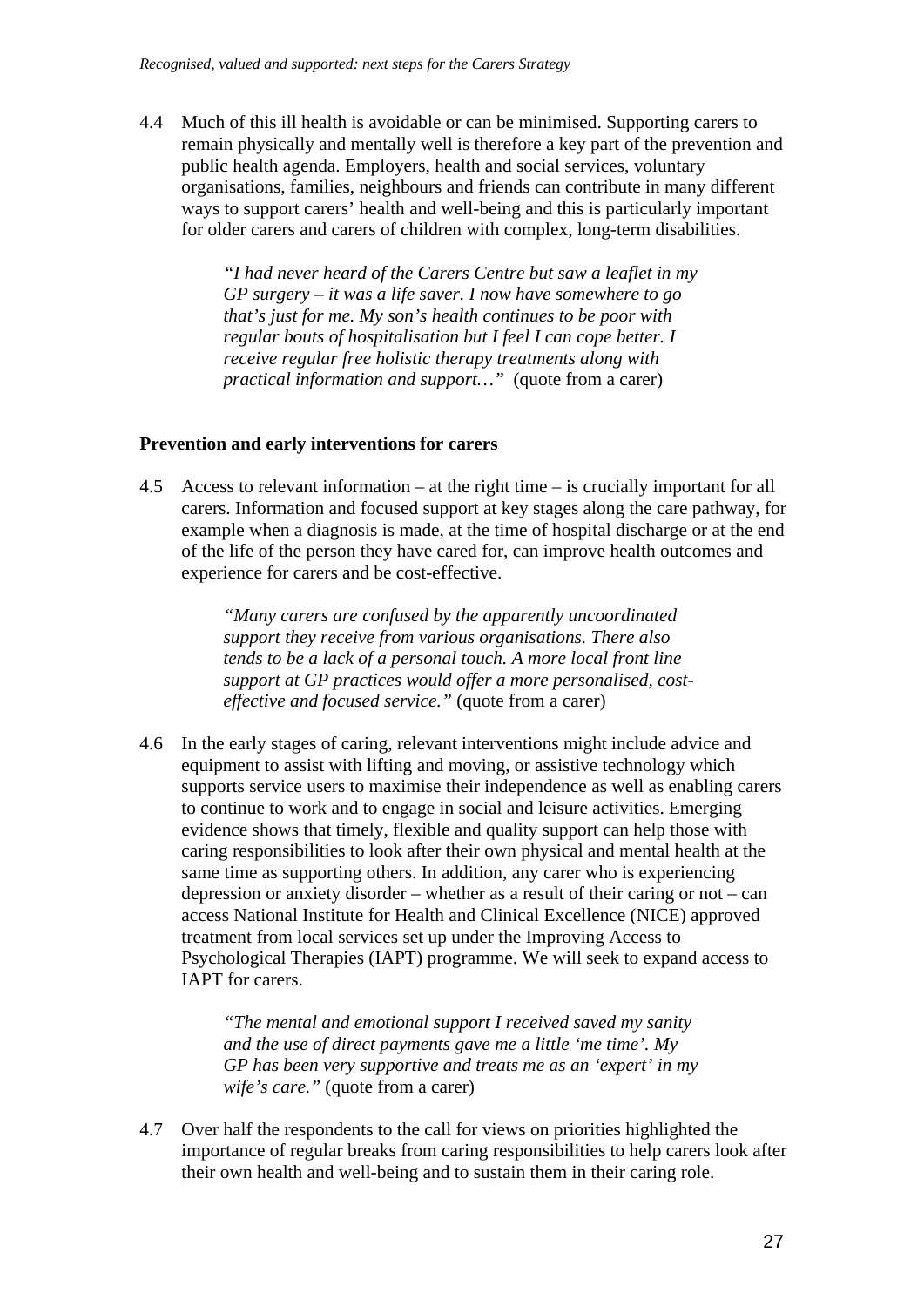4.4 Much of this ill health is avoidable or can be minimised. Supporting carers to remain physically and mentally well is therefore a key part of the prevention and public health agenda. Employers, health and social services, voluntary organisations, families, neighbours and friends can contribute in many different ways to support carers' health and well-being and this is particularly important for older carers and carers of children with complex, long-term disabilities.

> *"I had never heard of the Carers Centre but saw a leaflet in my GP surgery – it was a life saver. I now have somewhere to go that's just for me. My son's health continues to be poor with regular bouts of hospitalisation but I feel I can cope better. I receive regular free holistic therapy treatments along with practical information and support…"* (quote from a carer)

**Prevention and early interventions for carers**

4.5 Access to relevant information – at the right time – is crucially important for all carers. Information and focused support at key stages along the care pathway, for example when a diagnosis is made, at the time of hospital discharge or at the end of the life of the person they have cared for, can improve health outcomes and experience for carers and be cost-effective.

> *"Many carers are confused by the apparently uncoordinated support they receive from various organisations. There also tends to be a lack of a personal touch. A more local front line support at GP practices would offer a more personalised, cost-effective and focused service."* (quote from a carer)

4.6 In the early stages of caring, relevant interventions might include advice and equipment to assist with lifting and moving, or assistive technology which supports service users to maximise their independence as well as enabling carers to continue to work and to engage in social and leisure activities. Emerging evidence shows that timely, flexible and quality support can help those with caring responsibilities to look after their own physical and mental health at the same time as supporting others. In addition, any carer who is experiencing depression or anxiety disorder – whether as a result of their caring or not – can access National Institute for Health and Clinical Excellence (NICE) approved treatment from local services set up under the Improving Access to Psychological Therapies (IAPT) programme. We will seek to expand access to IAPT for carers.

> *"The mental and emotional support I received saved my sanity and the use of direct payments gave me a little 'me time'. My GP has been very supportive and treats me as an 'expert' in my wife's care."* (quote from a carer)

4.7 Over half the respondents to the call for views on priorities highlighted the importance of regular breaks from caring responsibilities to help carers look after their own health and well-being and to sustain them in their caring role.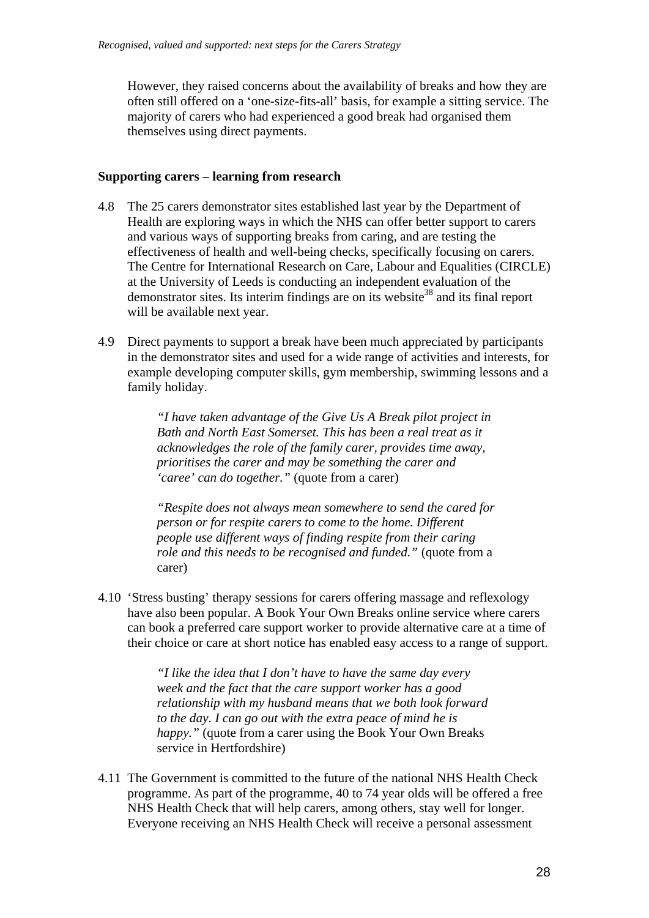However, they raised concerns about the availability of breaks and how they are often still offered on a 'one-size-fits-all' basis, for example a sitting service. The majority of carers who had experienced a good break had organised them themselves using direct payments.

**Supporting carers – learning from research**

4.8 The 25 carers demonstrator sites established last year by the Department of Health are exploring ways in which the NHS can offer better support to carers and various ways of supporting breaks from caring, and are testing the effectiveness of health and well-being checks, specifically focusing on carers. The Centre for International Research on Care, Labour and Equalities (CIRCLE) at the University of Leeds is conducting an independent evaluation of the demonstrator sites. Its interim findings are on its website[38] and its final report will be available next year.

4.9 Direct payments to support a break have been much appreciated by participants in the demonstrator sites and used for a wide range of activities and interests, for example developing computer skills, gym membership, swimming lessons and a family holiday.

> *"I have taken advantage of the Give Us A Break pilot project in Bath and North East Somerset. This has been a real treat as it acknowledges the role of the family carer, provides time away, prioritises the carer and may be something the carer and 'caree' can do together."* (quote from a carer)

> *"Respite does not always mean somewhere to send the cared for person or for respite carers to come to the home. Different people use different ways of finding respite from their caring role and this needs to be recognised and funded."* (quote from a carer)

4.10 'Stress busting' therapy sessions for carers offering massage and reflexology have also been popular. A Book Your Own Breaks online service where carers can book a preferred care support worker to provide alternative care at a time of their choice or care at short notice has enabled easy access to a range of support.

> *"I like the idea that I don't have to have the same day every week and the fact that the care support worker has a good relationship with my husband means that we both look forward to the day. I can go out with the extra peace of mind he is happy."* (quote from a carer using the Book Your Own Breaks service in Hertfordshire)

4.11 The Government is committed to the future of the national NHS Health Check programme. As part of the programme, 40 to 74 year olds will be offered a free NHS Health Check that will help carers, among others, stay well for longer. Everyone receiving an NHS Health Check will receive a personal assessment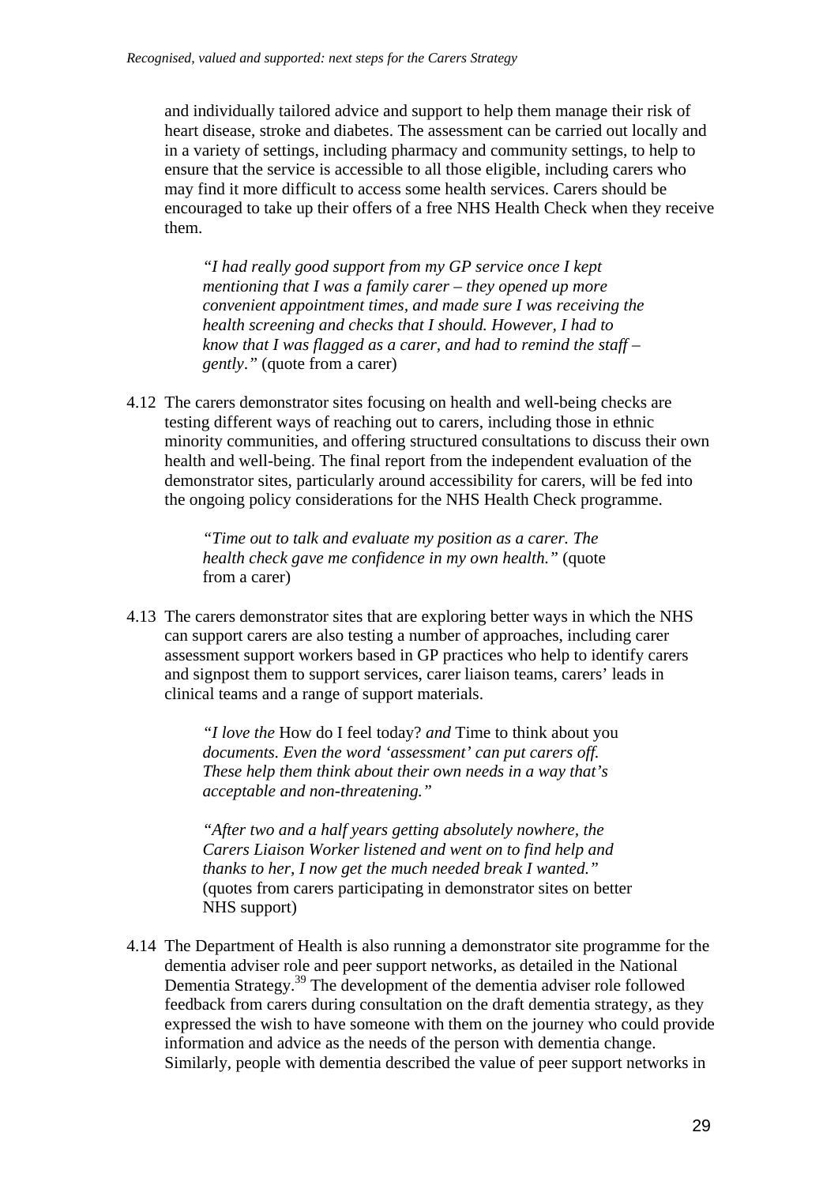and individually tailored advice and support to help them manage their risk of heart disease, stroke and diabetes. The assessment can be carried out locally and in a variety of settings, including pharmacy and community settings, to help to ensure that the service is accessible to all those eligible, including carers who may find it more difficult to access some health services. Carers should be encouraged to take up their offers of a free NHS Health Check when they receive them.

> *"I had really good support from my GP service once I kept mentioning that I was a family carer – they opened up more convenient appointment times, and made sure I was receiving the health screening and checks that I should. However, I had to know that I was flagged as a carer, and had to remind the staff – gently."* (quote from a carer)

4.12 The carers demonstrator sites focusing on health and well-being checks are testing different ways of reaching out to carers, including those in ethnic minority communities, and offering structured consultations to discuss their own health and well-being. The final report from the independent evaluation of the demonstrator sites, particularly around accessibility for carers, will be fed into the ongoing policy considerations for the NHS Health Check programme.

> *"Time out to talk and evaluate my position as a carer. The health check gave me confidence in my own health."* (quote from a carer)

4.13 The carers demonstrator sites that are exploring better ways in which the NHS can support carers are also testing a number of approaches, including carer assessment support workers based in GP practices who help to identify carers and signpost them to support services, carer liaison teams, carers' leads in clinical teams and a range of support materials.

> *"I love the* How do I feel today? *and* Time to think about you *documents. Even the word 'assessment' can put carers off. These help them think about their own needs in a way that's acceptable and non-threatening."*
>
> *"After two and a half years getting absolutely nowhere, the Carers Liaison Worker listened and went on to find help and thanks to her, I now get the much needed break I wanted."* (quotes from carers participating in demonstrator sites on better NHS support)

4.14 The Department of Health is also running a demonstrator site programme for the dementia adviser role and peer support networks, as detailed in the National Dementia Strategy.[39] The development of the dementia adviser role followed feedback from carers during consultation on the draft dementia strategy, as they expressed the wish to have someone with them on the journey who could provide information and advice as the needs of the person with dementia change. Similarly, people with dementia described the value of peer support networks in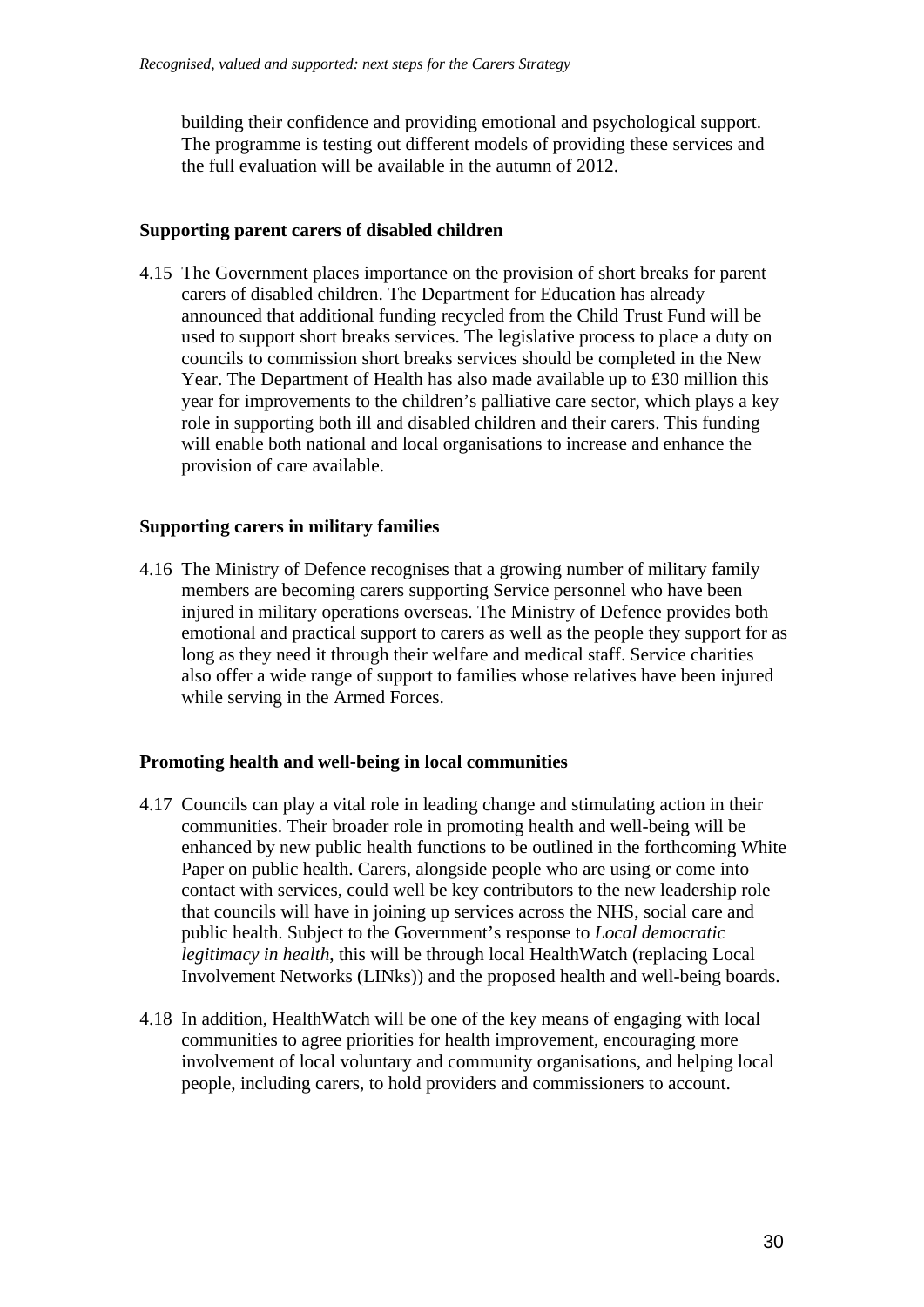building their confidence and providing emotional and psychological support. The programme is testing out different models of providing these services and the full evaluation will be available in the autumn of 2012.

### Supporting parent carers of disabled children

4.15 The Government places importance on the provision of short breaks for parent carers of disabled children. The Department for Education has already announced that additional funding recycled from the Child Trust Fund will be used to support short breaks services. The legislative process to place a duty on councils to commission short breaks services should be completed in the New Year. The Department of Health has also made available up to £30 million this year for improvements to the children's palliative care sector, which plays a key role in supporting both ill and disabled children and their carers. This funding will enable both national and local organisations to increase and enhance the provision of care available.

### Supporting carers in military families

4.16 The Ministry of Defence recognises that a growing number of military family members are becoming carers supporting Service personnel who have been injured in military operations overseas. The Ministry of Defence provides both emotional and practical support to carers as well as the people they support for as long as they need it through their welfare and medical staff. Service charities also offer a wide range of support to families whose relatives have been injured while serving in the Armed Forces.

### Promoting health and well-being in local communities

4.17 Councils can play a vital role in leading change and stimulating action in their communities. Their broader role in promoting health and well-being will be enhanced by new public health functions to be outlined in the forthcoming White Paper on public health. Carers, alongside people who are using or come into contact with services, could well be key contributors to the new leadership role that councils will have in joining up services across the NHS, social care and public health. Subject to the Government's response to *Local democratic legitimacy in health*, this will be through local HealthWatch (replacing Local Involvement Networks (LINks)) and the proposed health and well-being boards.

4.18 In addition, HealthWatch will be one of the key means of engaging with local communities to agree priorities for health improvement, encouraging more involvement of local voluntary and community organisations, and helping local people, including carers, to hold providers and commissioners to account.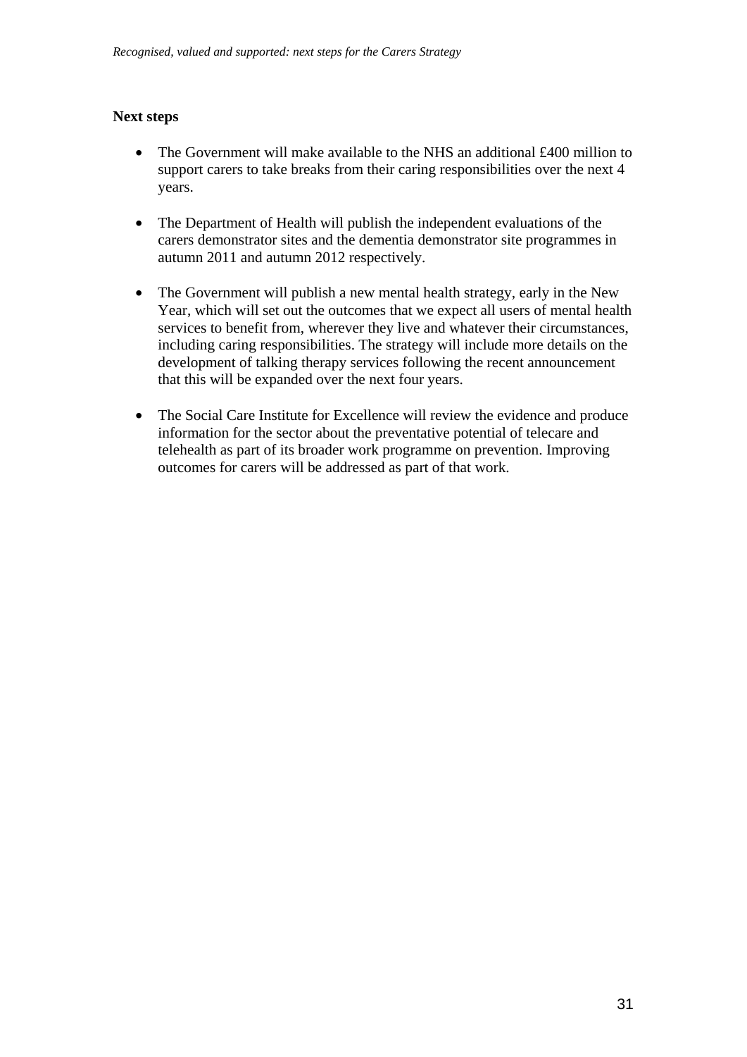**Next steps**

- The Government will make available to the NHS an additional £400 million to support carers to take breaks from their caring responsibilities over the next 4 years.

- The Department of Health will publish the independent evaluations of the carers demonstrator sites and the dementia demonstrator site programmes in autumn 2011 and autumn 2012 respectively.

- The Government will publish a new mental health strategy, early in the New Year, which will set out the outcomes that we expect all users of mental health services to benefit from, wherever they live and whatever their circumstances, including caring responsibilities. The strategy will include more details on the development of talking therapy services following the recent announcement that this will be expanded over the next four years.

- The Social Care Institute for Excellence will review the evidence and produce information for the sector about the preventative potential of telecare and telehealth as part of its broader work programme on prevention. Improving outcomes for carers will be addressed as part of that work.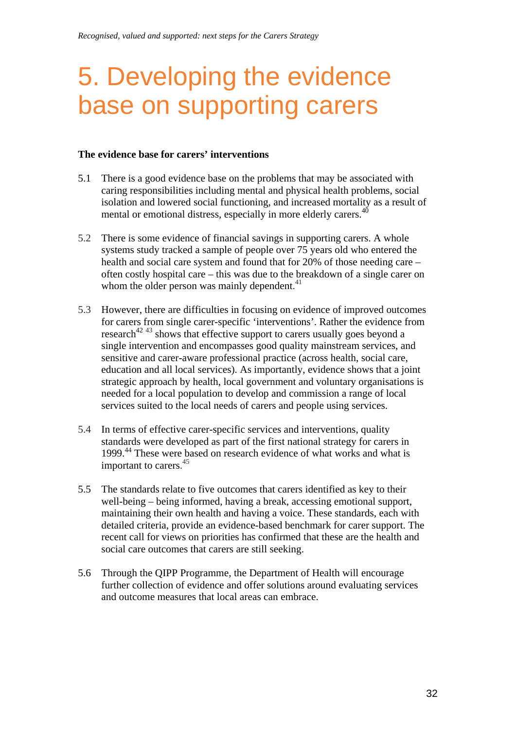# 5. Developing the evidence base on supporting carers

**The evidence base for carers' interventions**

5.1 There is a good evidence base on the problems that may be associated with caring responsibilities including mental and physical health problems, social isolation and lowered social functioning, and increased mortality as a result of mental or emotional distress, especially in more elderly carers.[40]

5.2 There is some evidence of financial savings in supporting carers. A whole systems study tracked a sample of people over 75 years old who entered the health and social care system and found that for 20% of those needing care – often costly hospital care – this was due to the breakdown of a single carer on whom the older person was mainly dependent.[41]

5.3 However, there are difficulties in focusing on evidence of improved outcomes for carers from single carer-specific 'interventions'. Rather the evidence from research[42] [43] shows that effective support to carers usually goes beyond a single intervention and encompasses good quality mainstream services, and sensitive and carer-aware professional practice (across health, social care, education and all local services). As importantly, evidence shows that a joint strategic approach by health, local government and voluntary organisations is needed for a local population to develop and commission a range of local services suited to the local needs of carers and people using services.

5.4 In terms of effective carer-specific services and interventions, quality standards were developed as part of the first national strategy for carers in 1999.[44] These were based on research evidence of what works and what is important to carers.[45]

5.5 The standards relate to five outcomes that carers identified as key to their well-being – being informed, having a break, accessing emotional support, maintaining their own health and having a voice. These standards, each with detailed criteria, provide an evidence-based benchmark for carer support. The recent call for views on priorities has confirmed that these are the health and social care outcomes that carers are still seeking.

5.6 Through the QIPP Programme, the Department of Health will encourage further collection of evidence and offer solutions around evaluating services and outcome measures that local areas can embrace.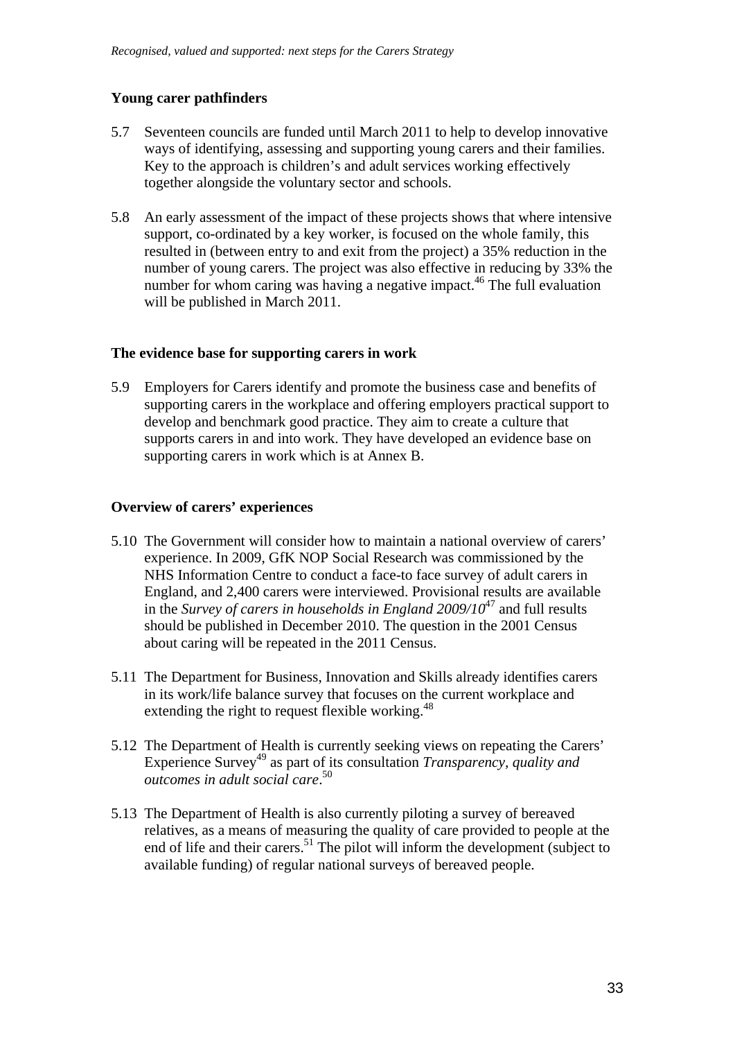### Young carer pathfinders

5.7 Seventeen councils are funded until March 2011 to help to develop innovative ways of identifying, assessing and supporting young carers and their families. Key to the approach is children's and adult services working effectively together alongside the voluntary sector and schools.

5.8 An early assessment of the impact of these projects shows that where intensive support, co-ordinated by a key worker, is focused on the whole family, this resulted in (between entry to and exit from the project) a 35% reduction in the number of young carers. The project was also effective in reducing by 33% the number for whom caring was having a negative impact.[46] The full evaluation will be published in March 2011.

### The evidence base for supporting carers in work

5.9 Employers for Carers identify and promote the business case and benefits of supporting carers in the workplace and offering employers practical support to develop and benchmark good practice. They aim to create a culture that supports carers in and into work. They have developed an evidence base on supporting carers in work which is at Annex B.

### Overview of carers' experiences

5.10 The Government will consider how to maintain a national overview of carers' experience. In 2009, GfK NOP Social Research was commissioned by the NHS Information Centre to conduct a face-to face survey of adult carers in England, and 2,400 carers were interviewed. Provisional results are available in the *Survey of carers in households in England 2009/10*[47] and full results should be published in December 2010. The question in the 2001 Census about caring will be repeated in the 2011 Census.

5.11 The Department for Business, Innovation and Skills already identifies carers in its work/life balance survey that focuses on the current workplace and extending the right to request flexible working.[48]

5.12 The Department of Health is currently seeking views on repeating the Carers' Experience Survey[49] as part of its consultation *Transparency, quality and outcomes in adult social care*.[50]

5.13 The Department of Health is also currently piloting a survey of bereaved relatives, as a means of measuring the quality of care provided to people at the end of life and their carers.[51] The pilot will inform the development (subject to available funding) of regular national surveys of bereaved people.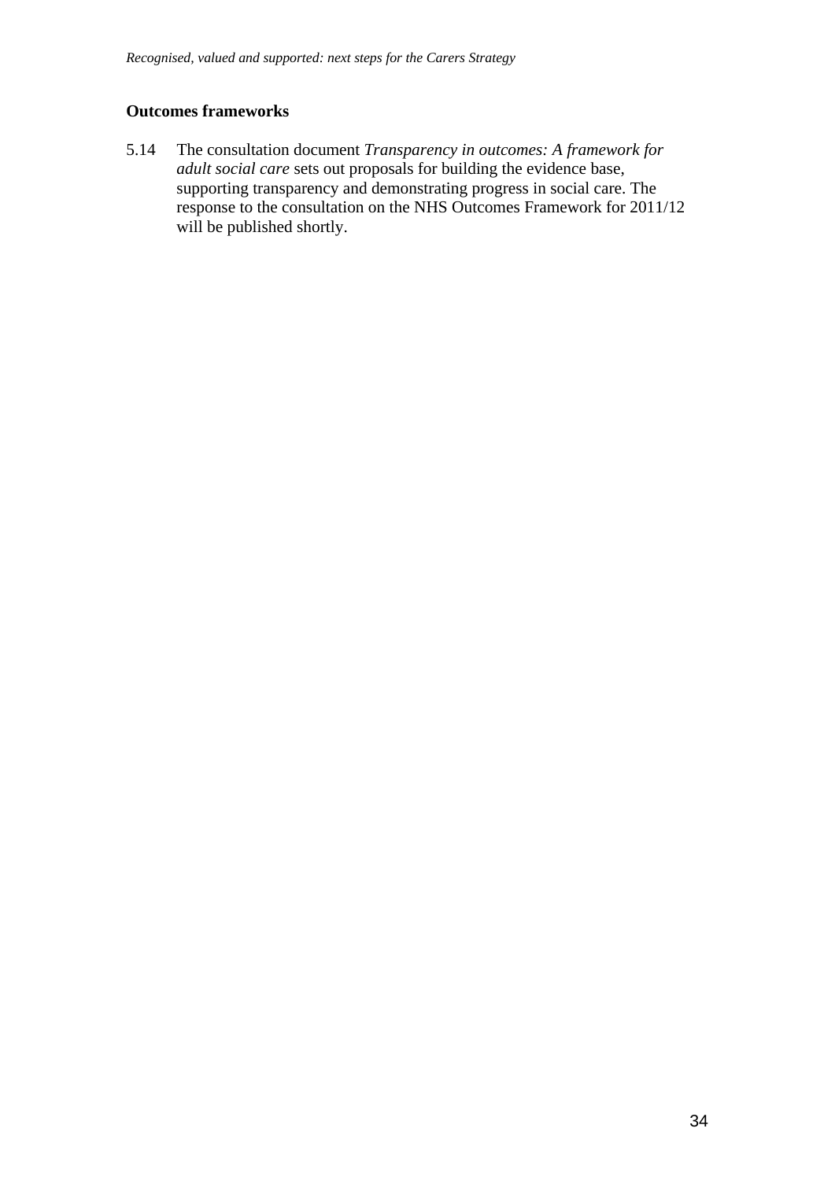### Outcomes frameworks

5.14 The consultation document *Transparency in outcomes: A framework for adult social care* sets out proposals for building the evidence base, supporting transparency and demonstrating progress in social care. The response to the consultation on the NHS Outcomes Framework for 2011/12 will be published shortly.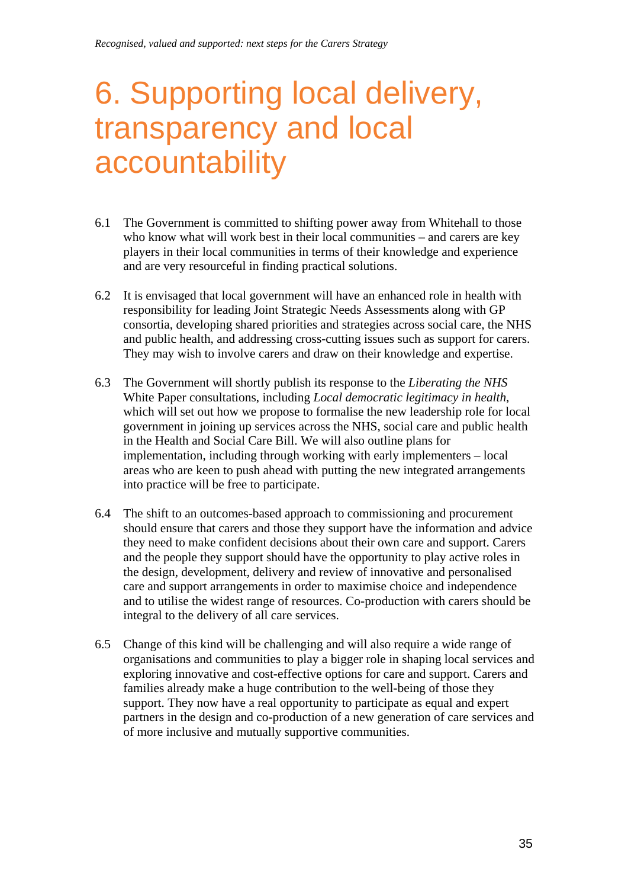# 6. Supporting local delivery, transparency and local accountability

6.1 The Government is committed to shifting power away from Whitehall to those who know what will work best in their local communities – and carers are key players in their local communities in terms of their knowledge and experience and are very resourceful in finding practical solutions.

6.2 It is envisaged that local government will have an enhanced role in health with responsibility for leading Joint Strategic Needs Assessments along with GP consortia, developing shared priorities and strategies across social care, the NHS and public health, and addressing cross-cutting issues such as support for carers. They may wish to involve carers and draw on their knowledge and expertise.

6.3 The Government will shortly publish its response to the *Liberating the NHS* White Paper consultations, including *Local democratic legitimacy in health*, which will set out how we propose to formalise the new leadership role for local government in joining up services across the NHS, social care and public health in the Health and Social Care Bill. We will also outline plans for implementation, including through working with early implementers – local areas who are keen to push ahead with putting the new integrated arrangements into practice will be free to participate.

6.4 The shift to an outcomes-based approach to commissioning and procurement should ensure that carers and those they support have the information and advice they need to make confident decisions about their own care and support. Carers and the people they support should have the opportunity to play active roles in the design, development, delivery and review of innovative and personalised care and support arrangements in order to maximise choice and independence and to utilise the widest range of resources. Co-production with carers should be integral to the delivery of all care services.

6.5 Change of this kind will be challenging and will also require a wide range of organisations and communities to play a bigger role in shaping local services and exploring innovative and cost-effective options for care and support. Carers and families already make a huge contribution to the well-being of those they support. They now have a real opportunity to participate as equal and expert partners in the design and co-production of a new generation of care services and of more inclusive and mutually supportive communities.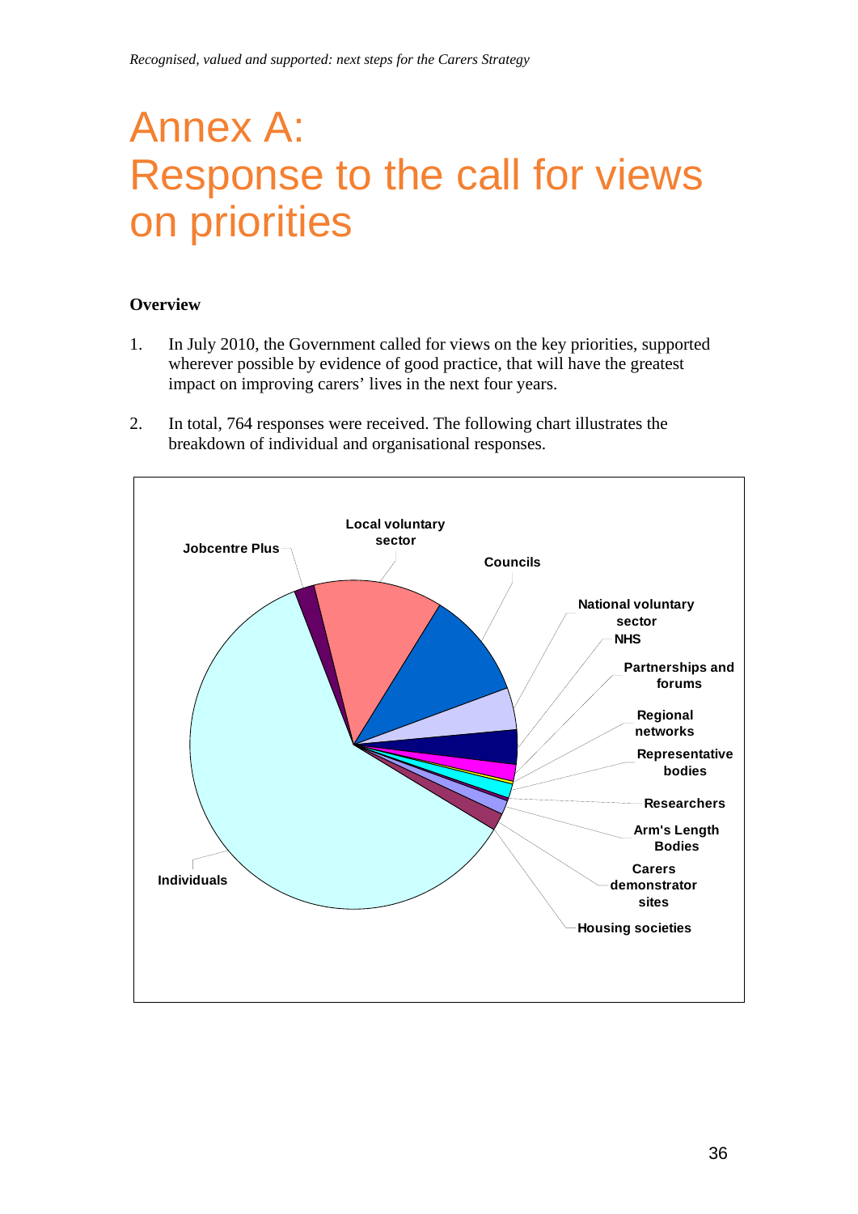# Annex A: Response to the call for views on priorities

**Overview**

1. In July 2010, the Government called for views on the key priorities, supported wherever possible by evidence of good practice, that will have the greatest impact on improving carers' lives in the next four years.

2. In total, 764 responses were received. The following chart illustrates the breakdown of individual and organisational responses.

Local voluntary sector
Jobcentre Plus
Councils
National voluntary sector
NHS
Partnerships and forums
Regional networks
Representative bodies
Researchers
Arm's Length Bodies
Carers demonstrator sites
Housing societies
Individuals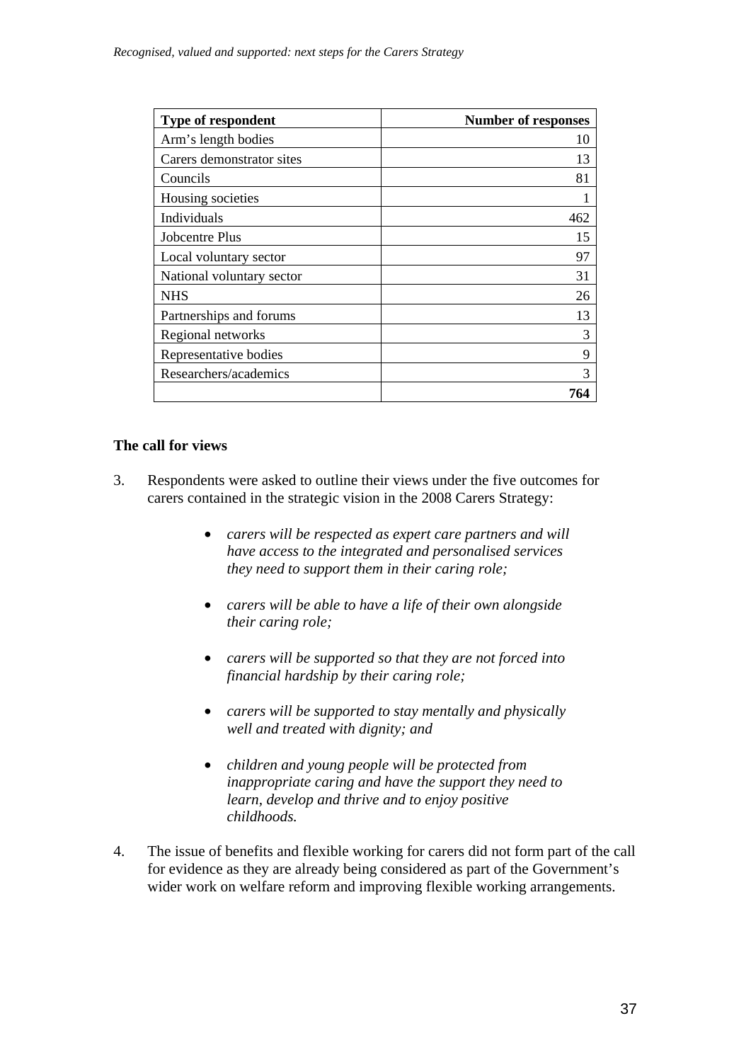| Type of respondent | Number of responses |
|---|---:|
| Arm's length bodies | 10 |
| Carers demonstrator sites | 13 |
| Councils | 81 |
| Housing societies | 1 |
| Individuals | 462 |
| Jobcentre Plus | 15 |
| Local voluntary sector | 97 |
| National voluntary sector | 31 |
| NHS | 26 |
| Partnerships and forums | 13 |
| Regional networks | 3 |
| Representative bodies | 9 |
| Researchers/academics | 3 |
| | **764** |

**The call for views**

3. Respondents were asked to outline their views under the five outcomes for carers contained in the strategic vision in the 2008 Carers Strategy:

   - *carers will be respected as expert care partners and will have access to the integrated and personalised services they need to support them in their caring role;*
   - *carers will be able to have a life of their own alongside their caring role;*
   - *carers will be supported so that they are not forced into financial hardship by their caring role;*
   - *carers will be supported to stay mentally and physically well and treated with dignity; and*
   - *children and young people will be protected from inappropriate caring and have the support they need to learn, develop and thrive and to enjoy positive childhoods.*

4. The issue of benefits and flexible working for carers did not form part of the call for evidence as they are already being considered as part of the Government's wider work on welfare reform and improving flexible working arrangements.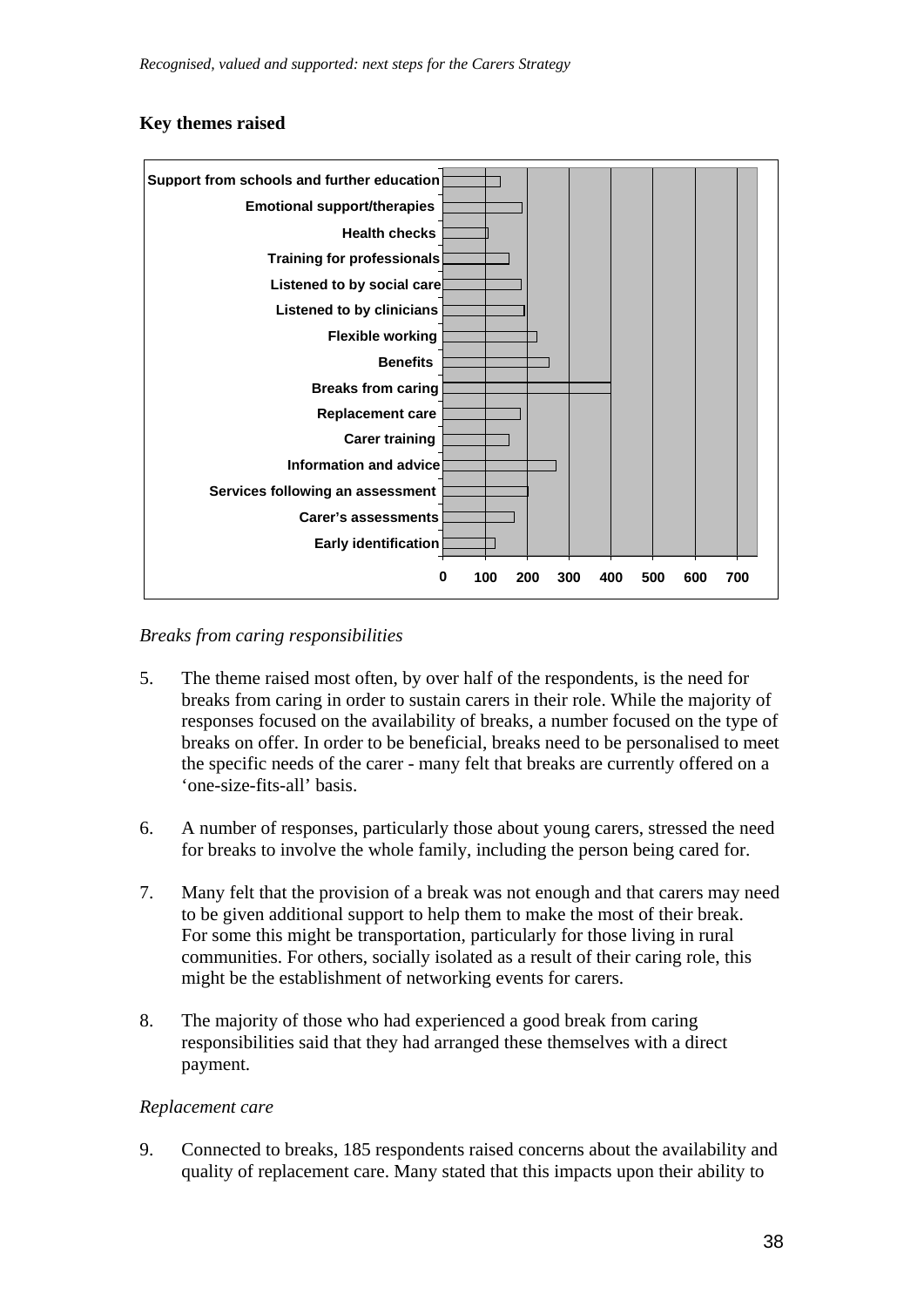**Key themes raised**

Support from schools and further education
Emotional support/therapies
Health checks
Training for professionals
Listened to by social care
Listened to by clinicians
Flexible working
Benefits
Breaks from caring
Replacement care
Carer training
Information and advice
Services following an assessment
Carer's assessments
Early identification

0 100 200 300 400 500 600 700

*Breaks from caring responsibilities*

5. The theme raised most often, by over half of the respondents, is the need for breaks from caring in order to sustain carers in their role. While the majority of responses focused on the availability of breaks, a number focused on the type of breaks on offer. In order to be beneficial, breaks need to be personalised to meet the specific needs of the carer - many felt that breaks are currently offered on a 'one-size-fits-all' basis.

6. A number of responses, particularly those about young carers, stressed the need for breaks to involve the whole family, including the person being cared for.

7. Many felt that the provision of a break was not enough and that carers may need to be given additional support to help them to make the most of their break. For some this might be transportation, particularly for those living in rural communities. For others, socially isolated as a result of their caring role, this might be the establishment of networking events for carers.

8. The majority of those who had experienced a good break from caring responsibilities said that they had arranged these themselves with a direct payment.

*Replacement care*

9. Connected to breaks, 185 respondents raised concerns about the availability and quality of replacement care. Many stated that this impacts upon their ability to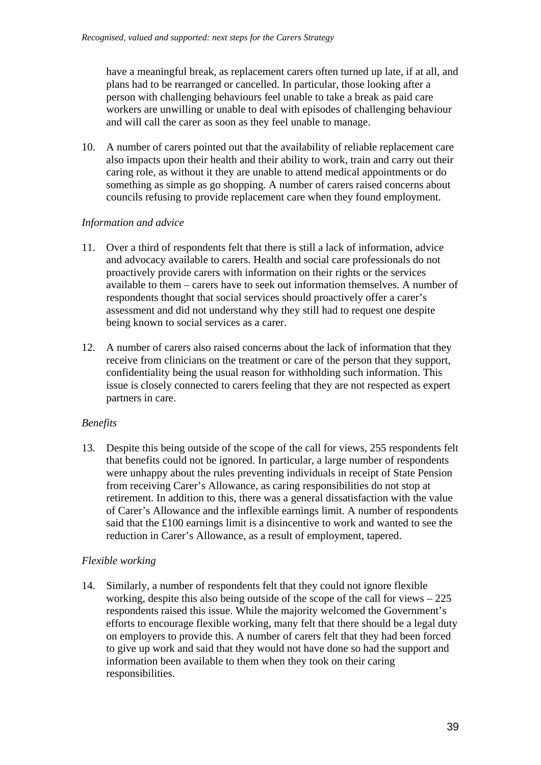have a meaningful break, as replacement carers often turned up late, if at all, and plans had to be rearranged or cancelled. In particular, those looking after a person with challenging behaviours feel unable to take a break as paid care workers are unwilling or unable to deal with episodes of challenging behaviour and will call the carer as soon as they feel unable to manage.

10. A number of carers pointed out that the availability of reliable replacement care also impacts upon their health and their ability to work, train and carry out their caring role, as without it they are unable to attend medical appointments or do something as simple as go shopping. A number of carers raised concerns about councils refusing to provide replacement care when they found employment.

*Information and advice*

11. Over a third of respondents felt that there is still a lack of information, advice and advocacy available to carers. Health and social care professionals do not proactively provide carers with information on their rights or the services available to them – carers have to seek out information themselves. A number of respondents thought that social services should proactively offer a carer's assessment and did not understand why they still had to request one despite being known to social services as a carer.

12. A number of carers also raised concerns about the lack of information that they receive from clinicians on the treatment or care of the person that they support, confidentiality being the usual reason for withholding such information. This issue is closely connected to carers feeling that they are not respected as expert partners in care.

*Benefits*

13. Despite this being outside of the scope of the call for views, 255 respondents felt that benefits could not be ignored. In particular, a large number of respondents were unhappy about the rules preventing individuals in receipt of State Pension from receiving Carer's Allowance, as caring responsibilities do not stop at retirement. In addition to this, there was a general dissatisfaction with the value of Carer's Allowance and the inflexible earnings limit. A number of respondents said that the £100 earnings limit is a disincentive to work and wanted to see the reduction in Carer's Allowance, as a result of employment, tapered.

*Flexible working*

14. Similarly, a number of respondents felt that they could not ignore flexible working, despite this also being outside of the scope of the call for views – 225 respondents raised this issue. While the majority welcomed the Government's efforts to encourage flexible working, many felt that there should be a legal duty on employers to provide this. A number of carers felt that they had been forced to give up work and said that they would not have done so had the support and information been available to them when they took on their caring responsibilities.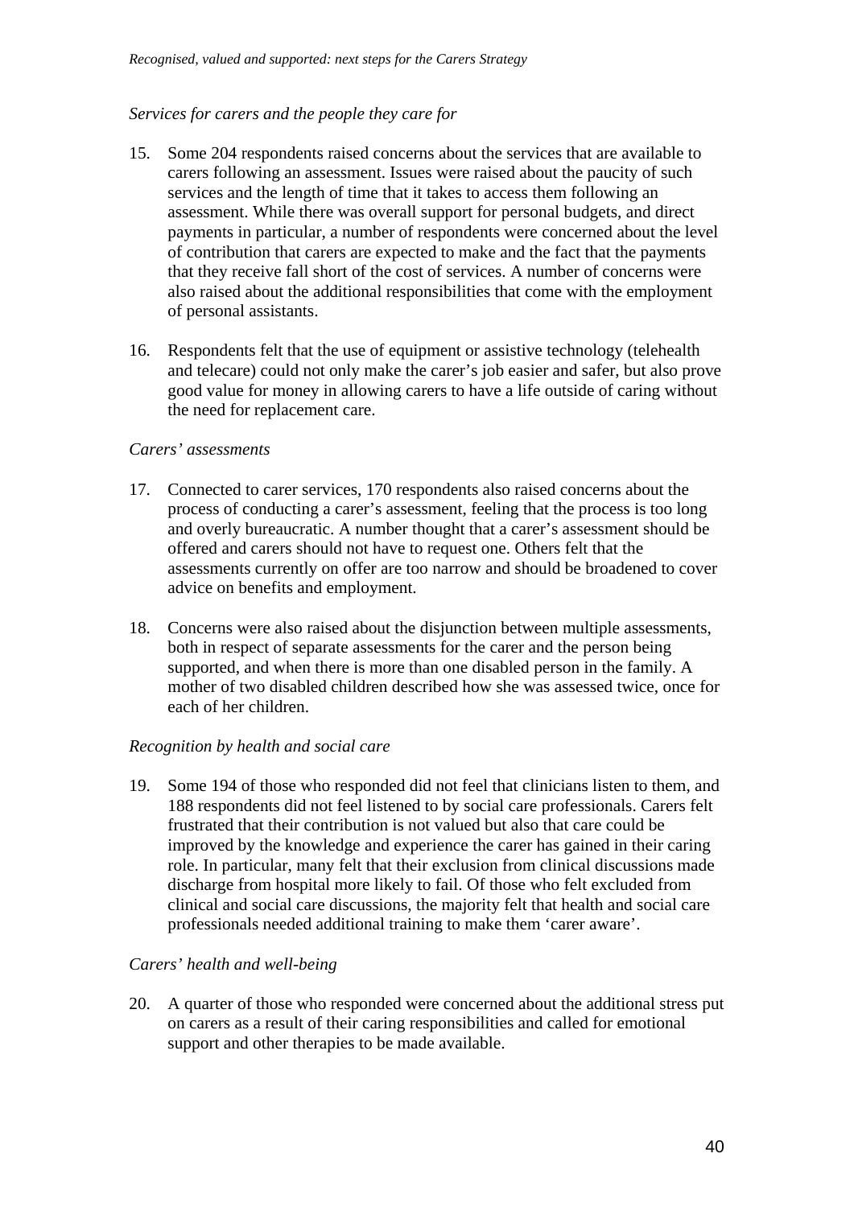*Services for carers and the people they care for*

15. Some 204 respondents raised concerns about the services that are available to carers following an assessment. Issues were raised about the paucity of such services and the length of time that it takes to access them following an assessment. While there was overall support for personal budgets, and direct payments in particular, a number of respondents were concerned about the level of contribution that carers are expected to make and the fact that the payments that they receive fall short of the cost of services. A number of concerns were also raised about the additional responsibilities that come with the employment of personal assistants.

16. Respondents felt that the use of equipment or assistive technology (telehealth and telecare) could not only make the carer's job easier and safer, but also prove good value for money in allowing carers to have a life outside of caring without the need for replacement care.

*Carers' assessments*

17. Connected to carer services, 170 respondents also raised concerns about the process of conducting a carer's assessment, feeling that the process is too long and overly bureaucratic. A number thought that a carer's assessment should be offered and carers should not have to request one. Others felt that the assessments currently on offer are too narrow and should be broadened to cover advice on benefits and employment.

18. Concerns were also raised about the disjunction between multiple assessments, both in respect of separate assessments for the carer and the person being supported, and when there is more than one disabled person in the family. A mother of two disabled children described how she was assessed twice, once for each of her children.

*Recognition by health and social care*

19. Some 194 of those who responded did not feel that clinicians listen to them, and 188 respondents did not feel listened to by social care professionals. Carers felt frustrated that their contribution is not valued but also that care could be improved by the knowledge and experience the carer has gained in their caring role. In particular, many felt that their exclusion from clinical discussions made discharge from hospital more likely to fail. Of those who felt excluded from clinical and social care discussions, the majority felt that health and social care professionals needed additional training to make them 'carer aware'.

*Carers' health and well-being*

20. A quarter of those who responded were concerned about the additional stress put on carers as a result of their caring responsibilities and called for emotional support and other therapies to be made available.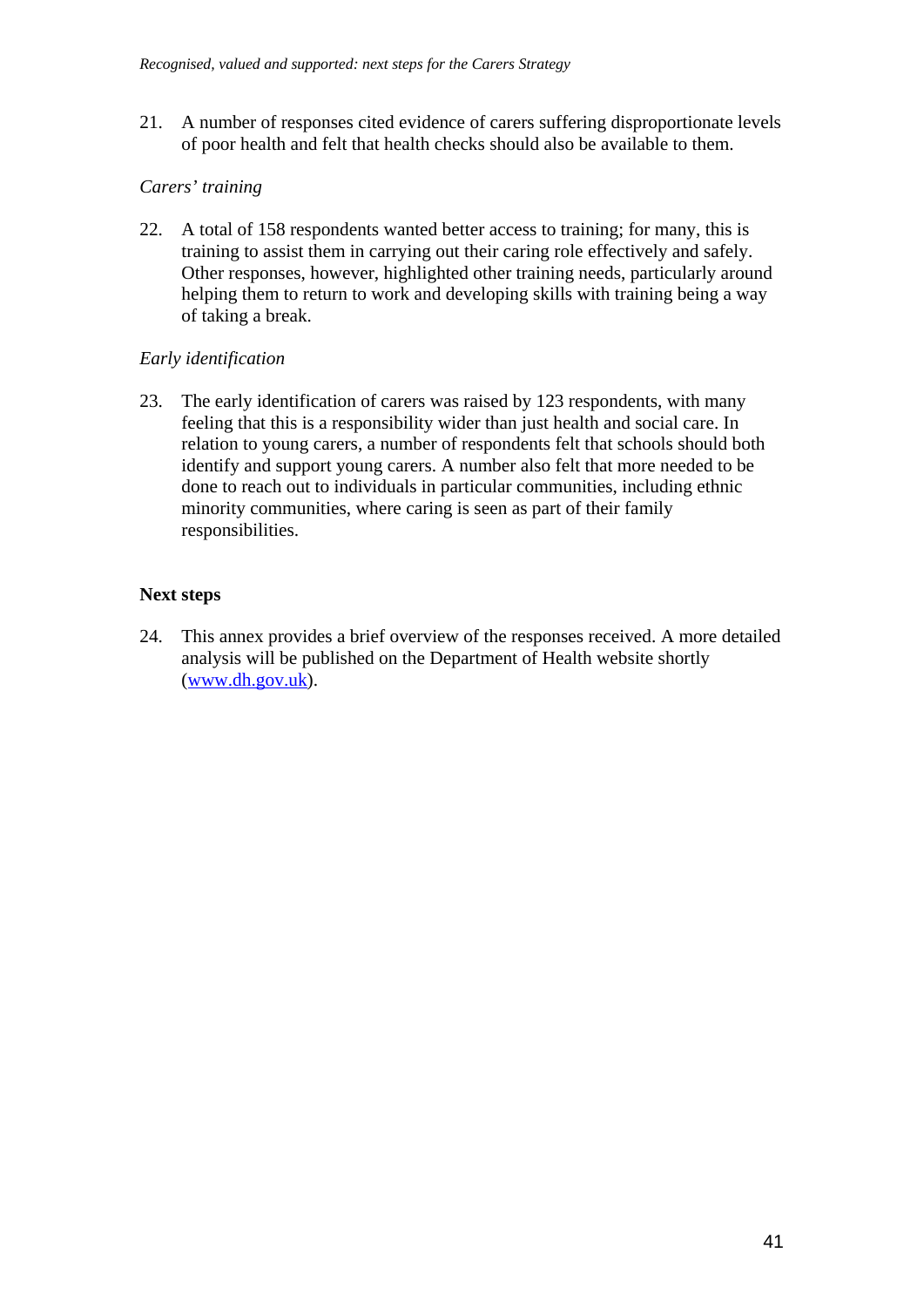21. A number of responses cited evidence of carers suffering disproportionate levels of poor health and felt that health checks should also be available to them.

*Carers' training*

22. A total of 158 respondents wanted better access to training; for many, this is training to assist them in carrying out their caring role effectively and safely. Other responses, however, highlighted other training needs, particularly around helping them to return to work and developing skills with training being a way of taking a break.

*Early identification*

23. The early identification of carers was raised by 123 respondents, with many feeling that this is a responsibility wider than just health and social care. In relation to young carers, a number of respondents felt that schools should both identify and support young carers. A number also felt that more needed to be done to reach out to individuals in particular communities, including ethnic minority communities, where caring is seen as part of their family responsibilities.

**Next steps**

24. This annex provides a brief overview of the responses received. A more detailed analysis will be published on the Department of Health website shortly (www.dh.gov.uk).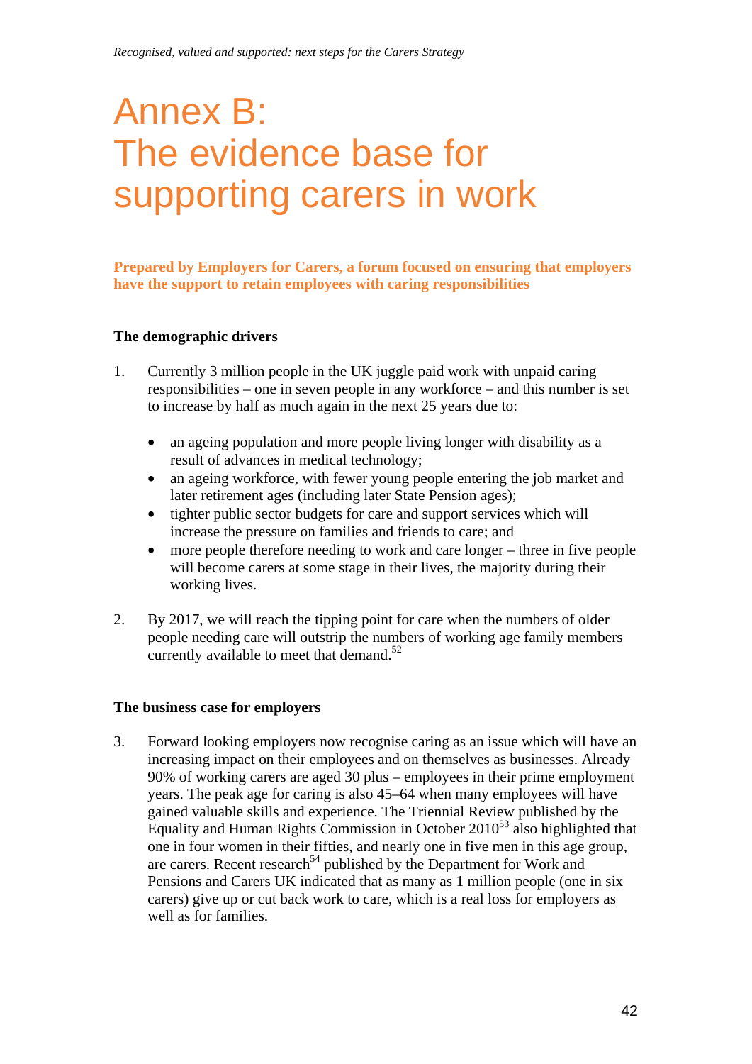# Annex B: The evidence base for supporting carers in work

**Prepared by Employers for Carers, a forum focused on ensuring that employers have the support to retain employees with caring responsibilities**

**The demographic drivers**

1. Currently 3 million people in the UK juggle paid work with unpaid caring responsibilities – one in seven people in any workforce – and this number is set to increase by half as much again in the next 25 years due to:

   - an ageing population and more people living longer with disability as a result of advances in medical technology;
   - an ageing workforce, with fewer young people entering the job market and later retirement ages (including later State Pension ages);
   - tighter public sector budgets for care and support services which will increase the pressure on families and friends to care; and
   - more people therefore needing to work and care longer – three in five people will become carers at some stage in their lives, the majority during their working lives.

2. By 2017, we will reach the tipping point for care when the numbers of older people needing care will outstrip the numbers of working age family members currently available to meet that demand.[52]

**The business case for employers**

3. Forward looking employers now recognise caring as an issue which will have an increasing impact on their employees and on themselves as businesses. Already 90% of working carers are aged 30 plus – employees in their prime employment years. The peak age for caring is also 45–64 when many employees will have gained valuable skills and experience. The Triennial Review published by the Equality and Human Rights Commission in October 2010[53] also highlighted that one in four women in their fifties, and nearly one in five men in this age group, are carers. Recent research[54] published by the Department for Work and Pensions and Carers UK indicated that as many as 1 million people (one in six carers) give up or cut back work to care, which is a real loss for employers as well as for families.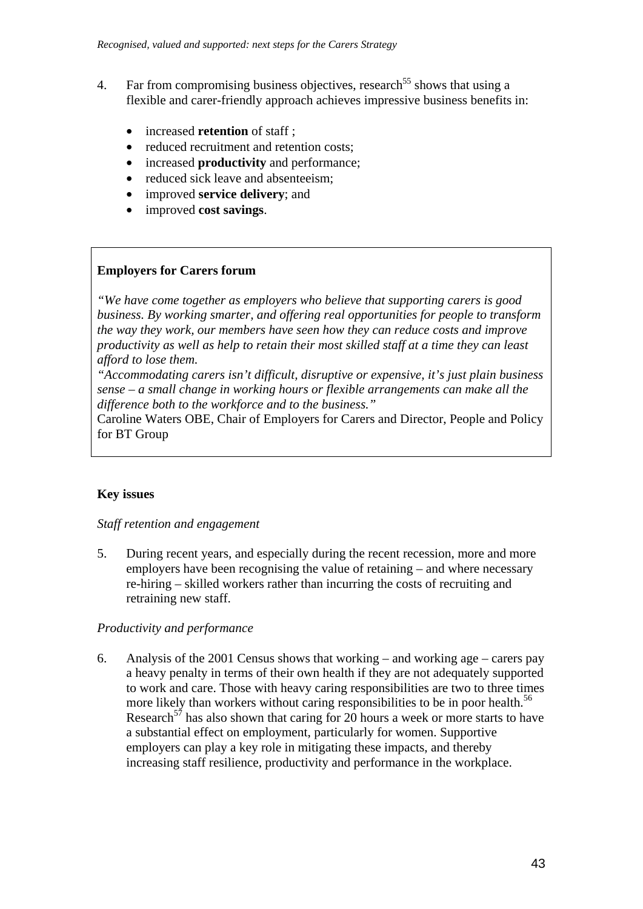4. Far from compromising business objectives, research[55] shows that using a flexible and carer-friendly approach achieves impressive business benefits in:

    - increased **retention** of staff ;
    - reduced recruitment and retention costs;
    - increased **productivity** and performance;
    - reduced sick leave and absenteeism;
    - improved **service delivery**; and
    - improved **cost savings**.

> **Employers for Carers forum**
>
> *"We have come together as employers who believe that supporting carers is good business. By working smarter, and offering real opportunities for people to transform the way they work, our members have seen how they can reduce costs and improve productivity as well as help to retain their most skilled staff at a time they can least afford to lose them.*
> *"Accommodating carers isn't difficult, disruptive or expensive, it's just plain business sense – a small change in working hours or flexible arrangements can make all the difference both to the workforce and to the business."*
> Caroline Waters OBE, Chair of Employers for Carers and Director, People and Policy for BT Group

**Key issues**

*Staff retention and engagement*

5. During recent years, and especially during the recent recession, more and more employers have been recognising the value of retaining – and where necessary re-hiring – skilled workers rather than incurring the costs of recruiting and retraining new staff.

*Productivity and performance*

6. Analysis of the 2001 Census shows that working – and working age – carers pay a heavy penalty in terms of their own health if they are not adequately supported to work and care. Those with heavy caring responsibilities are two to three times more likely than workers without caring responsibilities to be in poor health.[56] Research[57] has also shown that caring for 20 hours a week or more starts to have a substantial effect on employment, particularly for women. Supportive employers can play a key role in mitigating these impacts, and thereby increasing staff resilience, productivity and performance in the workplace.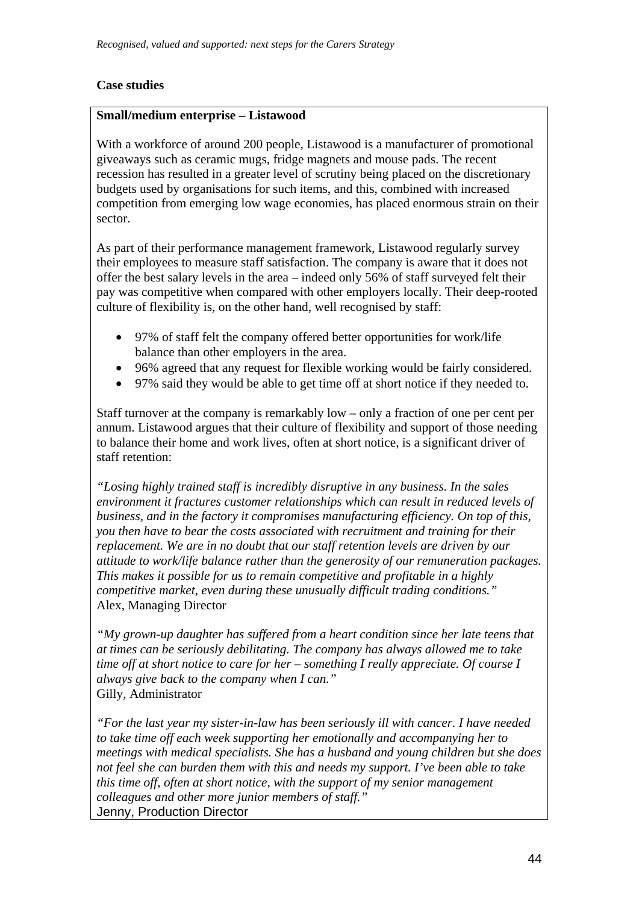**Case studies**

**Small/medium enterprise – Listawood**

With a workforce of around 200 people, Listawood is a manufacturer of promotional giveaways such as ceramic mugs, fridge magnets and mouse pads. The recent recession has resulted in a greater level of scrutiny being placed on the discretionary budgets used by organisations for such items, and this, combined with increased competition from emerging low wage economies, has placed enormous strain on their sector.

As part of their performance management framework, Listawood regularly survey their employees to measure staff satisfaction. The company is aware that it does not offer the best salary levels in the area – indeed only 56% of staff surveyed felt their pay was competitive when compared with other employers locally. Their deep-rooted culture of flexibility is, on the other hand, well recognised by staff:

- 97% of staff felt the company offered better opportunities for work/life balance than other employers in the area.
- 96% agreed that any request for flexible working would be fairly considered.
- 97% said they would be able to get time off at short notice if they needed to.

Staff turnover at the company is remarkably low – only a fraction of one per cent per annum. Listawood argues that their culture of flexibility and support of those needing to balance their home and work lives, often at short notice, is a significant driver of staff retention:

*"Losing highly trained staff is incredibly disruptive in any business. In the sales environment it fractures customer relationships which can result in reduced levels of business, and in the factory it compromises manufacturing efficiency. On top of this, you then have to bear the costs associated with recruitment and training for their replacement. We are in no doubt that our staff retention levels are driven by our attitude to work/life balance rather than the generosity of our remuneration packages. This makes it possible for us to remain competitive and profitable in a highly competitive market, even during these unusually difficult trading conditions."*
Alex, Managing Director

*"My grown-up daughter has suffered from a heart condition since her late teens that at times can be seriously debilitating. The company has always allowed me to take time off at short notice to care for her – something I really appreciate. Of course I always give back to the company when I can."*
Gilly, Administrator

*"For the last year my sister-in-law has been seriously ill with cancer. I have needed to take time off each week supporting her emotionally and accompanying her to meetings with medical specialists. She has a husband and young children but she does not feel she can burden them with this and needs my support. I've been able to take this time off, often at short notice, with the support of my senior management colleagues and other more junior members of staff."*
Jenny, Production Director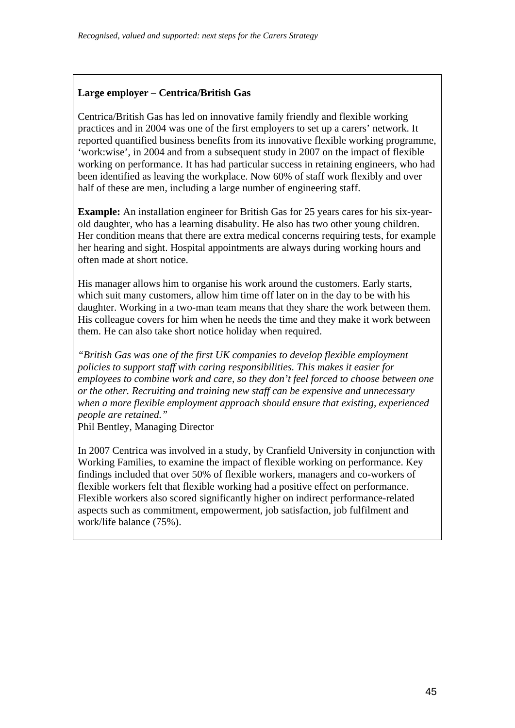**Large employer – Centrica/British Gas**

Centrica/British Gas has led on innovative family friendly and flexible working practices and in 2004 was one of the first employers to set up a carers' network. It reported quantified business benefits from its innovative flexible working programme, 'work:wise', in 2004 and from a subsequent study in 2007 on the impact of flexible working on performance. It has had particular success in retaining engineers, who had been identified as leaving the workplace. Now 60% of staff work flexibly and over half of these are men, including a large number of engineering staff.

**Example:** An installation engineer for British Gas for 25 years cares for his six-year-old daughter, who has a learning disability. He also has two other young children. Her condition means that there are extra medical concerns requiring tests, for example her hearing and sight. Hospital appointments are always during working hours and often made at short notice.

His manager allows him to organise his work around the customers. Early starts, which suit many customers, allow him time off later on in the day to be with his daughter. Working in a two-man team means that they share the work between them. His colleague covers for him when he needs the time and they make it work between them. He can also take short notice holiday when required.

*"British Gas was one of the first UK companies to develop flexible employment policies to support staff with caring responsibilities. This makes it easier for employees to combine work and care, so they don't feel forced to choose between one or the other. Recruiting and training new staff can be expensive and unnecessary when a more flexible employment approach should ensure that existing, experienced people are retained."*
Phil Bentley, Managing Director

In 2007 Centrica was involved in a study, by Cranfield University in conjunction with Working Families, to examine the impact of flexible working on performance. Key findings included that over 50% of flexible workers, managers and co-workers of flexible workers felt that flexible working had a positive effect on performance. Flexible workers also scored significantly higher on indirect performance-related aspects such as commitment, empowerment, job satisfaction, job fulfilment and work/life balance (75%).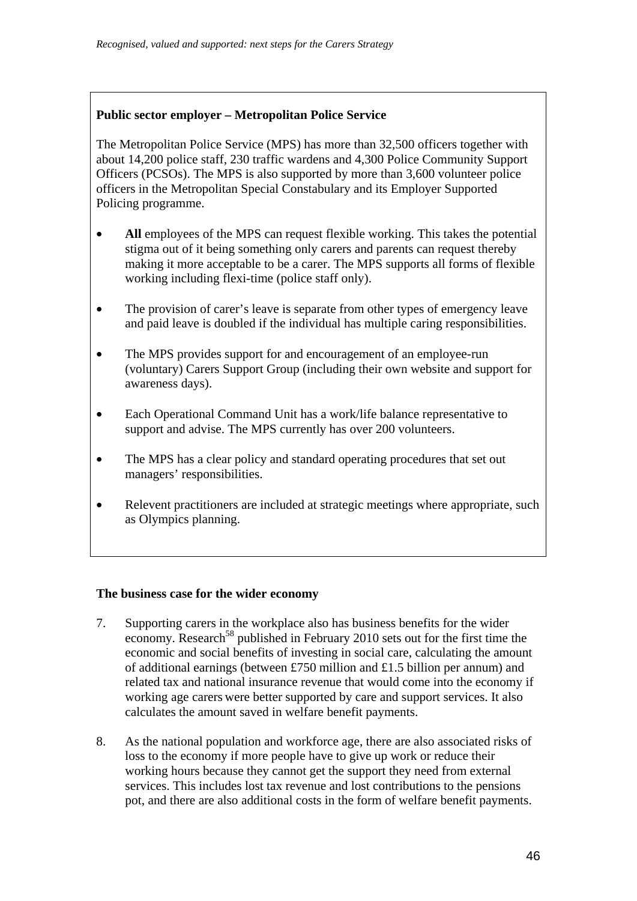**Public sector employer – Metropolitan Police Service**

The Metropolitan Police Service (MPS) has more than 32,500 officers together with about 14,200 police staff, 230 traffic wardens and 4,300 Police Community Support Officers (PCSOs). The MPS is also supported by more than 3,600 volunteer police officers in the Metropolitan Special Constabulary and its Employer Supported Policing programme.

- **All** employees of the MPS can request flexible working. This takes the potential stigma out of it being something only carers and parents can request thereby making it more acceptable to be a carer. The MPS supports all forms of flexible working including flexi-time (police staff only).
- The provision of carer's leave is separate from other types of emergency leave and paid leave is doubled if the individual has multiple caring responsibilities.
- The MPS provides support for and encouragement of an employee-run (voluntary) Carers Support Group (including their own website and support for awareness days).
- Each Operational Command Unit has a work/life balance representative to support and advise. The MPS currently has over 200 volunteers.
- The MPS has a clear policy and standard operating procedures that set out managers' responsibilities.
- Relevent practitioners are included at strategic meetings where appropriate, such as Olympics planning.

**The business case for the wider economy**

7. Supporting carers in the workplace also has business benefits for the wider economy. Research[58] published in February 2010 sets out for the first time the economic and social benefits of investing in social care, calculating the amount of additional earnings (between £750 million and £1.5 billion per annum) and related tax and national insurance revenue that would come into the economy if working age carers were better supported by care and support services. It also calculates the amount saved in welfare benefit payments.

8. As the national population and workforce age, there are also associated risks of loss to the economy if more people have to give up work or reduce their working hours because they cannot get the support they need from external services. This includes lost tax revenue and lost contributions to the pensions pot, and there are also additional costs in the form of welfare benefit payments.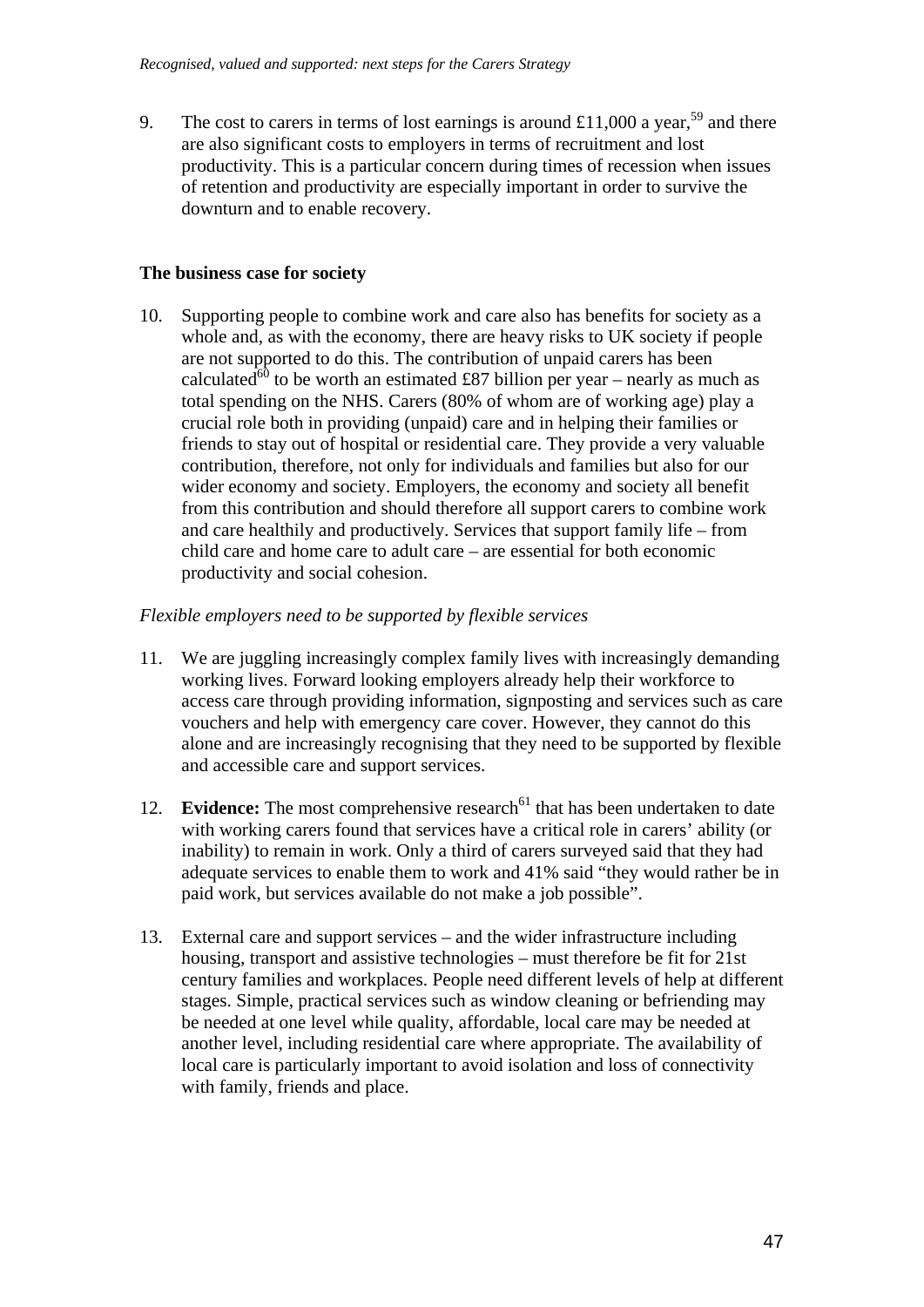9. The cost to carers in terms of lost earnings is around £11,000 a year,[59] and there are also significant costs to employers in terms of recruitment and lost productivity. This is a particular concern during times of recession when issues of retention and productivity are especially important in order to survive the downturn and to enable recovery.

**The business case for society**

10. Supporting people to combine work and care also has benefits for society as a whole and, as with the economy, there are heavy risks to UK society if people are not supported to do this. The contribution of unpaid carers has been calculated[60] to be worth an estimated £87 billion per year – nearly as much as total spending on the NHS. Carers (80% of whom are of working age) play a crucial role both in providing (unpaid) care and in helping their families or friends to stay out of hospital or residential care. They provide a very valuable contribution, therefore, not only for individuals and families but also for our wider economy and society. Employers, the economy and society all benefit from this contribution and should therefore all support carers to combine work and care healthily and productively. Services that support family life – from child care and home care to adult care – are essential for both economic productivity and social cohesion.

*Flexible employers need to be supported by flexible services*

11. We are juggling increasingly complex family lives with increasingly demanding working lives. Forward looking employers already help their workforce to access care through providing information, signposting and services such as care vouchers and help with emergency care cover. However, they cannot do this alone and are increasingly recognising that they need to be supported by flexible and accessible care and support services.

12. **Evidence:** The most comprehensive research[61] that has been undertaken to date with working carers found that services have a critical role in carers' ability (or inability) to remain in work. Only a third of carers surveyed said that they had adequate services to enable them to work and 41% said "they would rather be in paid work, but services available do not make a job possible".

13. External care and support services – and the wider infrastructure including housing, transport and assistive technologies – must therefore be fit for 21st century families and workplaces. People need different levels of help at different stages. Simple, practical services such as window cleaning or befriending may be needed at one level while quality, affordable, local care may be needed at another level, including residential care where appropriate. The availability of local care is particularly important to avoid isolation and loss of connectivity with family, friends and place.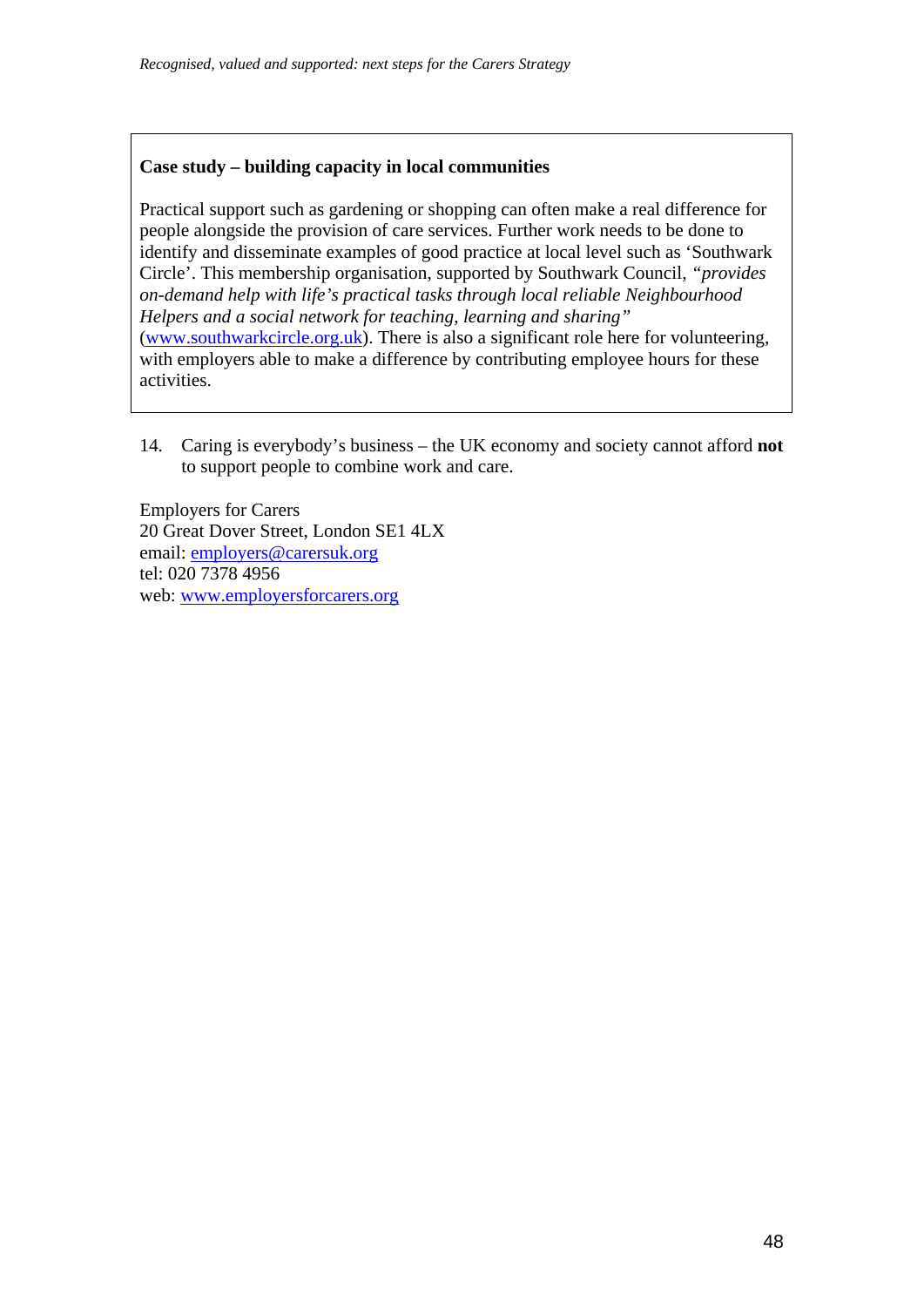**Case study – building capacity in local communities**

Practical support such as gardening or shopping can often make a real difference for people alongside the provision of care services. Further work needs to be done to identify and disseminate examples of good practice at local level such as 'Southwark Circle'. This membership organisation, supported by Southwark Council, *"provides on-demand help with life's practical tasks through local reliable Neighbourhood Helpers and a social network for teaching, learning and sharing"* (www.southwarkcircle.org.uk). There is also a significant role here for volunteering, with employers able to make a difference by contributing employee hours for these activities.

14. Caring is everybody's business – the UK economy and society cannot afford **not** to support people to combine work and care.

Employers for Carers
20 Great Dover Street, London SE1 4LX
email: employers@carersuk.org
tel: 020 7378 4956
web: www.employersforcarers.org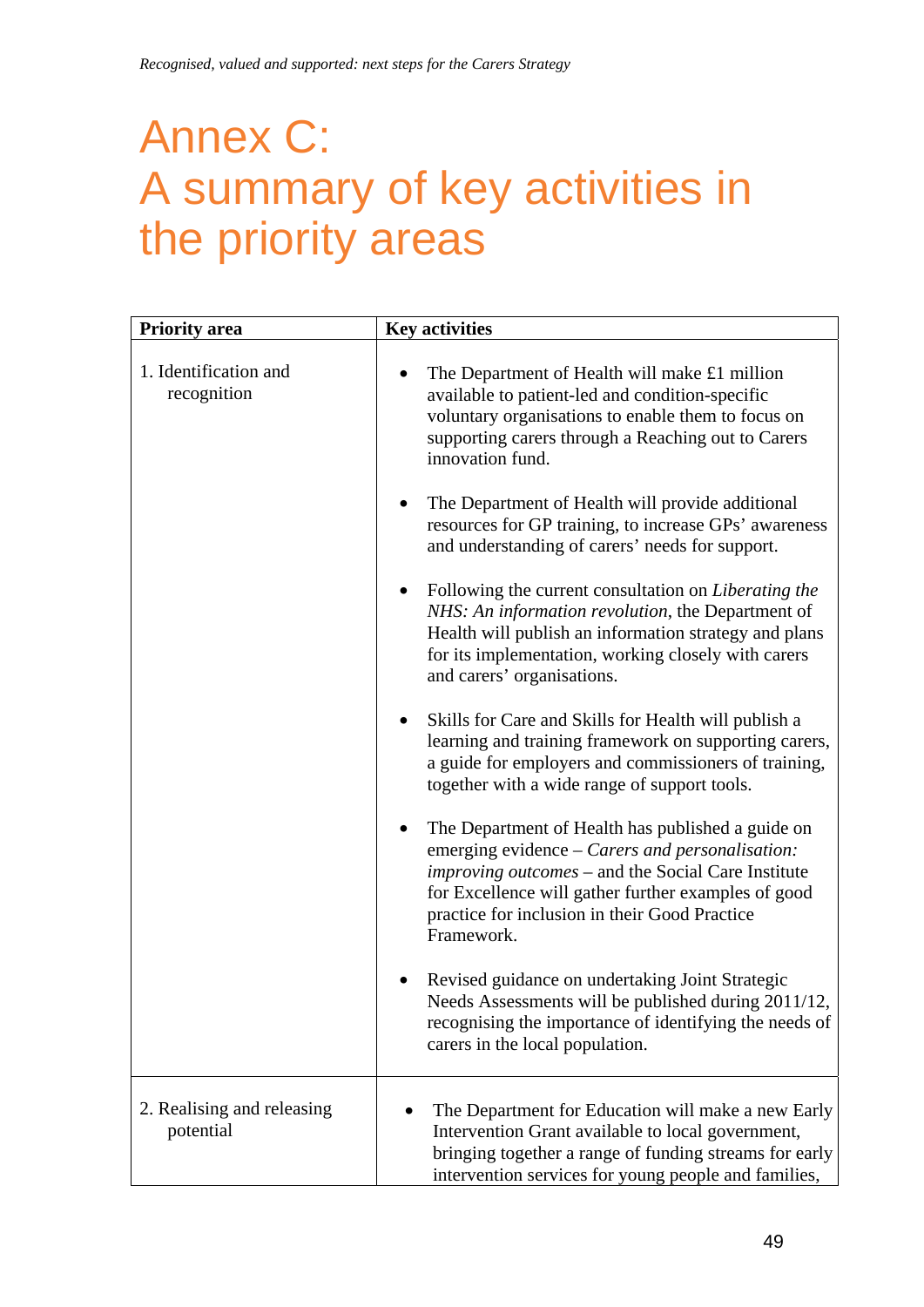# Annex C: A summary of key activities in the priority areas

| Priority area | Key activities |
| --- | --- |
| 1. Identification and recognition | • The Department of Health will make £1 million available to patient-led and condition-specific voluntary organisations to enable them to focus on supporting carers through a Reaching out to Carers innovation fund.<br><br>• The Department of Health will provide additional resources for GP training, to increase GPs' awareness and understanding of carers' needs for support.<br><br>• Following the current consultation on *Liberating the NHS: An information revolution*, the Department of Health will publish an information strategy and plans for its implementation, working closely with carers and carers' organisations.<br><br>• Skills for Care and Skills for Health will publish a learning and training framework on supporting carers, a guide for employers and commissioners of training, together with a wide range of support tools.<br><br>• The Department of Health has published a guide on emerging evidence – *Carers and personalisation: improving outcomes* – and the Social Care Institute for Excellence will gather further examples of good practice for inclusion in their Good Practice Framework.<br><br>• Revised guidance on undertaking Joint Strategic Needs Assessments will be published during 2011/12, recognising the importance of identifying the needs of carers in the local population. |
| 2. Realising and releasing potential | • The Department for Education will make a new Early Intervention Grant available to local government, bringing together a range of funding streams for early intervention services for young people and families, |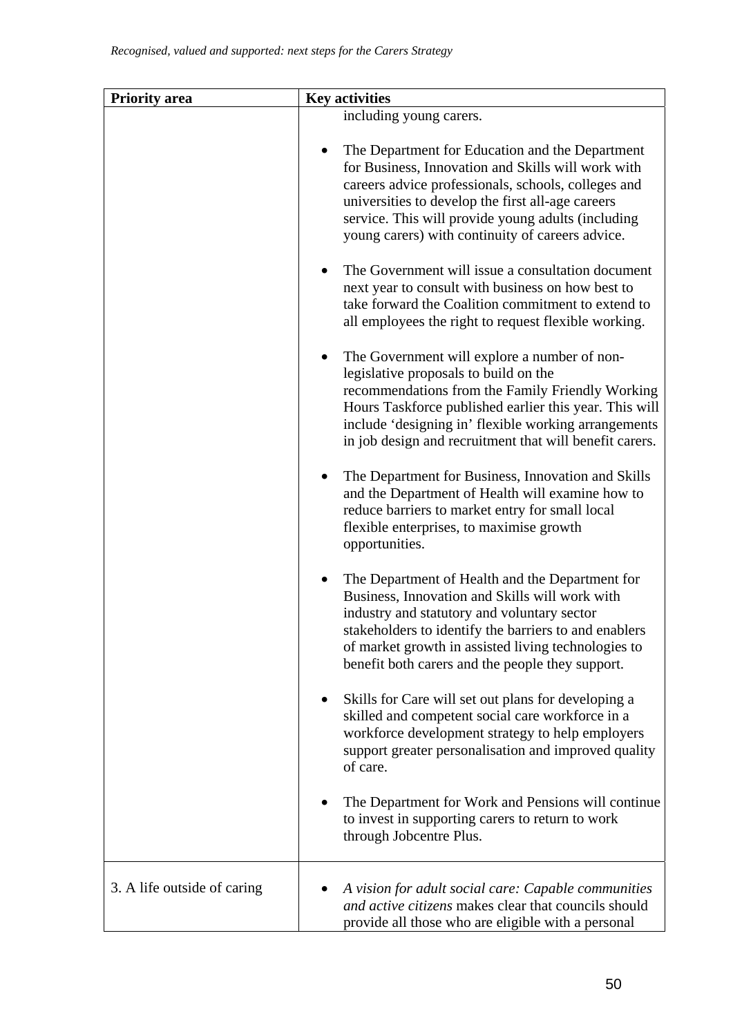| Priority area | Key activities |
|---|---|
| | including young carers.<br><br>• The Department for Education and the Department for Business, Innovation and Skills will work with careers advice professionals, schools, colleges and universities to develop the first all-age careers service. This will provide young adults (including young carers) with continuity of careers advice.<br><br>• The Government will issue a consultation document next year to consult with business on how best to take forward the Coalition commitment to extend to all employees the right to request flexible working.<br><br>• The Government will explore a number of non-legislative proposals to build on the recommendations from the Family Friendly Working Hours Taskforce published earlier this year. This will include 'designing in' flexible working arrangements in job design and recruitment that will benefit carers.<br><br>• The Department for Business, Innovation and Skills and the Department of Health will examine how to reduce barriers to market entry for small local flexible enterprises, to maximise growth opportunities.<br><br>• The Department of Health and the Department for Business, Innovation and Skills will work with industry and statutory and voluntary sector stakeholders to identify the barriers to and enablers of market growth in assisted living technologies to benefit both carers and the people they support.<br><br>• Skills for Care will set out plans for developing a skilled and competent social care workforce in a workforce development strategy to help employers support greater personalisation and improved quality of care.<br><br>• The Department for Work and Pensions will continue to invest in supporting carers to return to work through Jobcentre Plus. |
| 3. A life outside of caring | • *A vision for adult social care: Capable communities and active citizens* makes clear that councils should provide all those who are eligible with a personal |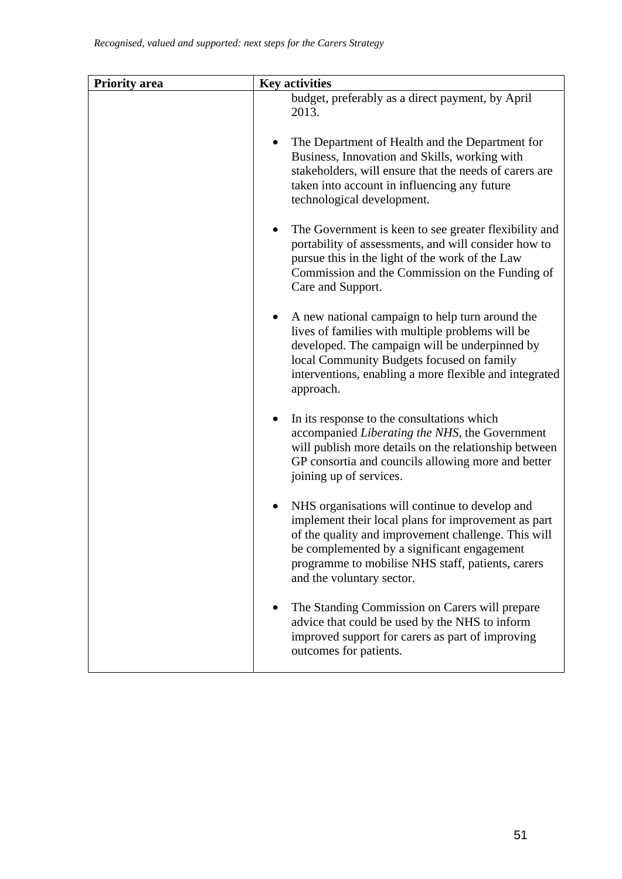| Priority area | Key activities |
|---|---|
| | budget, preferably as a direct payment, by April 2013.<br><br>• The Department of Health and the Department for Business, Innovation and Skills, working with stakeholders, will ensure that the needs of carers are taken into account in influencing any future technological development.<br><br>• The Government is keen to see greater flexibility and portability of assessments, and will consider how to pursue this in the light of the work of the Law Commission and the Commission on the Funding of Care and Support.<br><br>• A new national campaign to help turn around the lives of families with multiple problems will be developed. The campaign will be underpinned by local Community Budgets focused on family interventions, enabling a more flexible and integrated approach.<br><br>• In its response to the consultations which accompanied *Liberating the NHS*, the Government will publish more details on the relationship between GP consortia and councils allowing more and better joining up of services.<br><br>• NHS organisations will continue to develop and implement their local plans for improvement as part of the quality and improvement challenge. This will be complemented by a significant engagement programme to mobilise NHS staff, patients, carers and the voluntary sector.<br><br>• The Standing Commission on Carers will prepare advice that could be used by the NHS to inform improved support for carers as part of improving outcomes for patients. |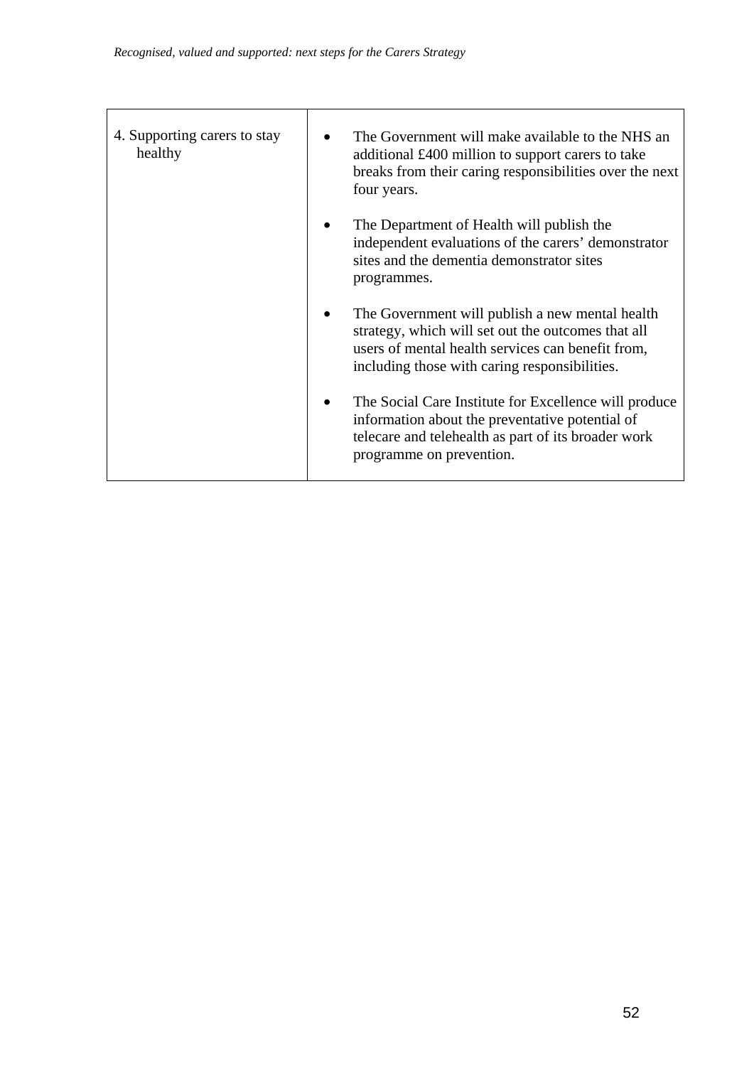| | |
|---|---|
| 4. Supporting carers to stay healthy | • The Government will make available to the NHS an additional £400 million to support carers to take breaks from their caring responsibilities over the next four years.<br><br>• The Department of Health will publish the independent evaluations of the carers' demonstrator sites and the dementia demonstrator sites programmes.<br><br>• The Government will publish a new mental health strategy, which will set out the outcomes that all users of mental health services can benefit from, including those with caring responsibilities.<br><br>• The Social Care Institute for Excellence will produce information about the preventative potential of telecare and telehealth as part of its broader work programme on prevention. |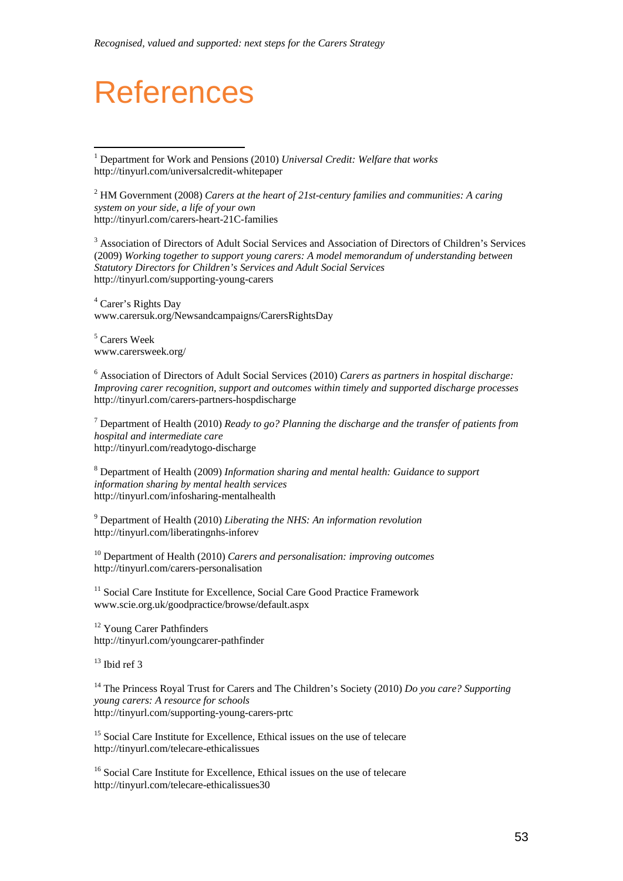# References

[1] Department for Work and Pensions (2010) *Universal Credit: Welfare that works* http://tinyurl.com/universalcredit-whitepaper

[2] HM Government (2008) *Carers at the heart of 21st-century families and communities: A caring system on your side, a life of your own* http://tinyurl.com/carers-heart-21C-families

[3] Association of Directors of Adult Social Services and Association of Directors of Children's Services (2009) *Working together to support young carers: A model memorandum of understanding between Statutory Directors for Children's Services and Adult Social Services* http://tinyurl.com/supporting-young-carers

[4] Carer's Rights Day www.carersuk.org/Newsandcampaigns/CarersRightsDay

[5] Carers Week www.carersweek.org/

[6] Association of Directors of Adult Social Services (2010) *Carers as partners in hospital discharge: Improving carer recognition, support and outcomes within timely and supported discharge processes* http://tinyurl.com/carers-partners-hospdischarge

[7] Department of Health (2010) *Ready to go? Planning the discharge and the transfer of patients from hospital and intermediate care* http://tinyurl.com/readytogo-discharge

[8] Department of Health (2009) *Information sharing and mental health: Guidance to support information sharing by mental health services* http://tinyurl.com/infosharing-mentalhealth

[9] Department of Health (2010) *Liberating the NHS: An information revolution* http://tinyurl.com/liberatingnhs-inforev

[10] Department of Health (2010) *Carers and personalisation: improving outcomes* http://tinyurl.com/carers-personalisation

[11] Social Care Institute for Excellence, Social Care Good Practice Framework www.scie.org.uk/goodpractice/browse/default.aspx

[12] Young Carer Pathfinders http://tinyurl.com/youngcarer-pathfinder

[13] Ibid ref 3

[14] The Princess Royal Trust for Carers and The Children's Society (2010) *Do you care? Supporting young carers: A resource for schools* http://tinyurl.com/supporting-young-carers-prtc

[15] Social Care Institute for Excellence, Ethical issues on the use of telecare http://tinyurl.com/telecare-ethicalissues

[16] Social Care Institute for Excellence, Ethical issues on the use of telecare http://tinyurl.com/telecare-ethicalissues30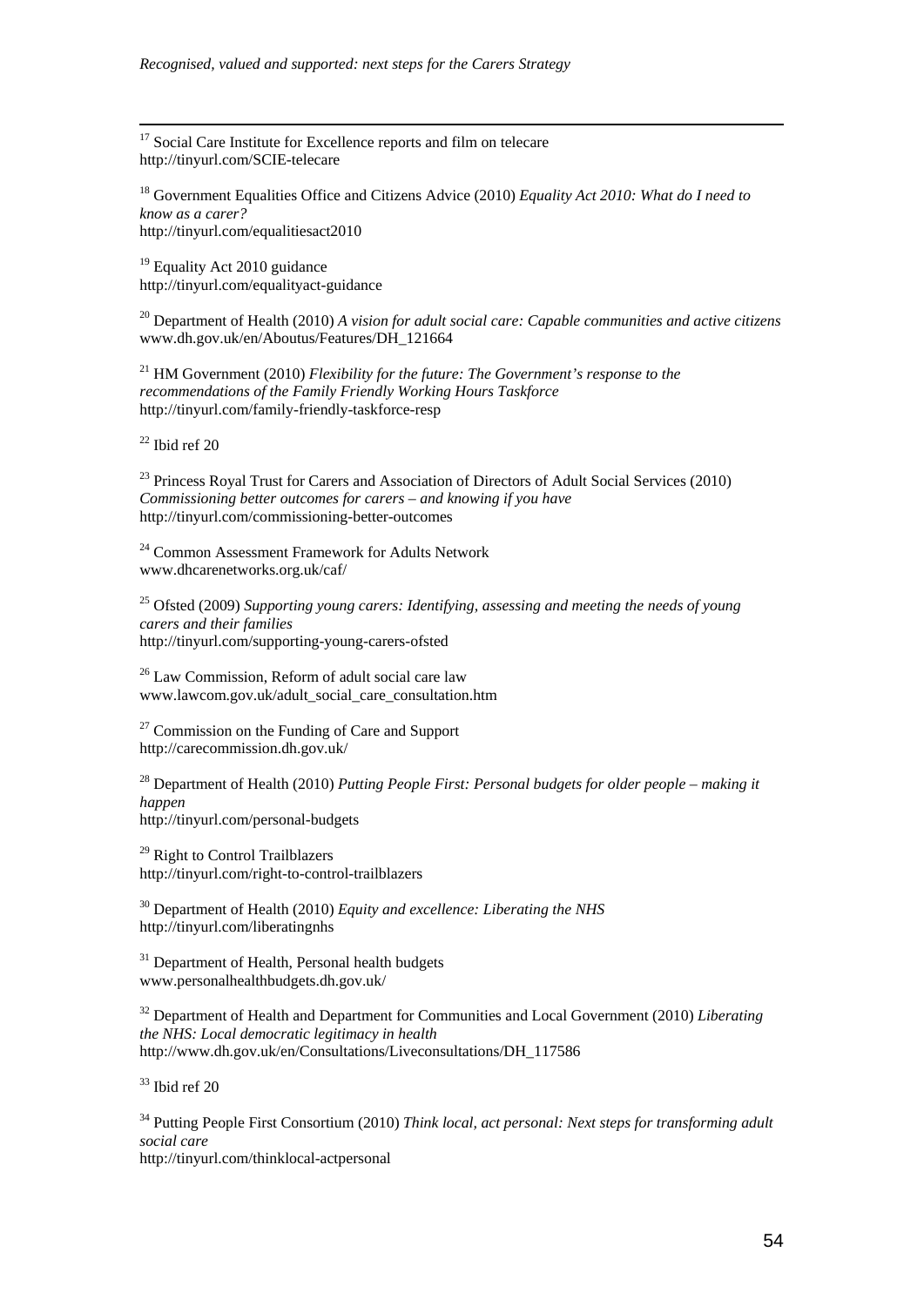[17] Social Care Institute for Excellence reports and film on telecare
http://tinyurl.com/SCIE-telecare

[18] Government Equalities Office and Citizens Advice (2010) *Equality Act 2010: What do I need to know as a carer?*
http://tinyurl.com/equalitiesact2010

[19] Equality Act 2010 guidance
http://tinyurl.com/equalityact-guidance

[20] Department of Health (2010) *A vision for adult social care: Capable communities and active citizens*
www.dh.gov.uk/en/Aboutus/Features/DH_121664

[21] HM Government (2010) *Flexibility for the future: The Government's response to the recommendations of the Family Friendly Working Hours Taskforce*
http://tinyurl.com/family-friendly-taskforce-resp

[22] Ibid ref 20

[23] Princess Royal Trust for Carers and Association of Directors of Adult Social Services (2010) *Commissioning better outcomes for carers – and knowing if you have*
http://tinyurl.com/commissioning-better-outcomes

[24] Common Assessment Framework for Adults Network
www.dhcarenetworks.org.uk/caf/

[25] Ofsted (2009) *Supporting young carers: Identifying, assessing and meeting the needs of young carers and their families*
http://tinyurl.com/supporting-young-carers-ofsted

[26] Law Commission, Reform of adult social care law
www.lawcom.gov.uk/adult_social_care_consultation.htm

[27] Commission on the Funding of Care and Support
http://carecommission.dh.gov.uk/

[28] Department of Health (2010) *Putting People First: Personal budgets for older people – making it happen*
http://tinyurl.com/personal-budgets

[29] Right to Control Trailblazers
http://tinyurl.com/right-to-control-trailblazers

[30] Department of Health (2010) *Equity and excellence: Liberating the NHS*
http://tinyurl.com/liberatingnhs

[31] Department of Health, Personal health budgets
www.personalhealthbudgets.dh.gov.uk/

[32] Department of Health and Department for Communities and Local Government (2010) *Liberating the NHS: Local democratic legitimacy in health*
http://www.dh.gov.uk/en/Consultations/Liveconsultations/DH_117586

[33] Ibid ref 20

[34] Putting People First Consortium (2010) *Think local, act personal: Next steps for transforming adult social care*
http://tinyurl.com/thinklocal-actpersonal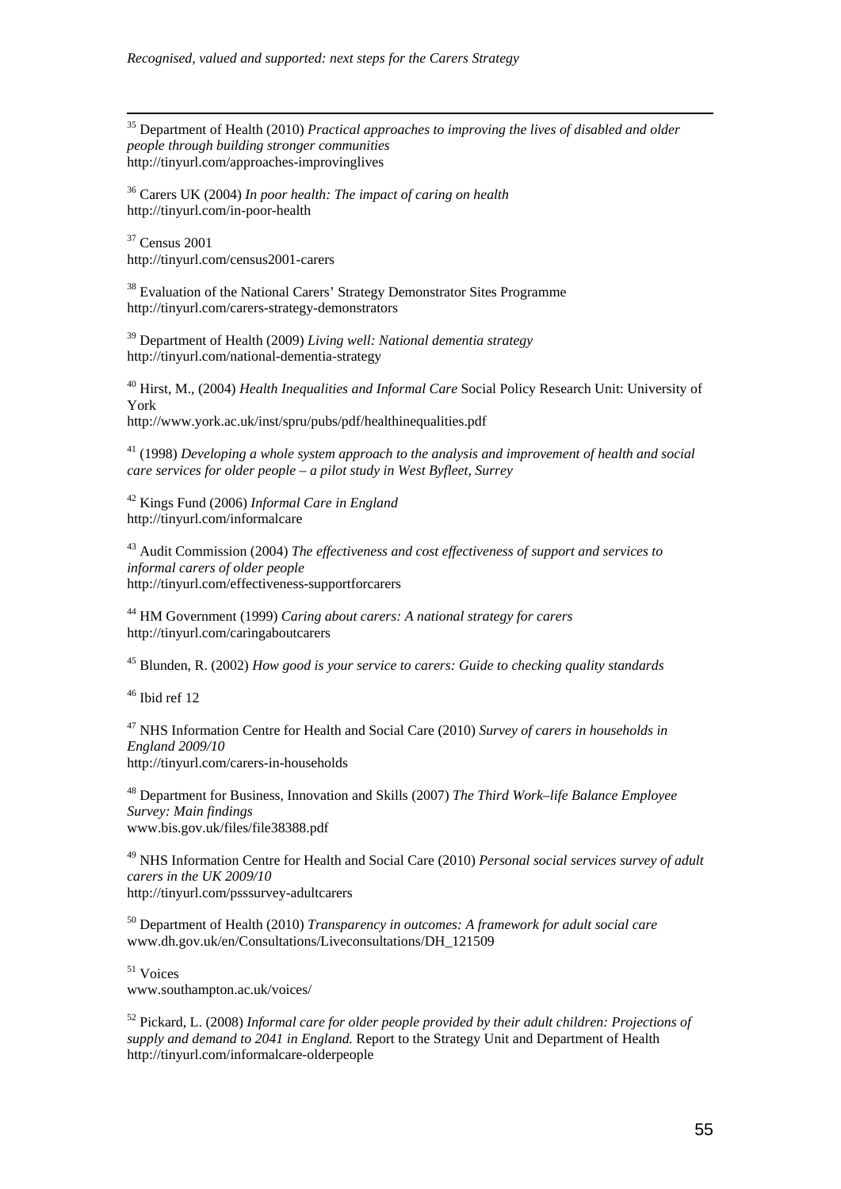[35] Department of Health (2010) *Practical approaches to improving the lives of disabled and older people through building stronger communities*
http://tinyurl.com/approaches-improvinglives

[36] Carers UK (2004) *In poor health: The impact of caring on health*
http://tinyurl.com/in-poor-health

[37] Census 2001
http://tinyurl.com/census2001-carers

[38] Evaluation of the National Carers' Strategy Demonstrator Sites Programme
http://tinyurl.com/carers-strategy-demonstrators

[39] Department of Health (2009) *Living well: National dementia strategy*
http://tinyurl.com/national-dementia-strategy

[40] Hirst, M., (2004) *Health Inequalities and Informal Care* Social Policy Research Unit: University of York
http://www.york.ac.uk/inst/spru/pubs/pdf/healthinequalities.pdf

[41] (1998) *Developing a whole system approach to the analysis and improvement of health and social care services for older people – a pilot study in West Byfleet, Surrey*

[42] Kings Fund (2006) *Informal Care in England*
http://tinyurl.com/informalcare

[43] Audit Commission (2004) *The effectiveness and cost effectiveness of support and services to informal carers of older people*
http://tinyurl.com/effectiveness-supportforcarers

[44] HM Government (1999) *Caring about carers: A national strategy for carers*
http://tinyurl.com/caringaboutcarers

[45] Blunden, R. (2002) *How good is your service to carers: Guide to checking quality standards*

[46] Ibid ref 12

[47] NHS Information Centre for Health and Social Care (2010) *Survey of carers in households in England 2009/10*
http://tinyurl.com/carers-in-households

[48] Department for Business, Innovation and Skills (2007) *The Third Work–life Balance Employee Survey: Main findings*
www.bis.gov.uk/files/file38388.pdf

[49] NHS Information Centre for Health and Social Care (2010) *Personal social services survey of adult carers in the UK 2009/10*
http://tinyurl.com/psssurvey-adultcarers

[50] Department of Health (2010) *Transparency in outcomes: A framework for adult social care*
www.dh.gov.uk/en/Consultations/Liveconsultations/DH_121509

[51] Voices
www.southampton.ac.uk/voices/

[52] Pickard, L. (2008) *Informal care for older people provided by their adult children: Projections of supply and demand to 2041 in England.* Report to the Strategy Unit and Department of Health
http://tinyurl.com/informalcare-olderpeople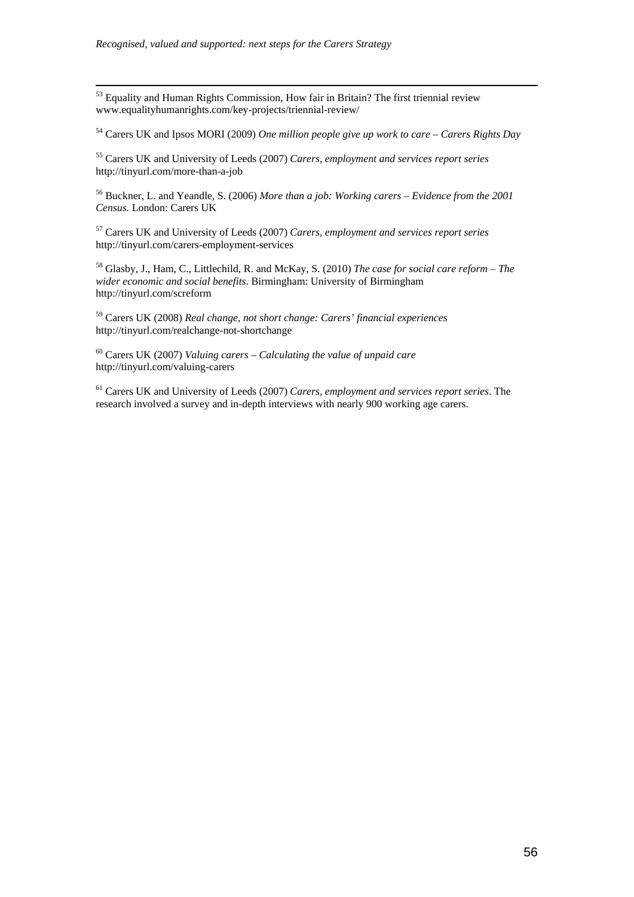[53] Equality and Human Rights Commission, How fair in Britain? The first triennial review www.equalityhumanrights.com/key-projects/triennial-review/

[54] Carers UK and Ipsos MORI (2009) *One million people give up work to care – Carers Rights Day*

[55] Carers UK and University of Leeds (2007) *Carers, employment and services report series* http://tinyurl.com/more-than-a-job

[56] Buckner, L. and Yeandle, S. (2006) *More than a job: Working carers – Evidence from the 2001 Census.* London: Carers UK

[57] Carers UK and University of Leeds (2007) *Carers, employment and services report series* http://tinyurl.com/carers-employment-services

[58] Glasby, J., Ham, C., Littlechild, R. and McKay, S. (2010) *The case for social care reform – The wider economic and social benefits*. Birmingham: University of Birmingham http://tinyurl.com/screform

[59] Carers UK (2008) *Real change, not short change: Carers' financial experiences* http://tinyurl.com/realchange-not-shortchange

[60] Carers UK (2007) *Valuing carers – Calculating the value of unpaid care* http://tinyurl.com/valuing-carers

[61] Carers UK and University of Leeds (2007) *Carers, employment and services report series*. The research involved a survey and in-depth interviews with nearly 900 working age carers.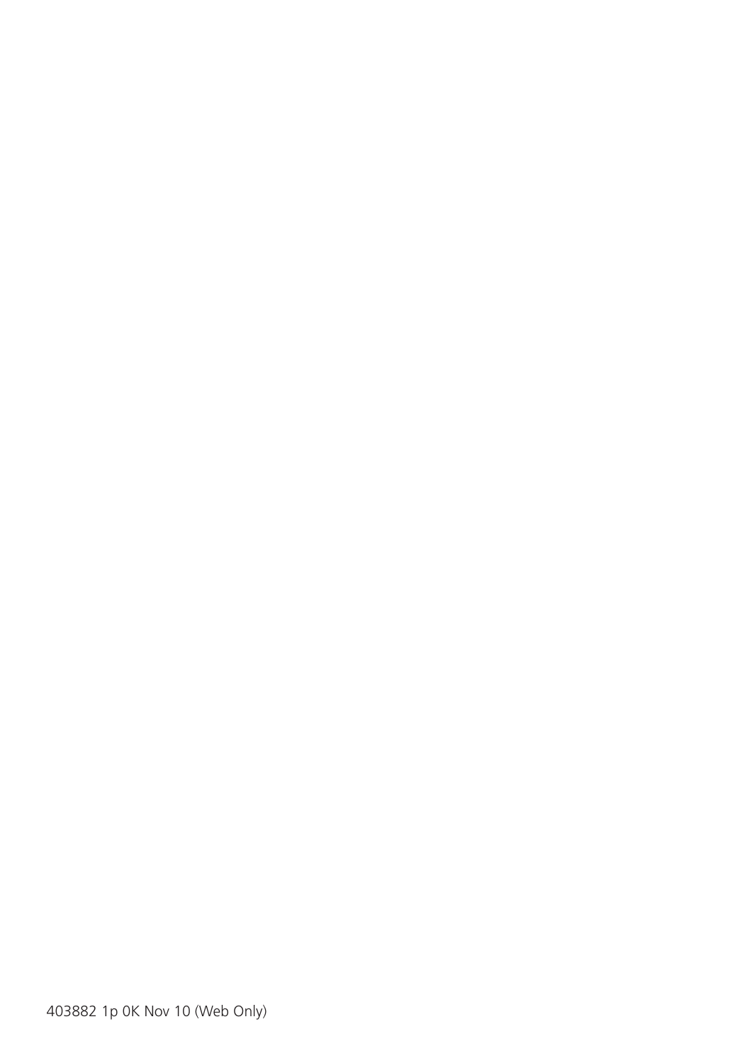403882 1p 0K Nov 10 (Web Only)